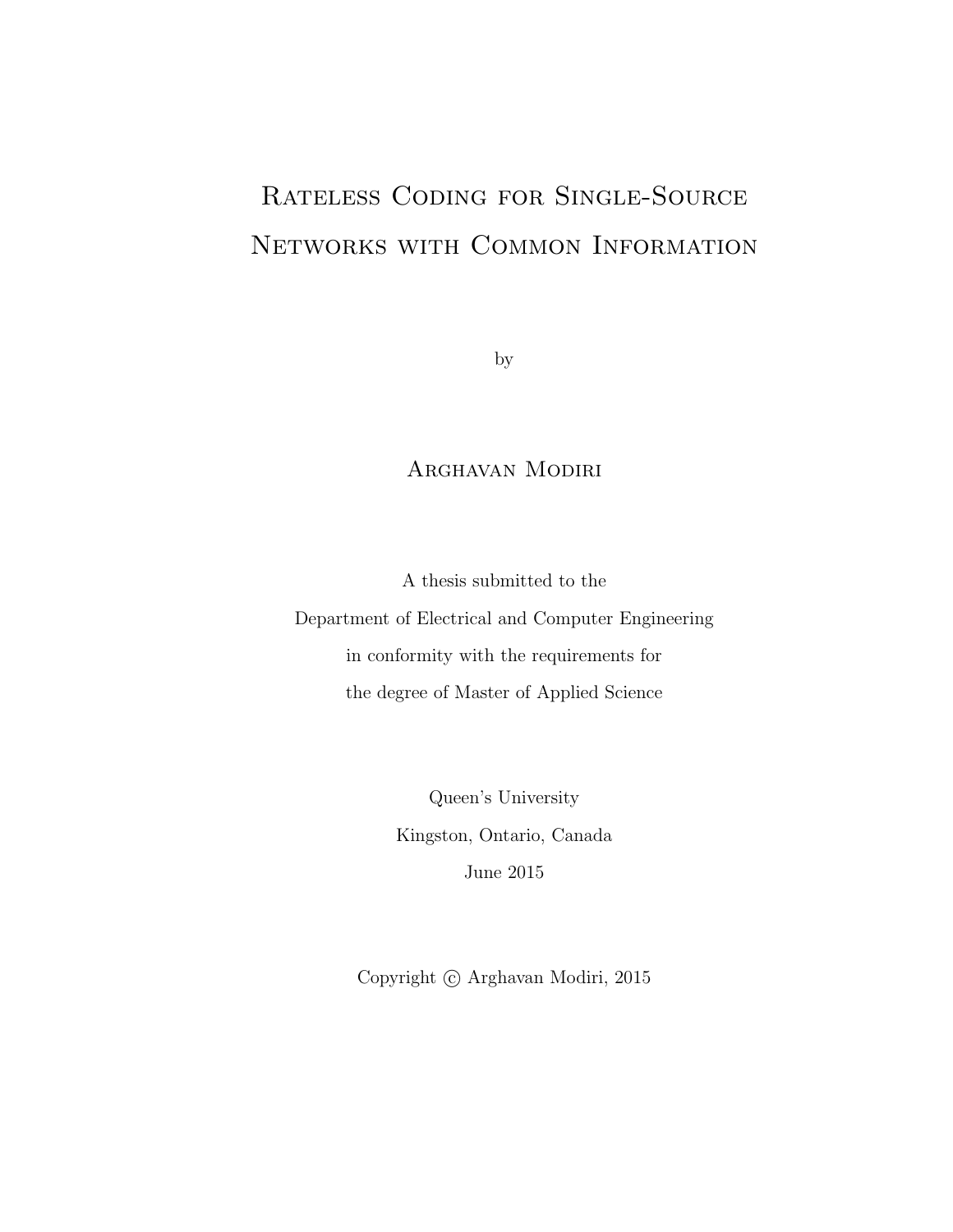# Rateless Coding for Single-Source Networks with Common Information

by

Arghavan Modiri

A thesis submitted to the
Department of Electrical and Computer Engineering
in conformity with the requirements for
the degree of Master of Applied Science

Queen's University
Kingston, Ontario, Canada
June 2015

Copyright © Arghavan Modiri, 2015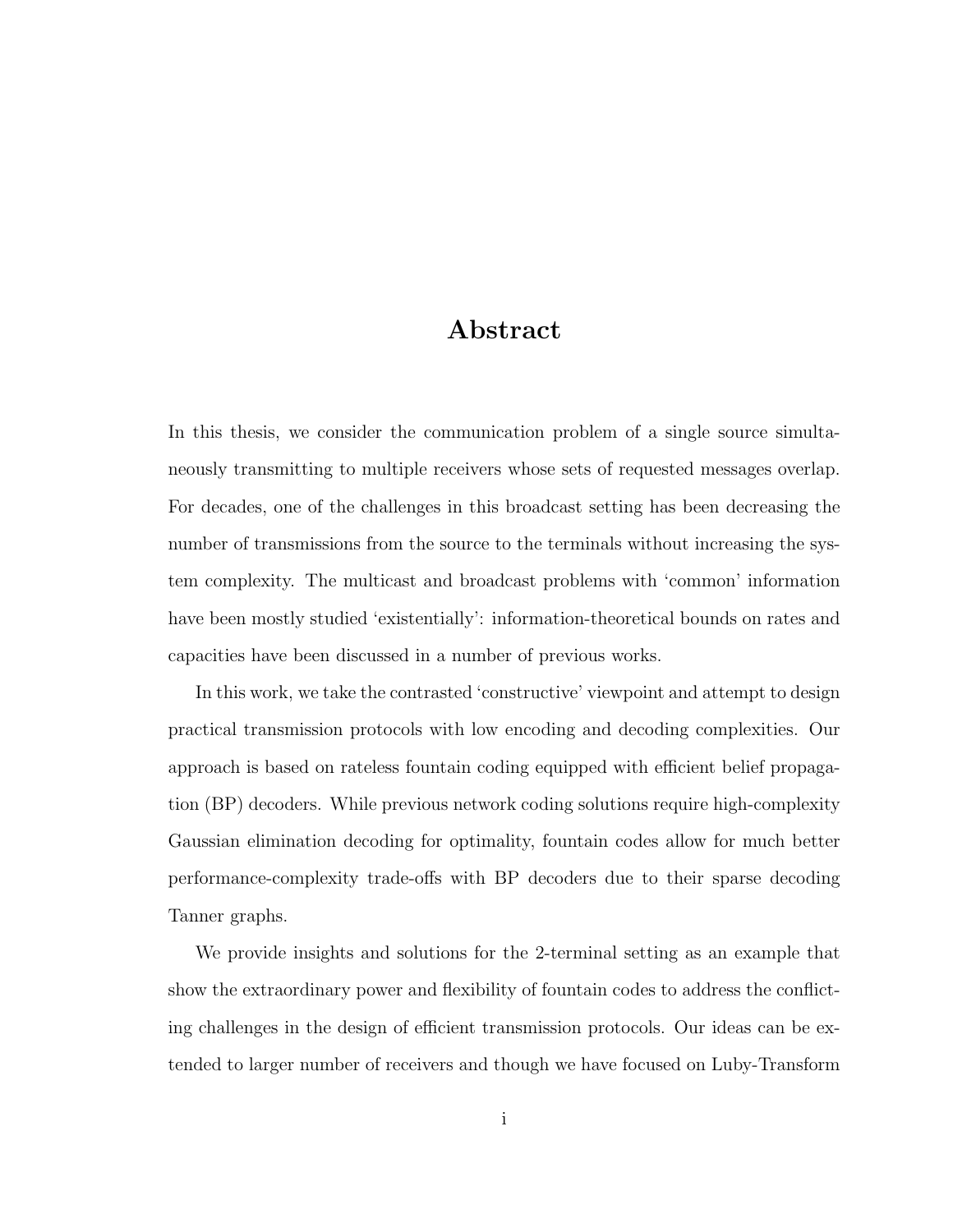# Abstract

In this thesis, we consider the communication problem of a single source simultaneously transmitting to multiple receivers whose sets of requested messages overlap. For decades, one of the challenges in this broadcast setting has been decreasing the number of transmissions from the source to the terminals without increasing the system complexity. The multicast and broadcast problems with 'common' information have been mostly studied 'existentially': information-theoretical bounds on rates and capacities have been discussed in a number of previous works.

In this work, we take the contrasted 'constructive' viewpoint and attempt to design practical transmission protocols with low encoding and decoding complexities. Our approach is based on rateless fountain coding equipped with efficient belief propagation (BP) decoders. While previous network coding solutions require high-complexity Gaussian elimination decoding for optimality, fountain codes allow for much better performance-complexity trade-offs with BP decoders due to their sparse decoding Tanner graphs.

We provide insights and solutions for the 2-terminal setting as an example that show the extraordinary power and flexibility of fountain codes to address the conflicting challenges in the design of efficient transmission protocols. Our ideas can be extended to larger number of receivers and though we have focused on Luby-Transform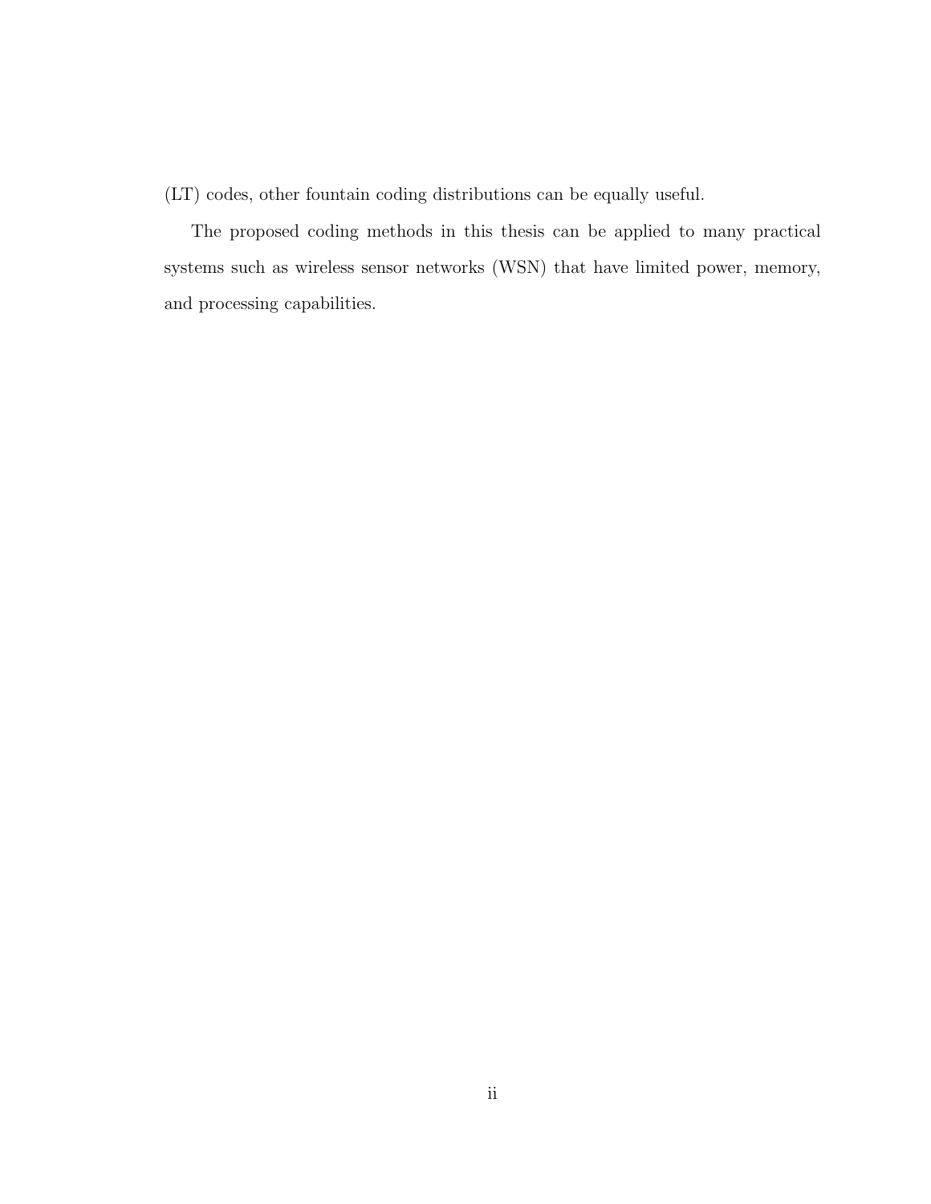(LT) codes, other fountain coding distributions can be equally useful.

The proposed coding methods in this thesis can be applied to many practical systems such as wireless sensor networks (WSN) that have limited power, memory, and processing capabilities.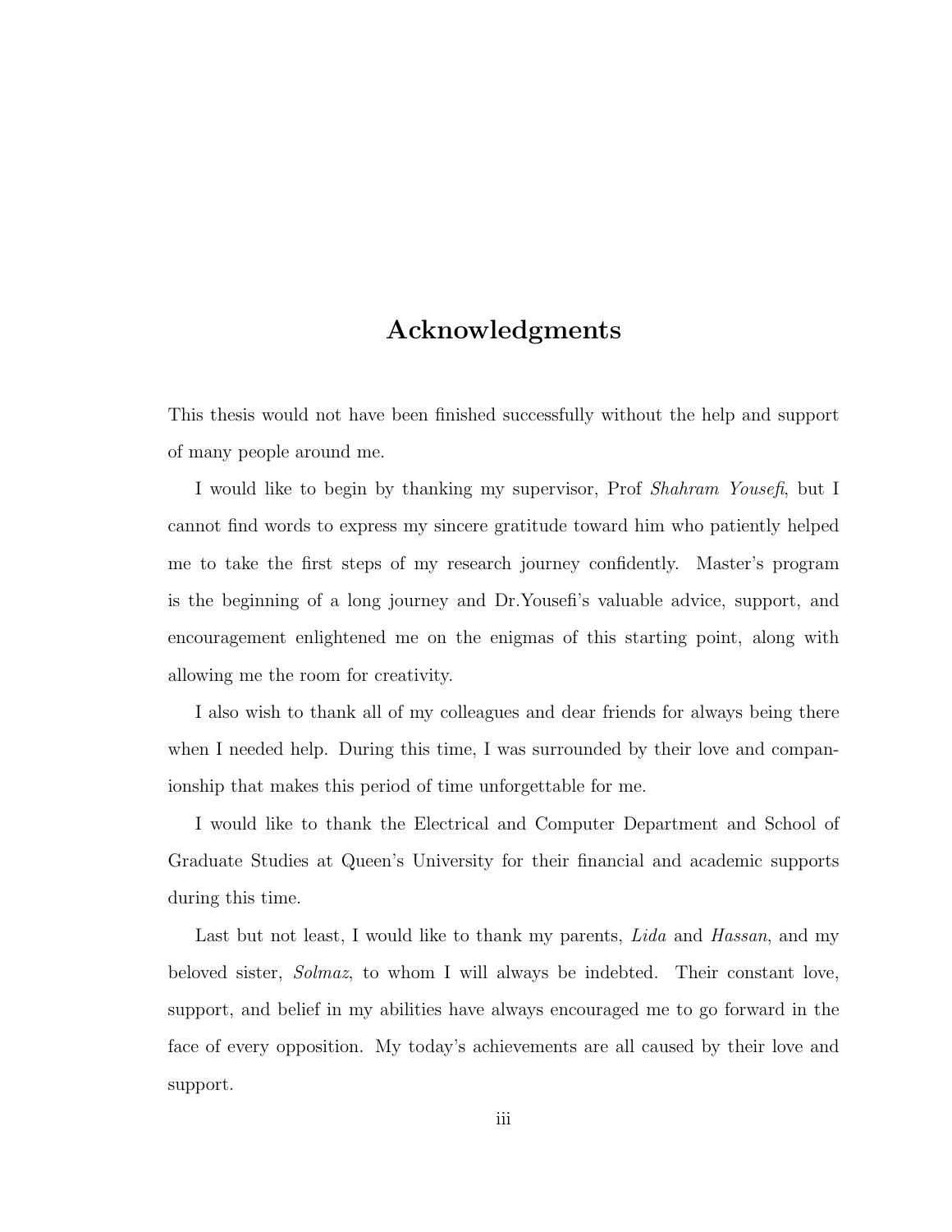# Acknowledgments

This thesis would not have been finished successfully without the help and support of many people around me.

I would like to begin by thanking my supervisor, Prof *Shahram Yousefi*, but I cannot find words to express my sincere gratitude toward him who patiently helped me to take the first steps of my research journey confidently. Master's program is the beginning of a long journey and Dr.Yousefi's valuable advice, support, and encouragement enlightened me on the enigmas of this starting point, along with allowing me the room for creativity.

I also wish to thank all of my colleagues and dear friends for always being there when I needed help. During this time, I was surrounded by their love and companionship that makes this period of time unforgettable for me.

I would like to thank the Electrical and Computer Department and School of Graduate Studies at Queen's University for their financial and academic supports during this time.

Last but not least, I would like to thank my parents, *Lida* and *Hassan*, and my beloved sister, *Solmaz*, to whom I will always be indebted. Their constant love, support, and belief in my abilities have always encouraged me to go forward in the face of every opposition. My today's achievements are all caused by their love and support.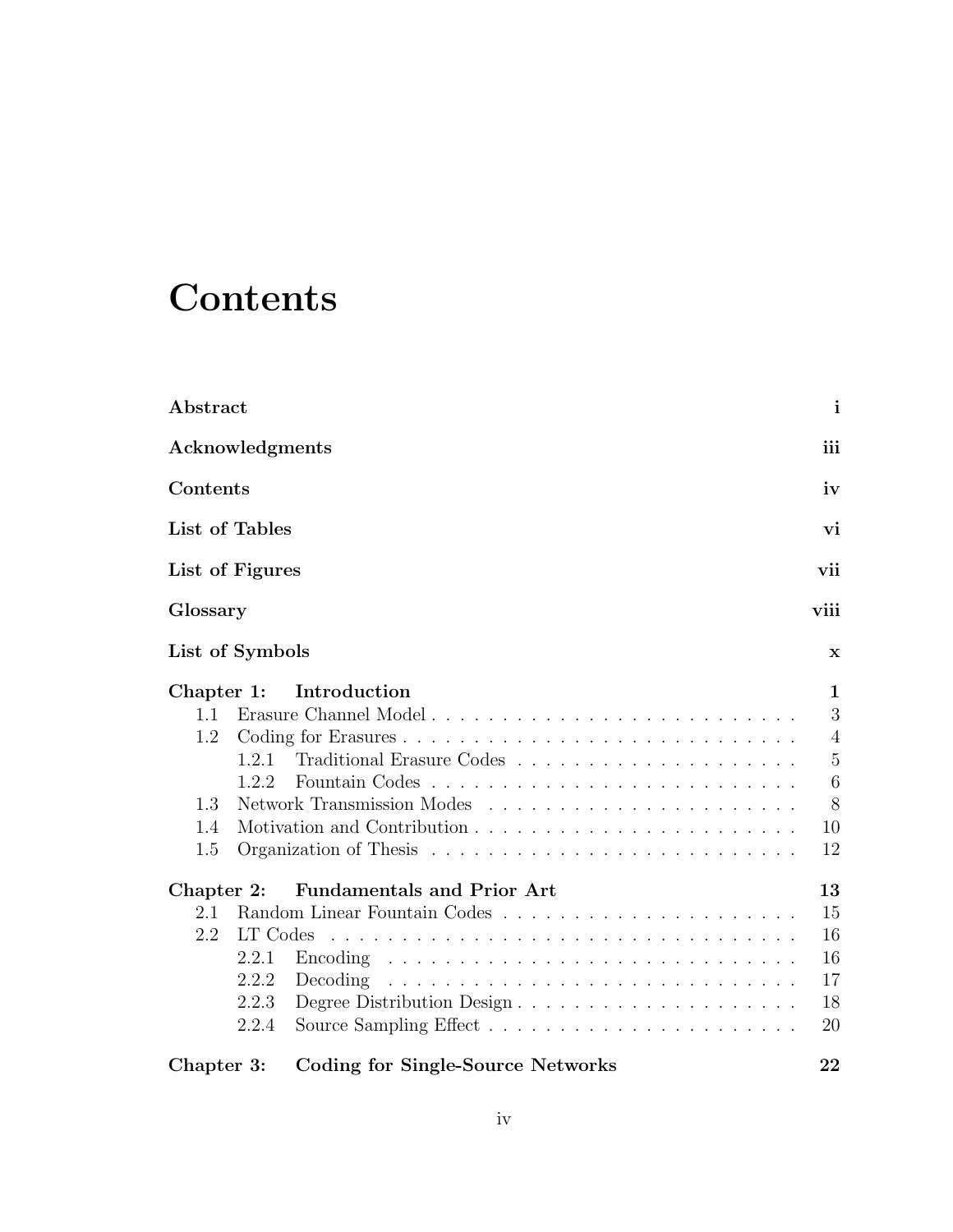# Contents

**Abstract** **i**

**Acknowledgments** **iii**

**Contents** **iv**

**List of Tables** **vi**

**List of Figures** **vii**

**Glossary** **viii**

**List of Symbols** **x**

**Chapter 1: Introduction** **1**

- 1.1 Erasure Channel Model . . . . . . . . . . 3
- 1.2 Coding for Erasures . . . . . . . . . . 4
  - 1.2.1 Traditional Erasure Codes . . . . . . . . . . 5
  - 1.2.2 Fountain Codes . . . . . . . . . . 6
- 1.3 Network Transmission Modes . . . . . . . . . . 8
- 1.4 Motivation and Contribution . . . . . . . . . . 10
- 1.5 Organization of Thesis . . . . . . . . . . 12

**Chapter 2: Fundamentals and Prior Art** **13**

- 2.1 Random Linear Fountain Codes . . . . . . . . . . 15
- 2.2 LT Codes . . . . . . . . . . 16
  - 2.2.1 Encoding . . . . . . . . . . 16
  - 2.2.2 Decoding . . . . . . . . . . 17
  - 2.2.3 Degree Distribution Design . . . . . . . . . . 18
  - 2.2.4 Source Sampling Effect . . . . . . . . . . 20

**Chapter 3: Coding for Single-Source Networks** **22**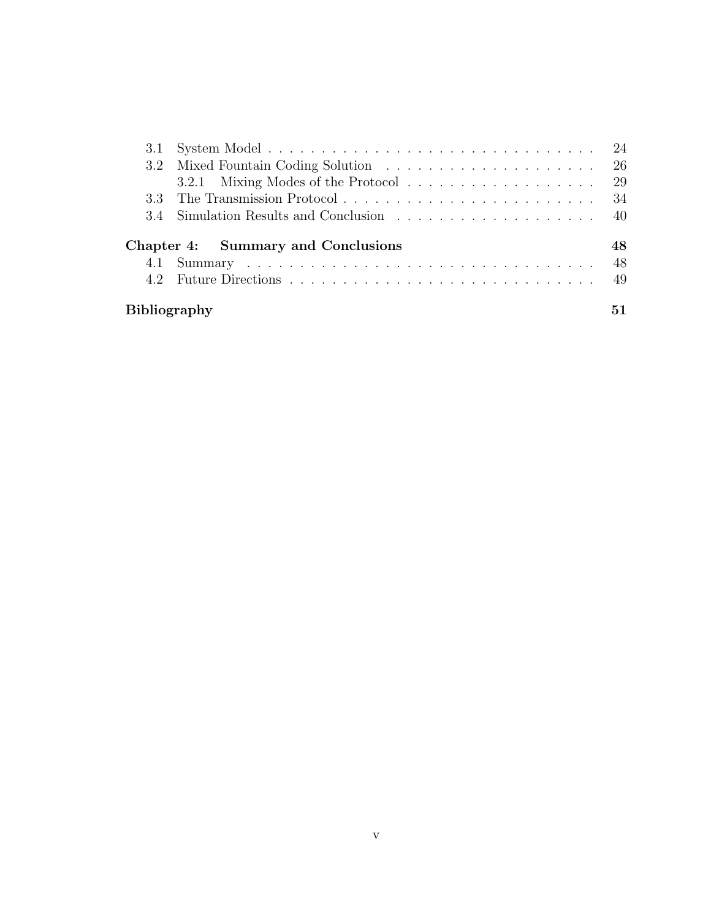3.1 System Model . . . . . . . . . . . . . . . . . . . . . . . . . . . . . . . . . . 24

3.2 Mixed Fountain Coding Solution . . . . . . . . . . . . . . . . . . . . . 26

3.2.1 Mixing Modes of the Protocol . . . . . . . . . . . . . . . . . . . 29

3.3 The Transmission Protocol . . . . . . . . . . . . . . . . . . . . . . . . . 34

3.4 Simulation Results and Conclusion . . . . . . . . . . . . . . . . . . . . 40

**Chapter 4: Summary and Conclusions** **48**

4.1 Summary . . . . . . . . . . . . . . . . . . . . . . . . . . . . . . . . . . . 48

4.2 Future Directions . . . . . . . . . . . . . . . . . . . . . . . . . . . . . . 49

**Bibliography** **51**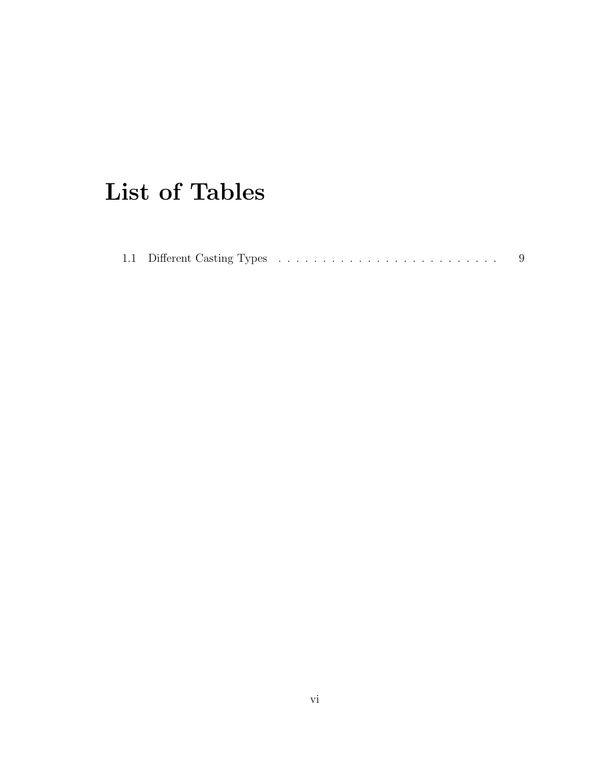# List of Tables

1.1 Different Casting Types . . . . . . . . . . . . . . . . . . . . . . . . . . 9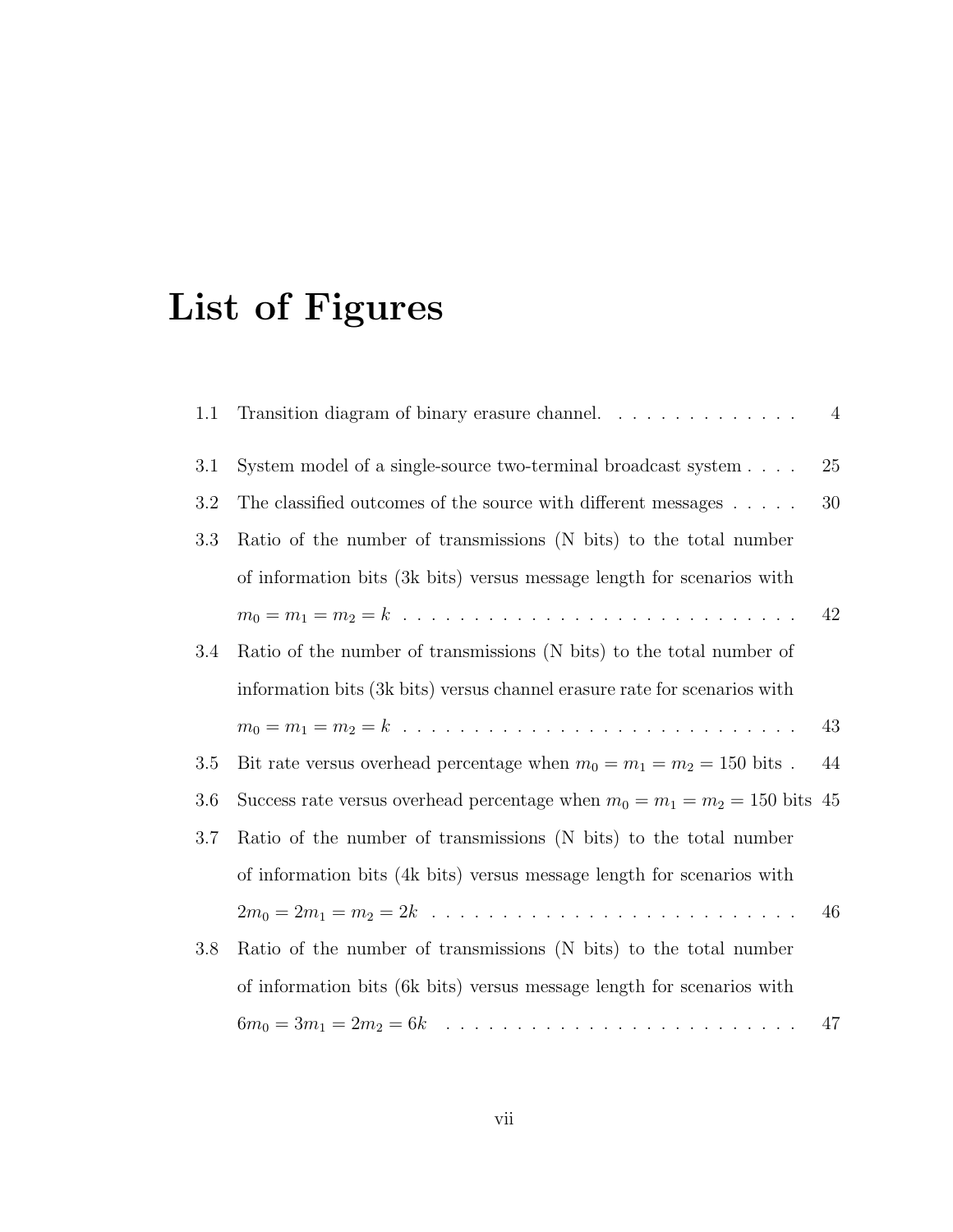# List of Figures

1.1 Transition diagram of binary erasure channel. . . . . . . . . . . . . . 4

3.1 System model of a single-source two-terminal broadcast system . . . . 25

3.2 The classified outcomes of the source with different messages . . . . . 30

3.3 Ratio of the number of transmissions (N bits) to the total number of information bits (3k bits) versus message length for scenarios with $m_0 = m_1 = m_2 = k$ . . . . . . . . . . . . . . . . . . . . . . . . . . . . 42

3.4 Ratio of the number of transmissions (N bits) to the total number of information bits (3k bits) versus channel erasure rate for scenarios with $m_0 = m_1 = m_2 = k$ . . . . . . . . . . . . . . . . . . . . . . . . . . . . 43

3.5 Bit rate versus overhead percentage when $m_0 = m_1 = m_2 = 150$ bits . 44

3.6 Success rate versus overhead percentage when $m_0 = m_1 = m_2 = 150$ bits 45

3.7 Ratio of the number of transmissions (N bits) to the total number of information bits (4k bits) versus message length for scenarios with $2m_0 = 2m_1 = m_2 = 2k$ . . . . . . . . . . . . . . . . . . . . . . . . . 46

3.8 Ratio of the number of transmissions (N bits) to the total number of information bits (6k bits) versus message length for scenarios with $6m_0 = 3m_1 = 2m_2 = 6k$ . . . . . . . . . . . . . . . . . . . . . . . . 47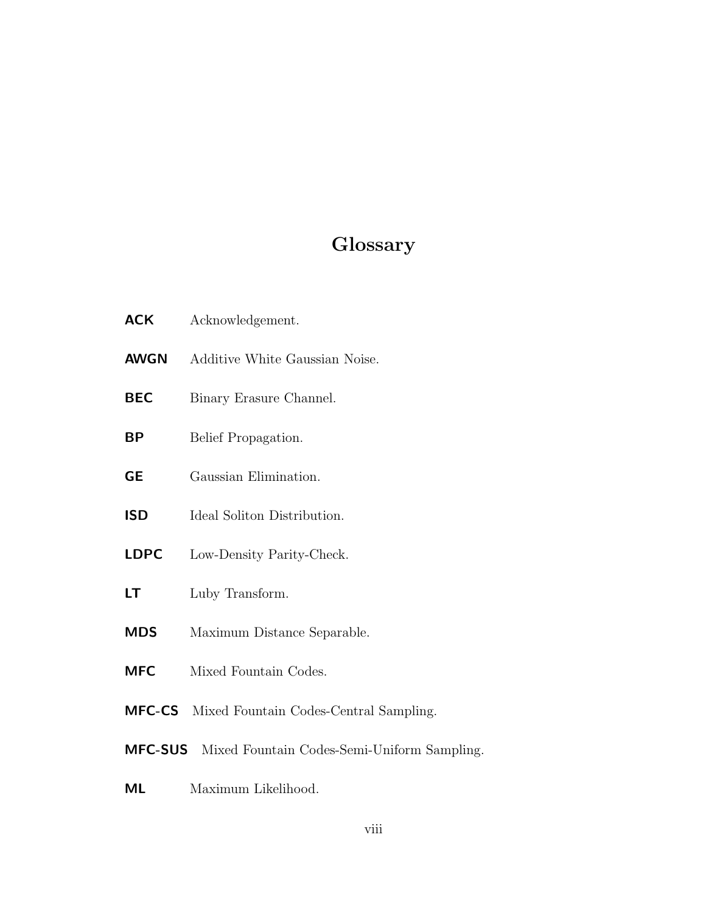# Glossary

**ACK** Acknowledgement.

**AWGN** Additive White Gaussian Noise.

**BEC** Binary Erasure Channel.

**BP** Belief Propagation.

**GE** Gaussian Elimination.

**ISD** Ideal Soliton Distribution.

**LDPC** Low-Density Parity-Check.

**LT** Luby Transform.

**MDS** Maximum Distance Separable.

**MFC** Mixed Fountain Codes.

**MFC-CS** Mixed Fountain Codes-Central Sampling.

**MFC-SUS** Mixed Fountain Codes-Semi-Uniform Sampling.

**ML** Maximum Likelihood.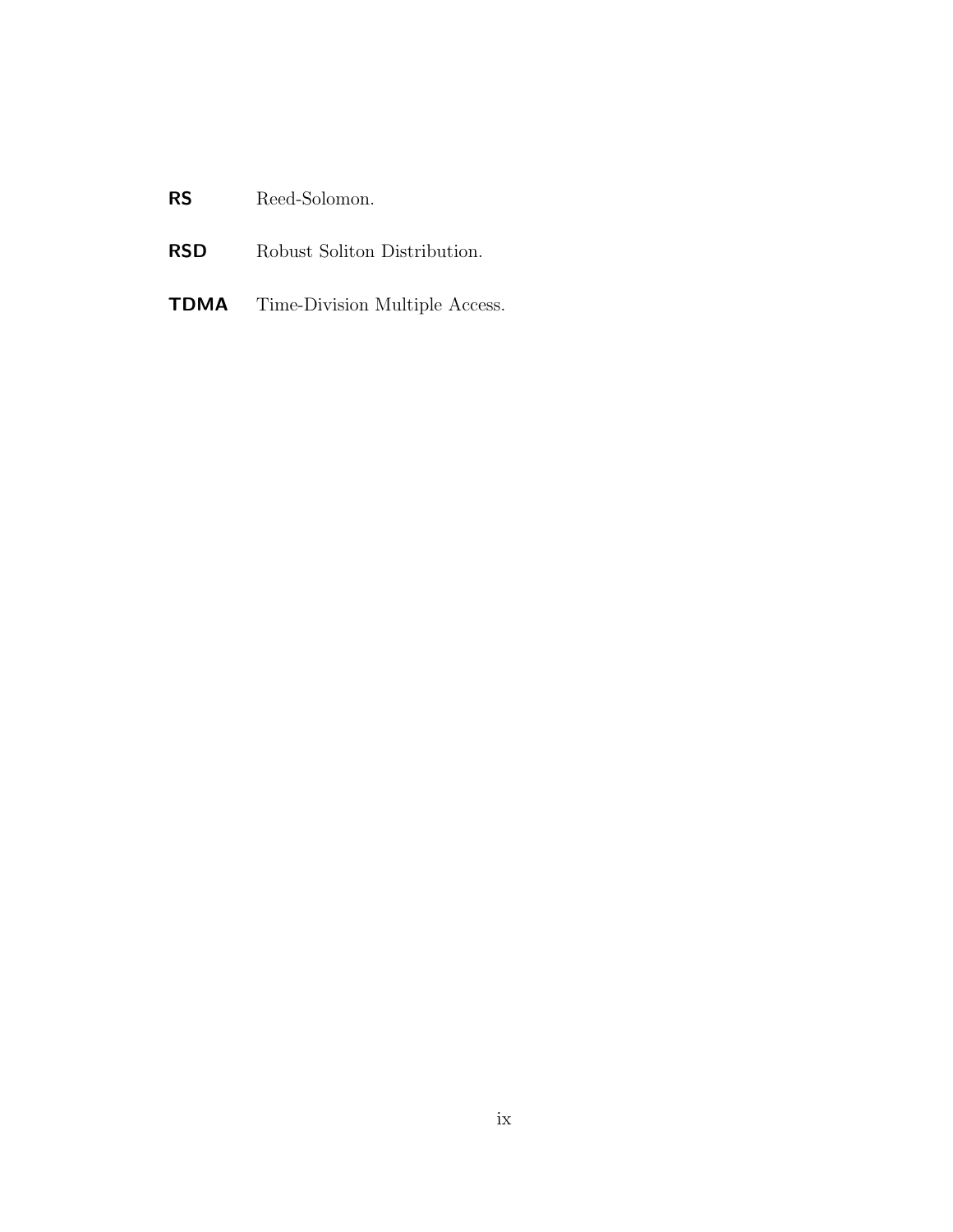**RS** Reed-Solomon.

**RSD** Robust Soliton Distribution.

**TDMA** Time-Division Multiple Access.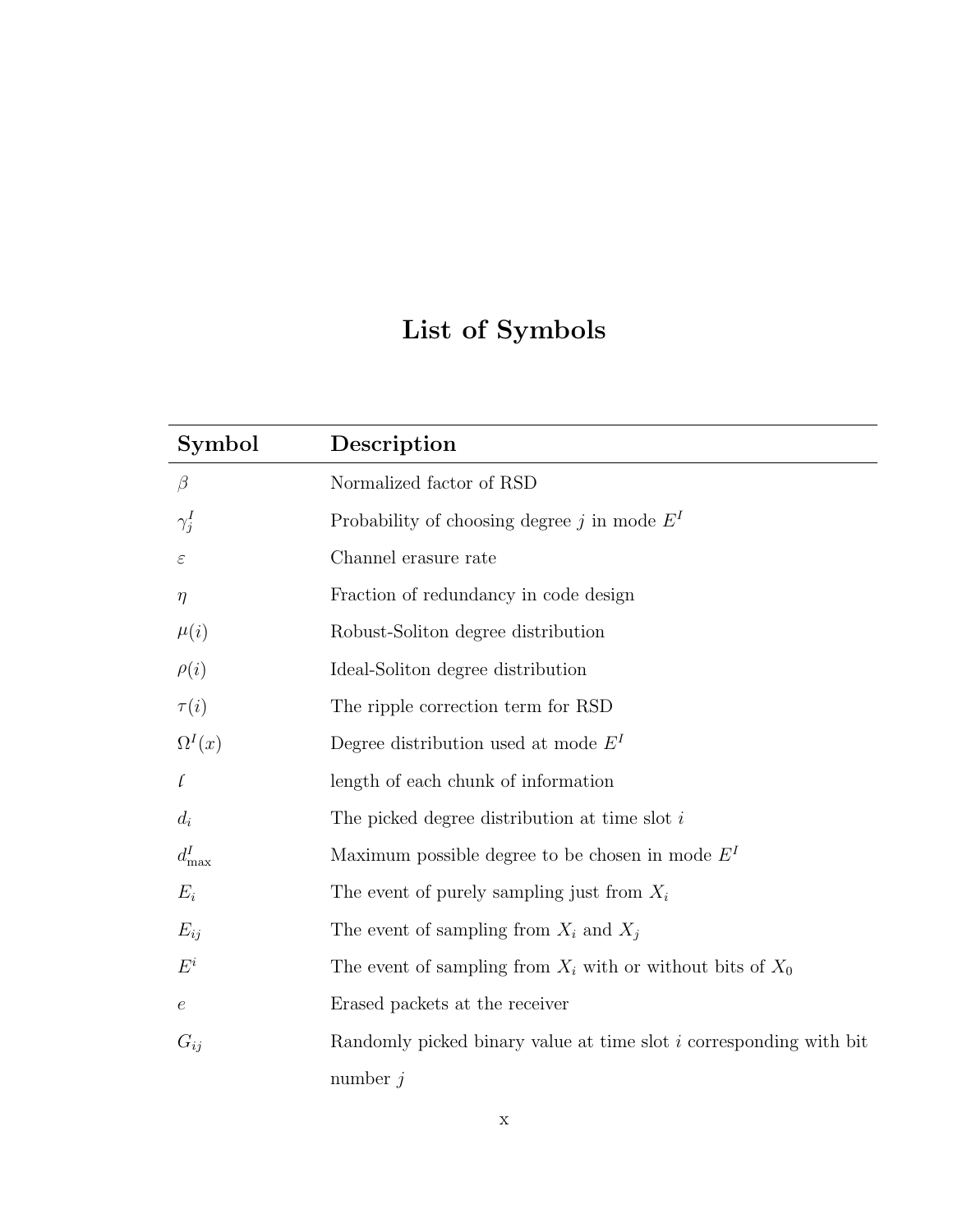# List of Symbols

| Symbol | Description |
|---|---|
| $\beta$ | Normalized factor of RSD |
| $\gamma_j^I$ | Probability of choosing degree $j$ in mode $E^I$ |
| $\varepsilon$ | Channel erasure rate |
| $\eta$ | Fraction of redundancy in code design |
| $\mu(i)$ | Robust-Soliton degree distribution |
| $\rho(i)$ | Ideal-Soliton degree distribution |
| $\tau(i)$ | The ripple correction term for RSD |
| $\Omega^I(x)$ | Degree distribution used at mode $E^I$ |
| $\ell$ | length of each chunk of information |
| $d_i$ | The picked degree distribution at time slot $i$ |
| $d_{\max}^I$ | Maximum possible degree to be chosen in mode $E^I$ |
| $E_i$ | The event of purely sampling just from $X_i$ |
| $E_{ij}$ | The event of sampling from $X_i$ and $X_j$ |
| $E^i$ | The event of sampling from $X_i$ with or without bits of $X_0$ |
| $e$ | Erased packets at the receiver |
| $G_{ij}$ | Randomly picked binary value at time slot $i$ corresponding with bit number $j$ |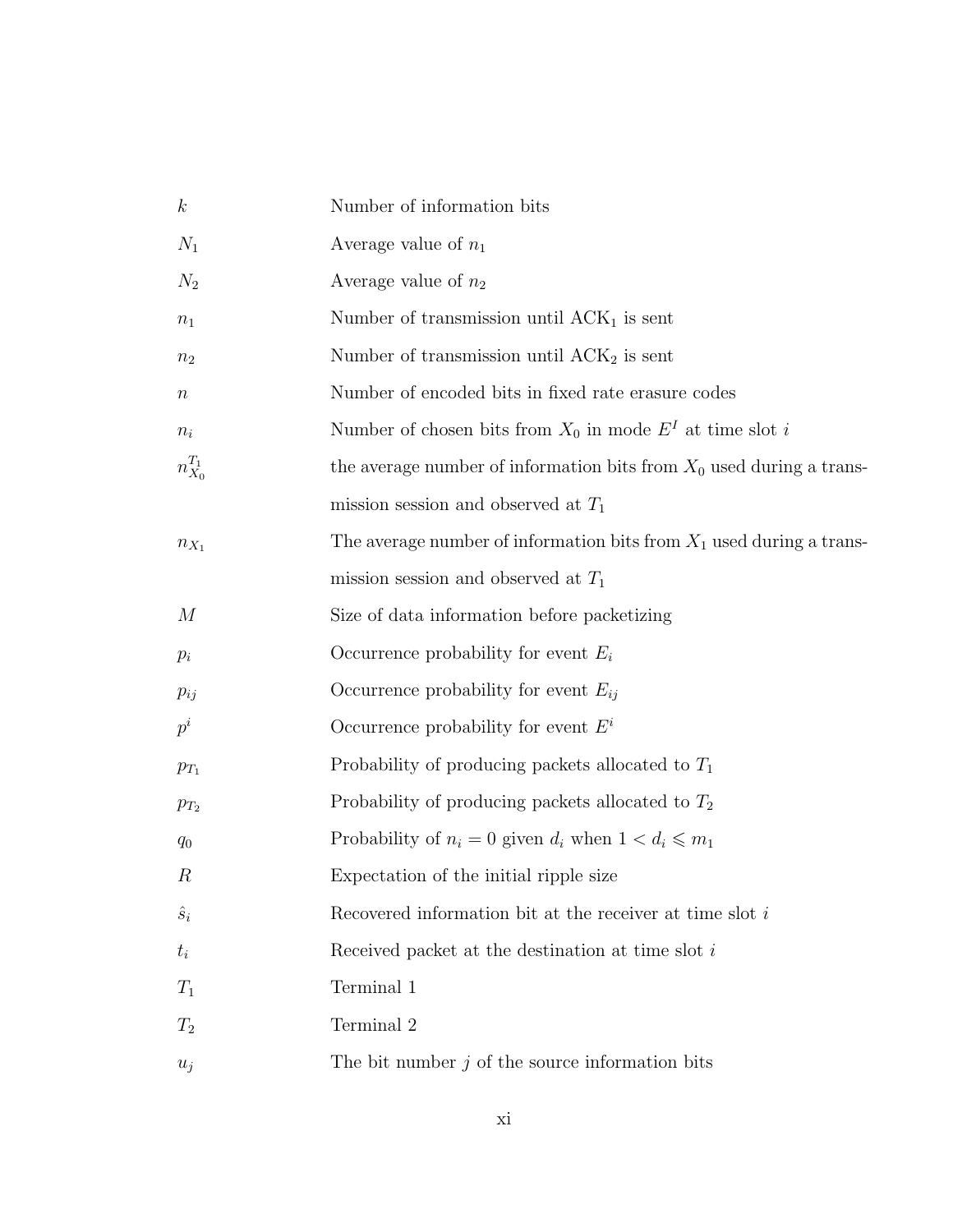| | |
|---|---|
| $k$ | Number of information bits |
| $N_1$ | Average value of $n_1$ |
| $N_2$ | Average value of $n_2$ |
| $n_1$ | Number of transmission until $\text{ACK}_1$ is sent |
| $n_2$ | Number of transmission until $\text{ACK}_2$ is sent |
| $n$ | Number of encoded bits in fixed rate erasure codes |
| $n_i$ | Number of chosen bits from $X_0$ in mode $E^I$ at time slot $i$ |
| $n_{X_0}^{T_1}$ | the average number of information bits from $X_0$ used during a transmission session and observed at $T_1$ |
| $n_{X_1}$ | The average number of information bits from $X_1$ used during a transmission session and observed at $T_1$ |
| $M$ | Size of data information before packetizing |
| $p_i$ | Occurrence probability for event $E_i$ |
| $p_{ij}$ | Occurrence probability for event $E_{ij}$ |
| $p^i$ | Occurrence probability for event $E^i$ |
| $p_{T_1}$ | Probability of producing packets allocated to $T_1$ |
| $p_{T_2}$ | Probability of producing packets allocated to $T_2$ |
| $q_0$ | Probability of $n_i = 0$ given $d_i$ when $1 < d_i \leqslant m_1$ |
| $R$ | Expectation of the initial ripple size |
| $\hat{s}_i$ | Recovered information bit at the receiver at time slot $i$ |
| $t_i$ | Received packet at the destination at time slot $i$ |
| $T_1$ | Terminal 1 |
| $T_2$ | Terminal 2 |
| $u_j$ | The bit number $j$ of the source information bits |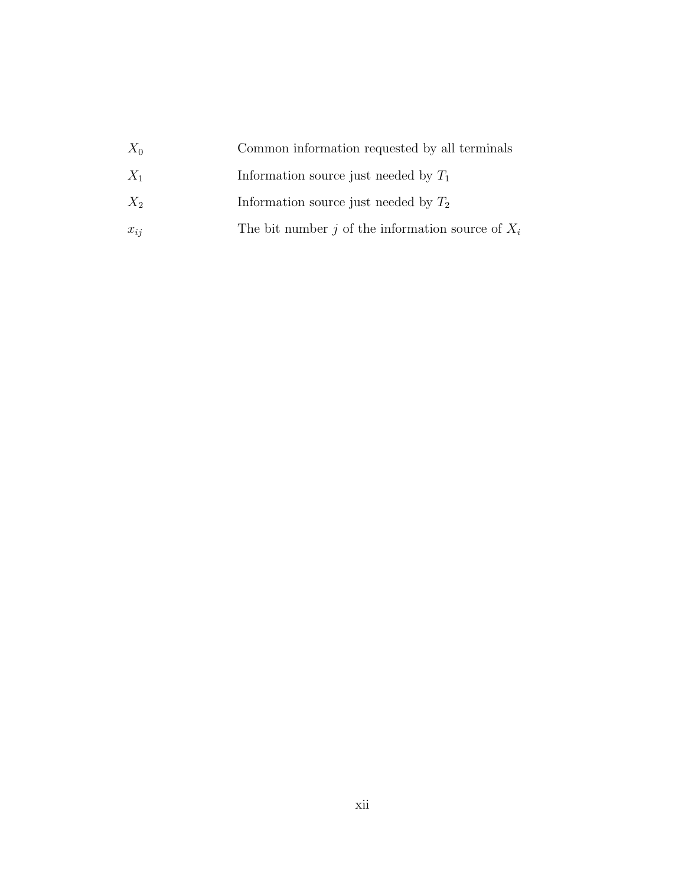| | |
|---|---|
| $X_0$ | Common information requested by all terminals |
| $X_1$ | Information source just needed by $T_1$ |
| $X_2$ | Information source just needed by $T_2$ |
| $x_{ij}$ | The bit number $j$ of the information source of $X_i$ |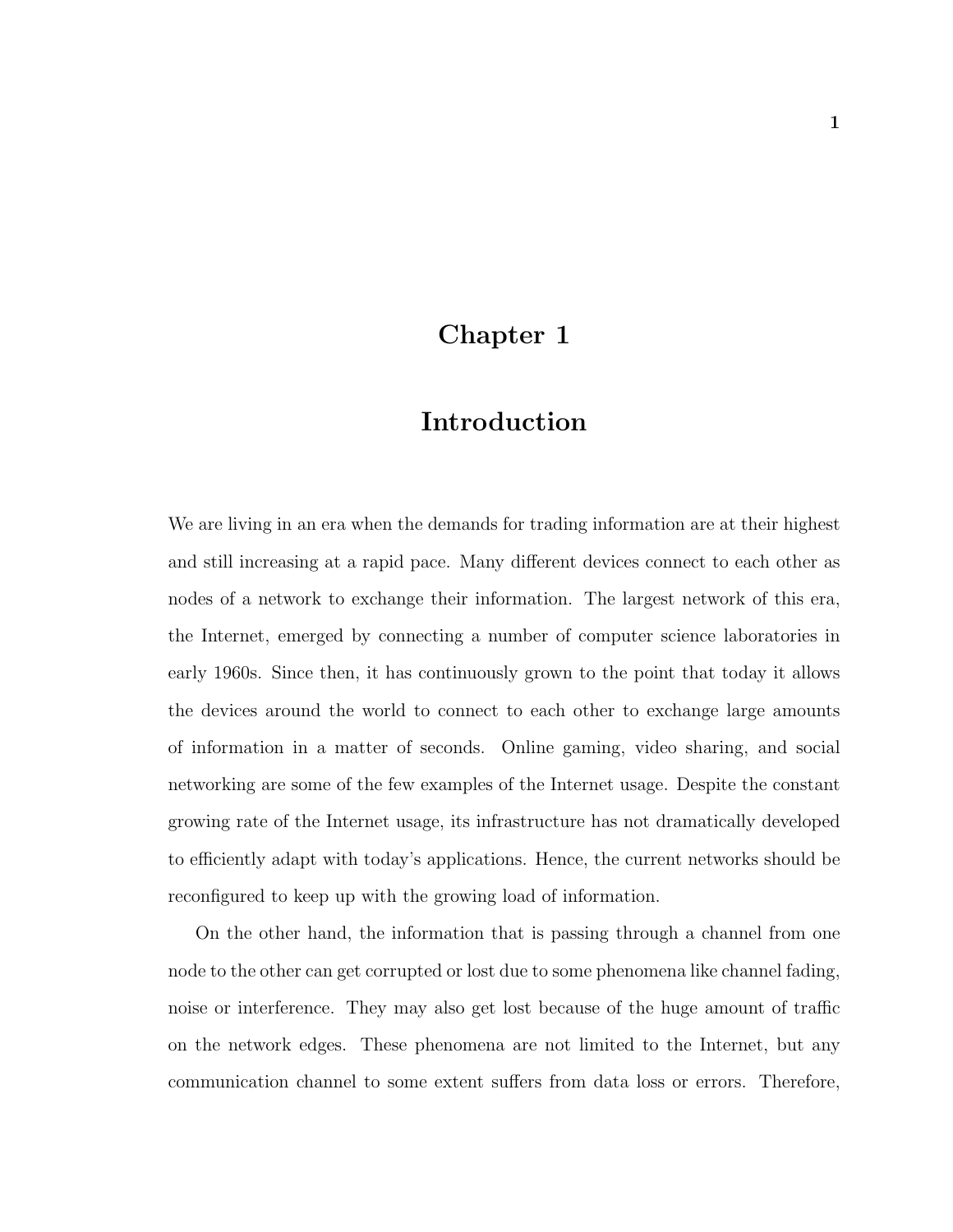# Chapter 1

# Introduction

We are living in an era when the demands for trading information are at their highest and still increasing at a rapid pace. Many different devices connect to each other as nodes of a network to exchange their information. The largest network of this era, the Internet, emerged by connecting a number of computer science laboratories in early 1960s. Since then, it has continuously grown to the point that today it allows the devices around the world to connect to each other to exchange large amounts of information in a matter of seconds. Online gaming, video sharing, and social networking are some of the few examples of the Internet usage. Despite the constant growing rate of the Internet usage, its infrastructure has not dramatically developed to efficiently adapt with today's applications. Hence, the current networks should be reconfigured to keep up with the growing load of information.

On the other hand, the information that is passing through a channel from one node to the other can get corrupted or lost due to some phenomena like channel fading, noise or interference. They may also get lost because of the huge amount of traffic on the network edges. These phenomena are not limited to the Internet, but any communication channel to some extent suffers from data loss or errors. Therefore,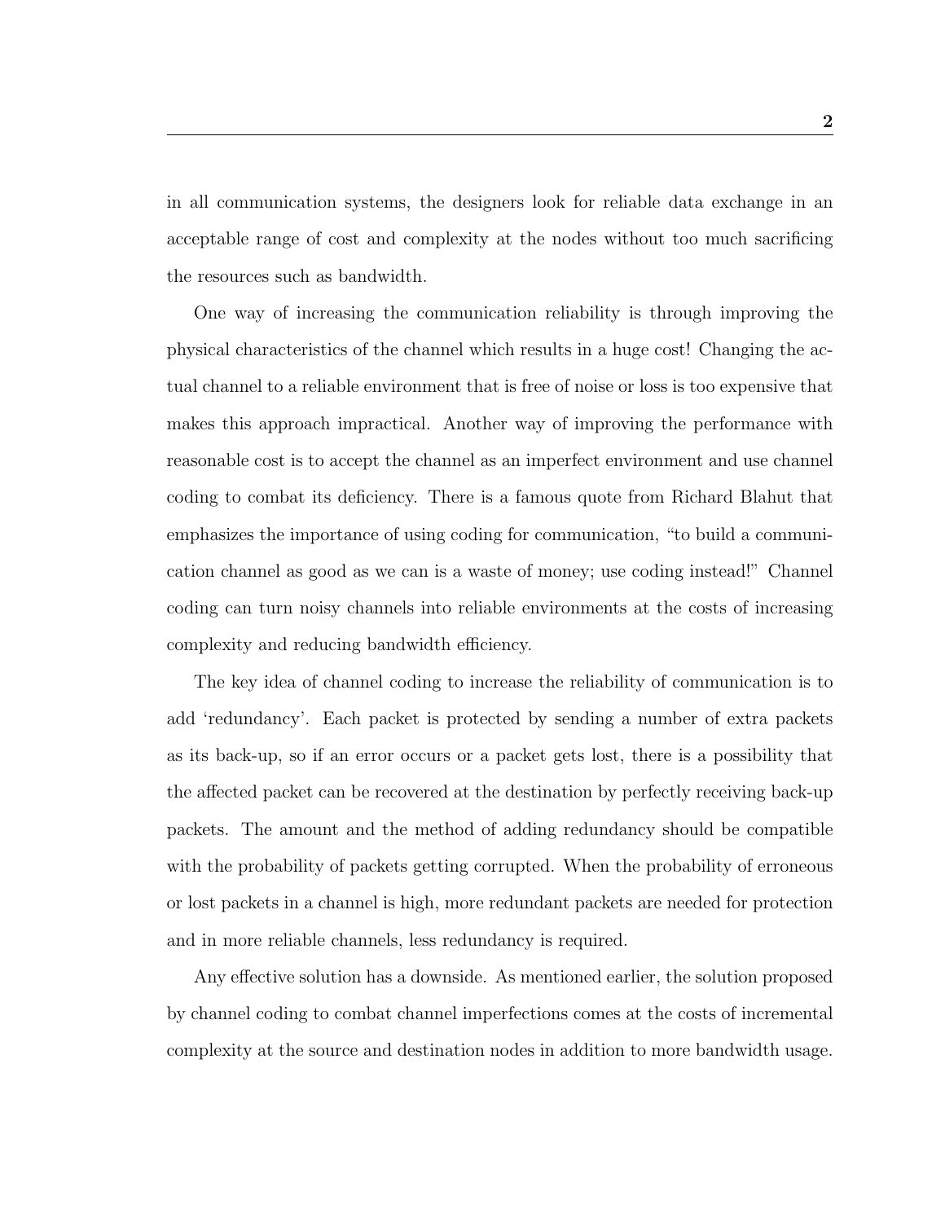in all communication systems, the designers look for reliable data exchange in an acceptable range of cost and complexity at the nodes without too much sacrificing the resources such as bandwidth.

One way of increasing the communication reliability is through improving the physical characteristics of the channel which results in a huge cost! Changing the actual channel to a reliable environment that is free of noise or loss is too expensive that makes this approach impractical. Another way of improving the performance with reasonable cost is to accept the channel as an imperfect environment and use channel coding to combat its deficiency. There is a famous quote from Richard Blahut that emphasizes the importance of using coding for communication, "to build a communication channel as good as we can is a waste of money; use coding instead!" Channel coding can turn noisy channels into reliable environments at the costs of increasing complexity and reducing bandwidth efficiency.

The key idea of channel coding to increase the reliability of communication is to add 'redundancy'. Each packet is protected by sending a number of extra packets as its back-up, so if an error occurs or a packet gets lost, there is a possibility that the affected packet can be recovered at the destination by perfectly receiving back-up packets. The amount and the method of adding redundancy should be compatible with the probability of packets getting corrupted. When the probability of erroneous or lost packets in a channel is high, more redundant packets are needed for protection and in more reliable channels, less redundancy is required.

Any effective solution has a downside. As mentioned earlier, the solution proposed by channel coding to combat channel imperfections comes at the costs of incremental complexity at the source and destination nodes in addition to more bandwidth usage.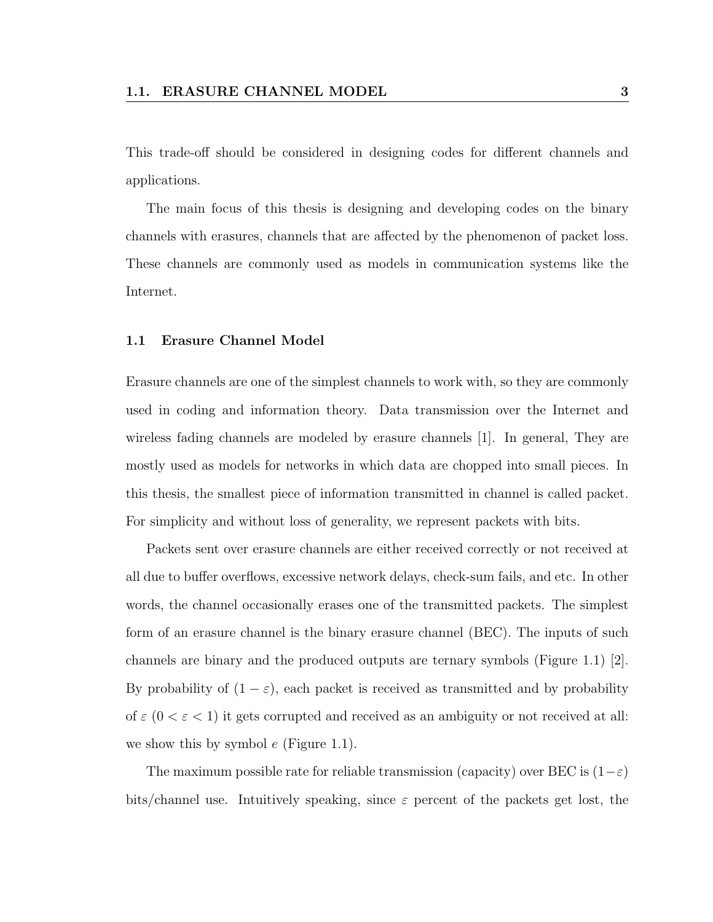This trade-off should be considered in designing codes for different channels and applications.

The main focus of this thesis is designing and developing codes on the binary channels with erasures, channels that are affected by the phenomenon of packet loss. These channels are commonly used as models in communication systems like the Internet.

## 1.1 Erasure Channel Model

Erasure channels are one of the simplest channels to work with, so they are commonly used in coding and information theory. Data transmission over the Internet and wireless fading channels are modeled by erasure channels [1]. In general, They are mostly used as models for networks in which data are chopped into small pieces. In this thesis, the smallest piece of information transmitted in channel is called packet. For simplicity and without loss of generality, we represent packets with bits.

Packets sent over erasure channels are either received correctly or not received at all due to buffer overflows, excessive network delays, check-sum fails, and etc. In other words, the channel occasionally erases one of the transmitted packets. The simplest form of an erasure channel is the binary erasure channel (BEC). The inputs of such channels are binary and the produced outputs are ternary symbols (Figure 1.1) [2]. By probability of $(1 - \varepsilon)$, each packet is received as transmitted and by probability of $\varepsilon$ $(0 < \varepsilon < 1)$ it gets corrupted and received as an ambiguity or not received at all: we show this by symbol $e$ (Figure 1.1).

The maximum possible rate for reliable transmission (capacity) over BEC is $(1-\varepsilon)$ bits/channel use. Intuitively speaking, since $\varepsilon$ percent of the packets get lost, the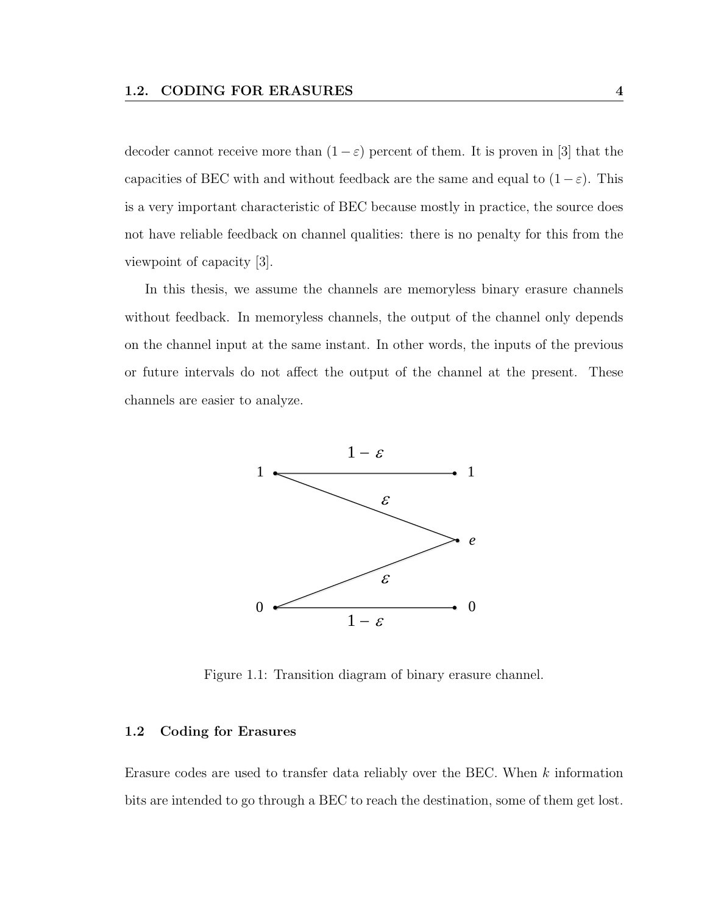decoder cannot receive more than $(1-\varepsilon)$ percent of them. It is proven in [3] that the capacities of BEC with and without feedback are the same and equal to $(1-\varepsilon)$. This is a very important characteristic of BEC because mostly in practice, the source does not have reliable feedback on channel qualities: there is no penalty for this from the viewpoint of capacity [3].

In this thesis, we assume the channels are memoryless binary erasure channels without feedback. In memoryless channels, the output of the channel only depends on the channel input at the same instant. In other words, the inputs of the previous or future intervals do not affect the output of the channel at the present. These channels are easier to analyze.

Figure 1.1: Transition diagram of binary erasure channel.

## 1.2 Coding for Erasures

Erasure codes are used to transfer data reliably over the BEC. When $k$ information bits are intended to go through a BEC to reach the destination, some of them get lost.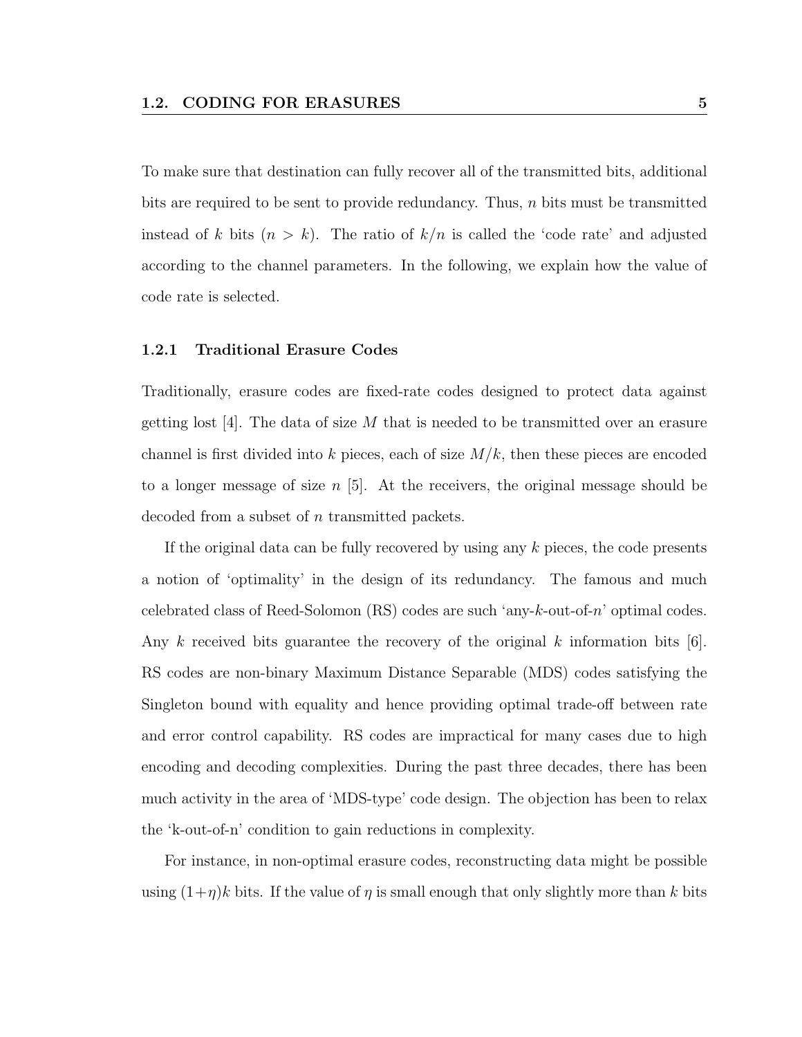To make sure that destination can fully recover all of the transmitted bits, additional bits are required to be sent to provide redundancy. Thus, $n$ bits must be transmitted instead of $k$ bits ($n > k$). The ratio of $k/n$ is called the 'code rate' and adjusted according to the channel parameters. In the following, we explain how the value of code rate is selected.

### 1.2.1 Traditional Erasure Codes

Traditionally, erasure codes are fixed-rate codes designed to protect data against getting lost [4]. The data of size $M$ that is needed to be transmitted over an erasure channel is first divided into $k$ pieces, each of size $M/k$, then these pieces are encoded to a longer message of size $n$ [5]. At the receivers, the original message should be decoded from a subset of $n$ transmitted packets.

If the original data can be fully recovered by using any $k$ pieces, the code presents a notion of 'optimality' in the design of its redundancy. The famous and much celebrated class of Reed-Solomon (RS) codes are such 'any-$k$-out-of-$n$' optimal codes. Any $k$ received bits guarantee the recovery of the original $k$ information bits [6]. RS codes are non-binary Maximum Distance Separable (MDS) codes satisfying the Singleton bound with equality and hence providing optimal trade-off between rate and error control capability. RS codes are impractical for many cases due to high encoding and decoding complexities. During the past three decades, there has been much activity in the area of 'MDS-type' code design. The objection has been to relax the 'k-out-of-n' condition to gain reductions in complexity.

For instance, in non-optimal erasure codes, reconstructing data might be possible using $(1+\eta)k$ bits. If the value of $\eta$ is small enough that only slightly more than $k$ bits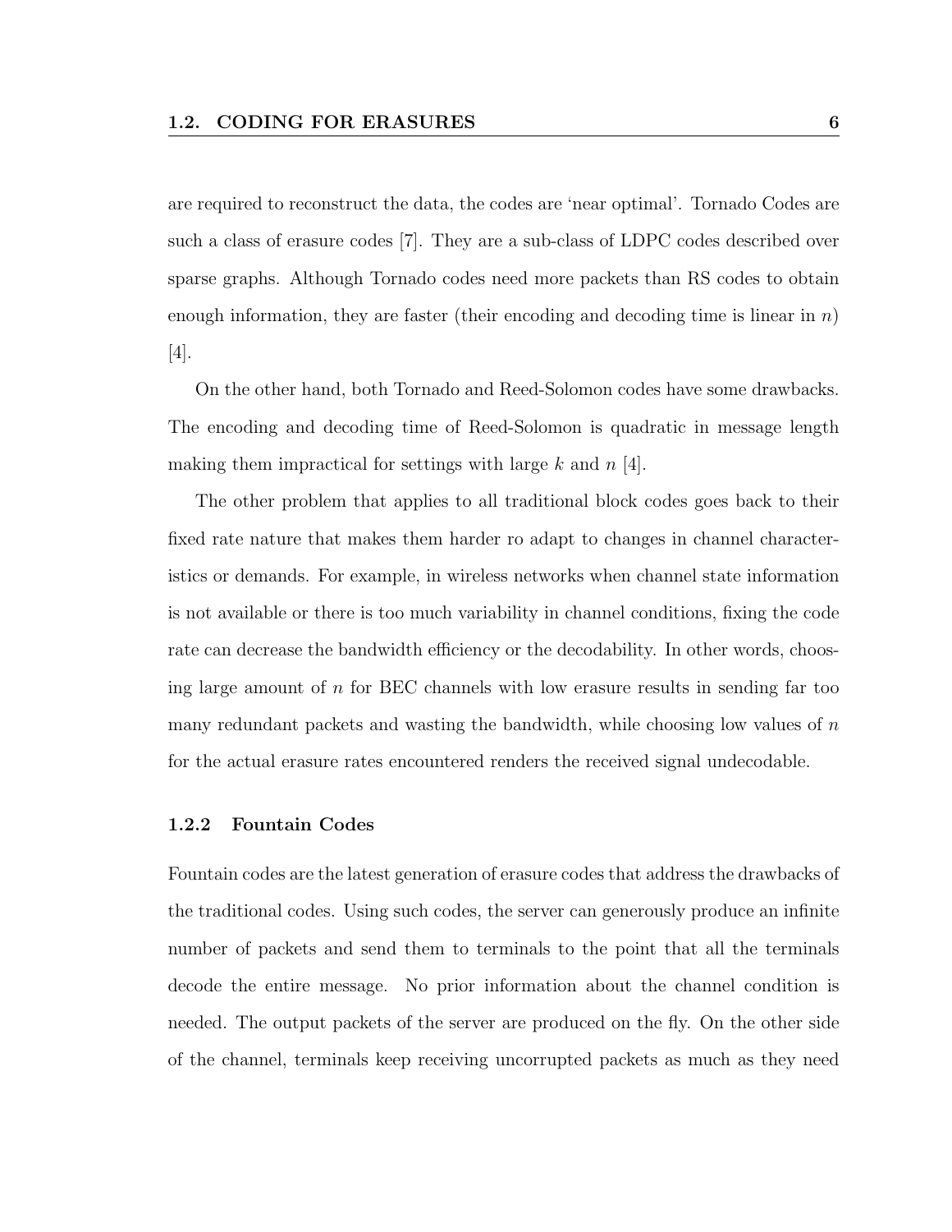are required to reconstruct the data, the codes are 'near optimal'. Tornado Codes are such a class of erasure codes [7]. They are a sub-class of LDPC codes described over sparse graphs. Although Tornado codes need more packets than RS codes to obtain enough information, they are faster (their encoding and decoding time is linear in $n$) [4].

On the other hand, both Tornado and Reed-Solomon codes have some drawbacks. The encoding and decoding time of Reed-Solomon is quadratic in message length making them impractical for settings with large $k$ and $n$ [4].

The other problem that applies to all traditional block codes goes back to their fixed rate nature that makes them harder ro adapt to changes in channel characteristics or demands. For example, in wireless networks when channel state information is not available or there is too much variability in channel conditions, fixing the code rate can decrease the bandwidth efficiency or the decodability. In other words, choosing large amount of $n$ for BEC channels with low erasure results in sending far too many redundant packets and wasting the bandwidth, while choosing low values of $n$ for the actual erasure rates encountered renders the received signal undecodable.

### 1.2.2 Fountain Codes

Fountain codes are the latest generation of erasure codes that address the drawbacks of the traditional codes. Using such codes, the server can generously produce an infinite number of packets and send them to terminals to the point that all the terminals decode the entire message. No prior information about the channel condition is needed. The output packets of the server are produced on the fly. On the other side of the channel, terminals keep receiving uncorrupted packets as much as they need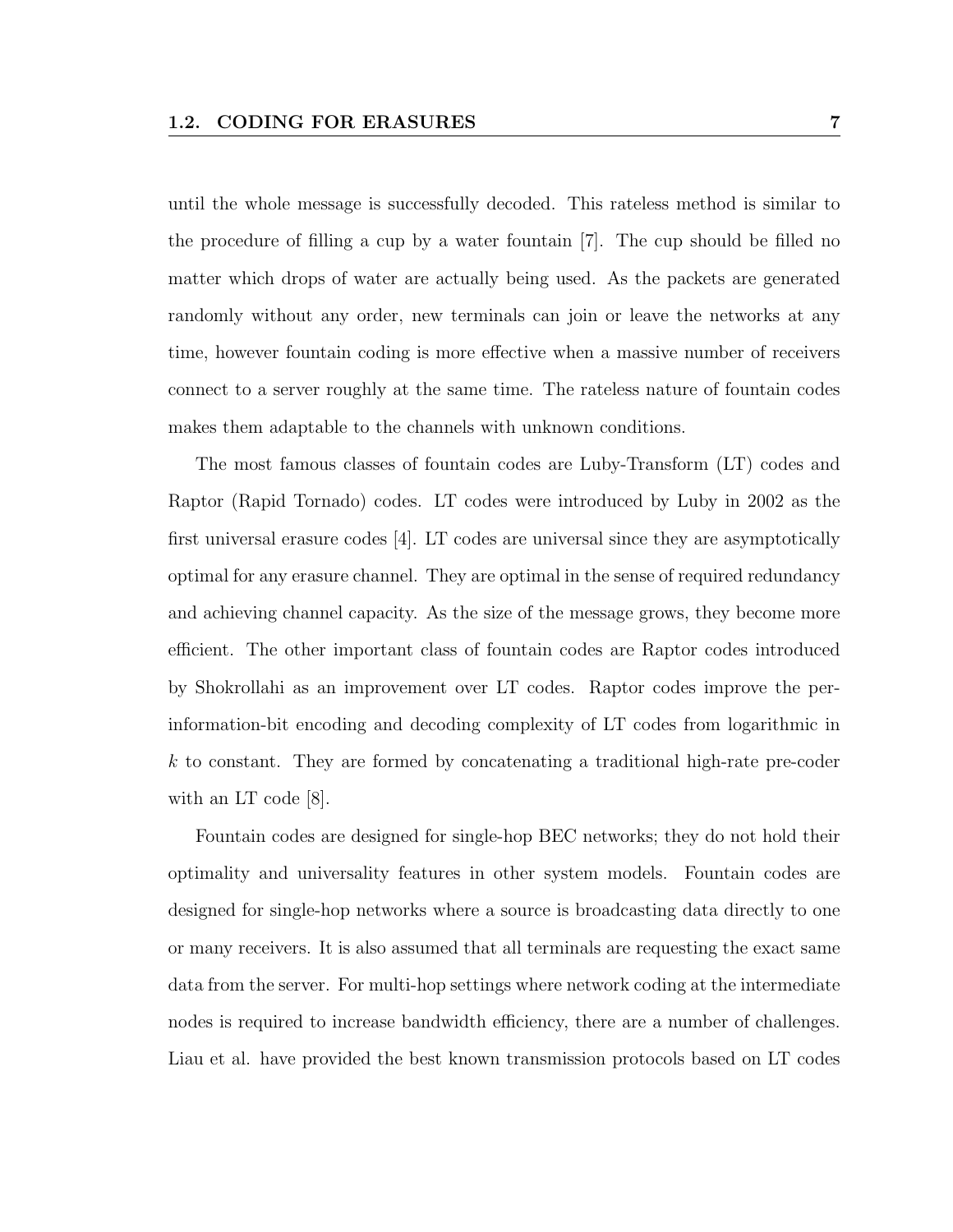until the whole message is successfully decoded. This rateless method is similar to the procedure of filling a cup by a water fountain [7]. The cup should be filled no matter which drops of water are actually being used. As the packets are generated randomly without any order, new terminals can join or leave the networks at any time, however fountain coding is more effective when a massive number of receivers connect to a server roughly at the same time. The rateless nature of fountain codes makes them adaptable to the channels with unknown conditions.

The most famous classes of fountain codes are Luby-Transform (LT) codes and Raptor (Rapid Tornado) codes. LT codes were introduced by Luby in 2002 as the first universal erasure codes [4]. LT codes are universal since they are asymptotically optimal for any erasure channel. They are optimal in the sense of required redundancy and achieving channel capacity. As the size of the message grows, they become more efficient. The other important class of fountain codes are Raptor codes introduced by Shokrollahi as an improvement over LT codes. Raptor codes improve the per-information-bit encoding and decoding complexity of LT codes from logarithmic in $k$ to constant. They are formed by concatenating a traditional high-rate pre-coder with an LT code [8].

Fountain codes are designed for single-hop BEC networks; they do not hold their optimality and universality features in other system models. Fountain codes are designed for single-hop networks where a source is broadcasting data directly to one or many receivers. It is also assumed that all terminals are requesting the exact same data from the server. For multi-hop settings where network coding at the intermediate nodes is required to increase bandwidth efficiency, there are a number of challenges. Liau et al. have provided the best known transmission protocols based on LT codes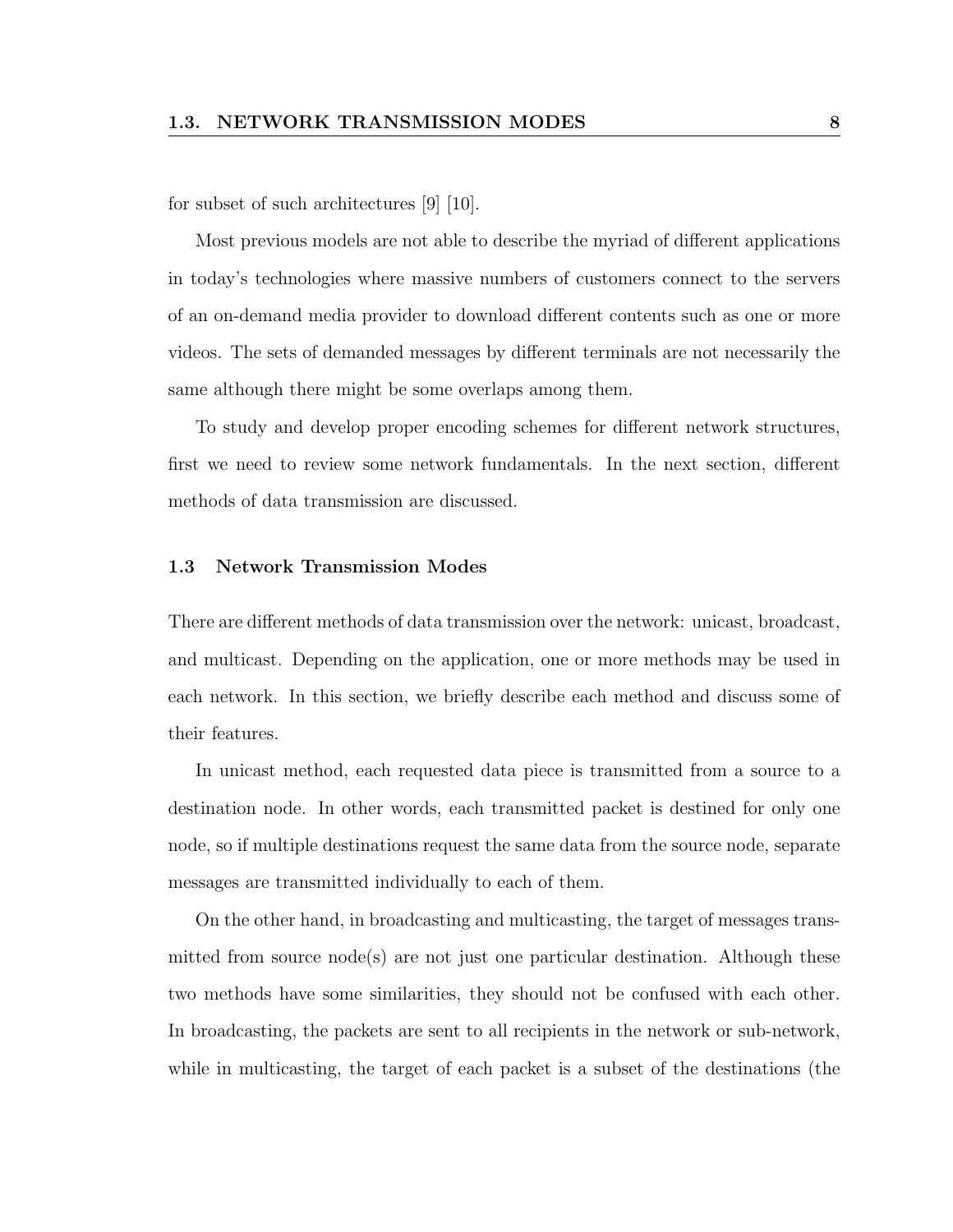for subset of such architectures [9] [10].

Most previous models are not able to describe the myriad of different applications in today's technologies where massive numbers of customers connect to the servers of an on-demand media provider to download different contents such as one or more videos. The sets of demanded messages by different terminals are not necessarily the same although there might be some overlaps among them.

To study and develop proper encoding schemes for different network structures, first we need to review some network fundamentals. In the next section, different methods of data transmission are discussed.

### 1.3 Network Transmission Modes

There are different methods of data transmission over the network: unicast, broadcast, and multicast. Depending on the application, one or more methods may be used in each network. In this section, we briefly describe each method and discuss some of their features.

In unicast method, each requested data piece is transmitted from a source to a destination node. In other words, each transmitted packet is destined for only one node, so if multiple destinations request the same data from the source node, separate messages are transmitted individually to each of them.

On the other hand, in broadcasting and multicasting, the target of messages transmitted from source node(s) are not just one particular destination. Although these two methods have some similarities, they should not be confused with each other. In broadcasting, the packets are sent to all recipients in the network or sub-network, while in multicasting, the target of each packet is a subset of the destinations (the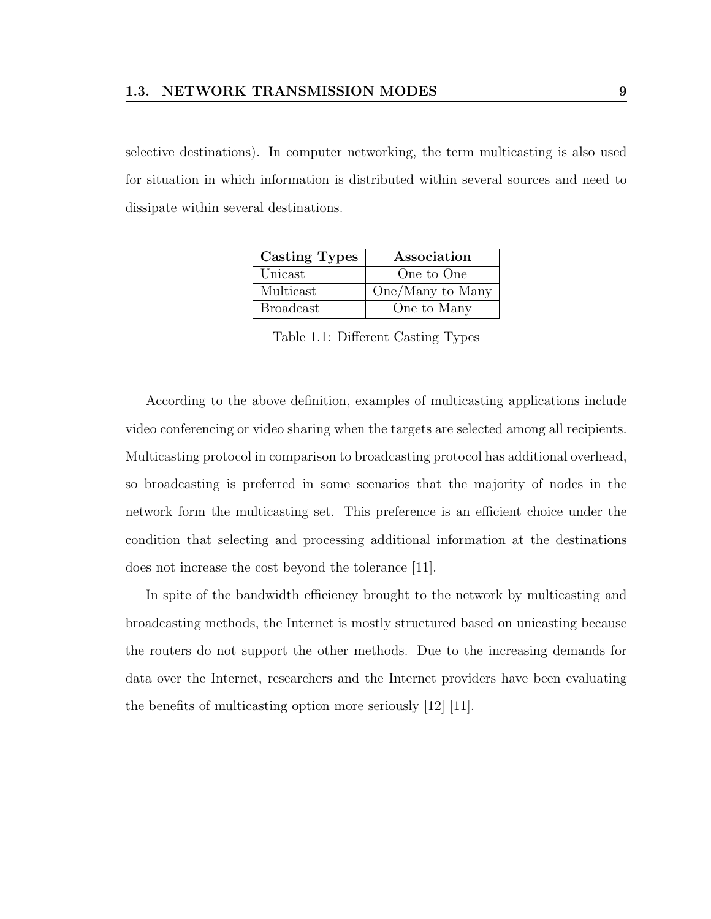selective destinations). In computer networking, the term multicasting is also used for situation in which information is distributed within several sources and need to dissipate within several destinations.

| Casting Types | Association |
|---|---|
| Unicast | One to One |
| Multicast | One/Many to Many |
| Broadcast | One to Many |

Table 1.1: Different Casting Types

According to the above definition, examples of multicasting applications include video conferencing or video sharing when the targets are selected among all recipients. Multicasting protocol in comparison to broadcasting protocol has additional overhead, so broadcasting is preferred in some scenarios that the majority of nodes in the network form the multicasting set. This preference is an efficient choice under the condition that selecting and processing additional information at the destinations does not increase the cost beyond the tolerance [11].

In spite of the bandwidth efficiency brought to the network by multicasting and broadcasting methods, the Internet is mostly structured based on unicasting because the routers do not support the other methods. Due to the increasing demands for data over the Internet, researchers and the Internet providers have been evaluating the benefits of multicasting option more seriously [12] [11].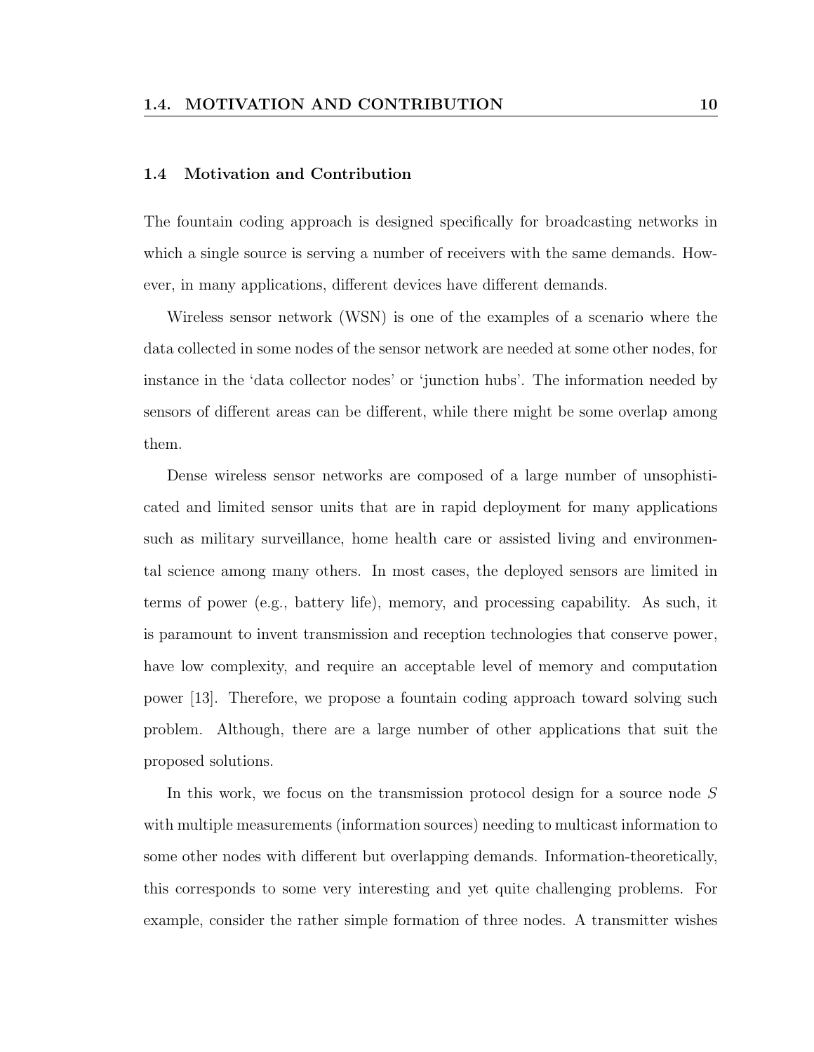## 1.4 Motivation and Contribution

The fountain coding approach is designed specifically for broadcasting networks in which a single source is serving a number of receivers with the same demands. However, in many applications, different devices have different demands.

Wireless sensor network (WSN) is one of the examples of a scenario where the data collected in some nodes of the sensor network are needed at some other nodes, for instance in the 'data collector nodes' or 'junction hubs'. The information needed by sensors of different areas can be different, while there might be some overlap among them.

Dense wireless sensor networks are composed of a large number of unsophisticated and limited sensor units that are in rapid deployment for many applications such as military surveillance, home health care or assisted living and environmental science among many others. In most cases, the deployed sensors are limited in terms of power (e.g., battery life), memory, and processing capability. As such, it is paramount to invent transmission and reception technologies that conserve power, have low complexity, and require an acceptable level of memory and computation power [13]. Therefore, we propose a fountain coding approach toward solving such problem. Although, there are a large number of other applications that suit the proposed solutions.

In this work, we focus on the transmission protocol design for a source node $S$ with multiple measurements (information sources) needing to multicast information to some other nodes with different but overlapping demands. Information-theoretically, this corresponds to some very interesting and yet quite challenging problems. For example, consider the rather simple formation of three nodes. A transmitter wishes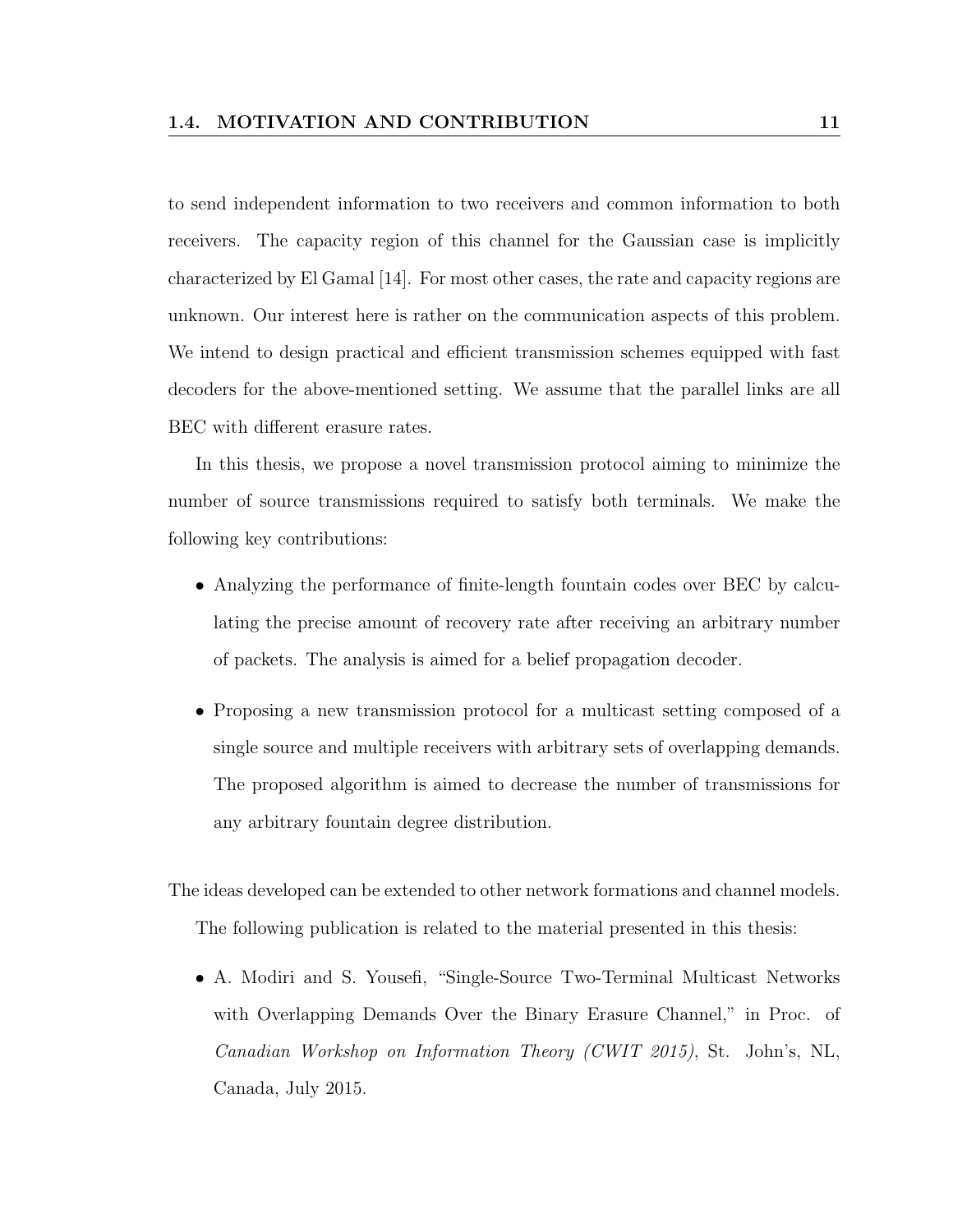to send independent information to two receivers and common information to both receivers. The capacity region of this channel for the Gaussian case is implicitly characterized by El Gamal [14]. For most other cases, the rate and capacity regions are unknown. Our interest here is rather on the communication aspects of this problem. We intend to design practical and efficient transmission schemes equipped with fast decoders for the above-mentioned setting. We assume that the parallel links are all BEC with different erasure rates.

In this thesis, we propose a novel transmission protocol aiming to minimize the number of source transmissions required to satisfy both terminals. We make the following key contributions:

- Analyzing the performance of finite-length fountain codes over BEC by calculating the precise amount of recovery rate after receiving an arbitrary number of packets. The analysis is aimed for a belief propagation decoder.
- Proposing a new transmission protocol for a multicast setting composed of a single source and multiple receivers with arbitrary sets of overlapping demands. The proposed algorithm is aimed to decrease the number of transmissions for any arbitrary fountain degree distribution.

The ideas developed can be extended to other network formations and channel models.

The following publication is related to the material presented in this thesis:

- A. Modiri and S. Yousefi, "Single-Source Two-Terminal Multicast Networks with Overlapping Demands Over the Binary Erasure Channel," in Proc. of *Canadian Workshop on Information Theory (CWIT 2015)*, St. John's, NL, Canada, July 2015.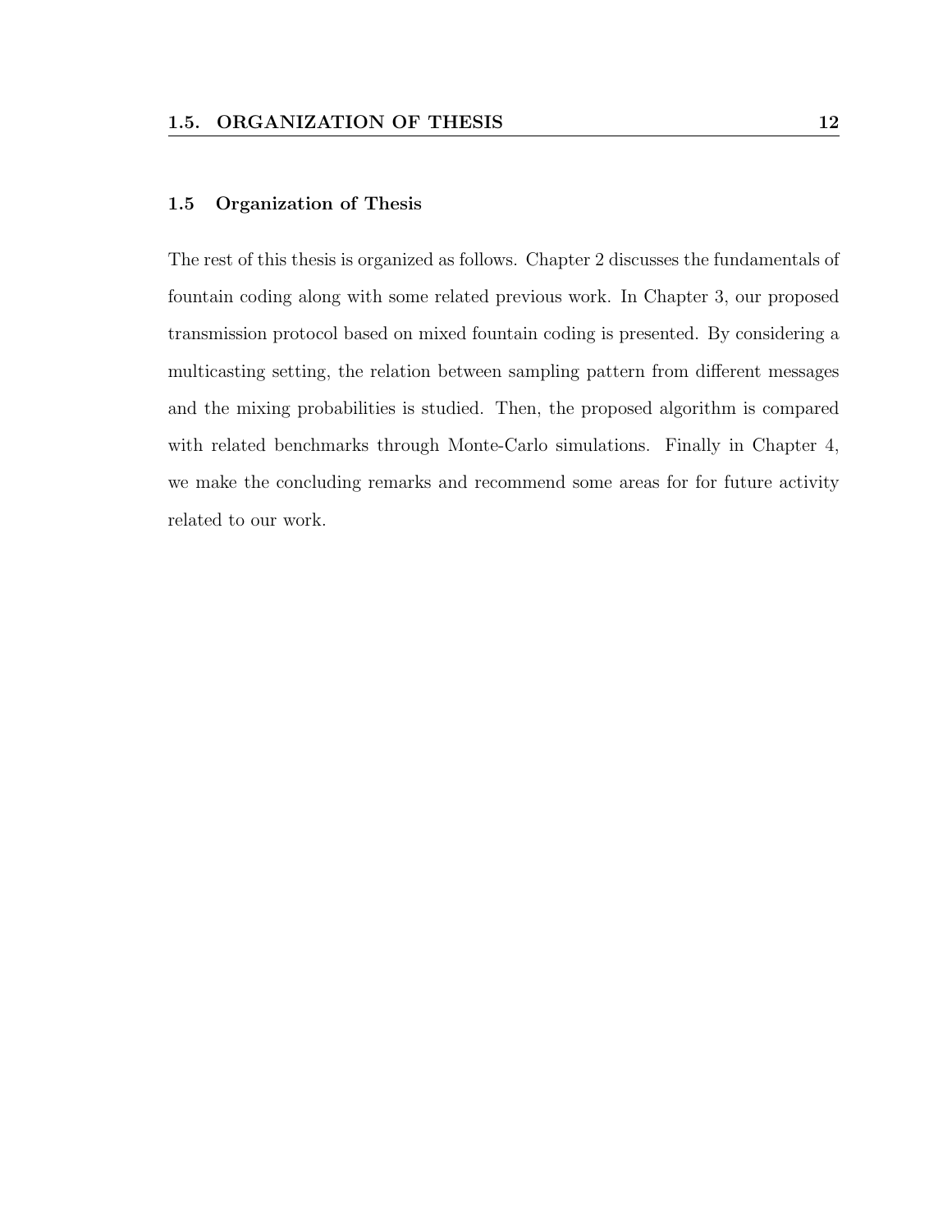## 1.5 Organization of Thesis

The rest of this thesis is organized as follows. Chapter 2 discusses the fundamentals of fountain coding along with some related previous work. In Chapter 3, our proposed transmission protocol based on mixed fountain coding is presented. By considering a multicasting setting, the relation between sampling pattern from different messages and the mixing probabilities is studied. Then, the proposed algorithm is compared with related benchmarks through Monte-Carlo simulations. Finally in Chapter 4, we make the concluding remarks and recommend some areas for for future activity related to our work.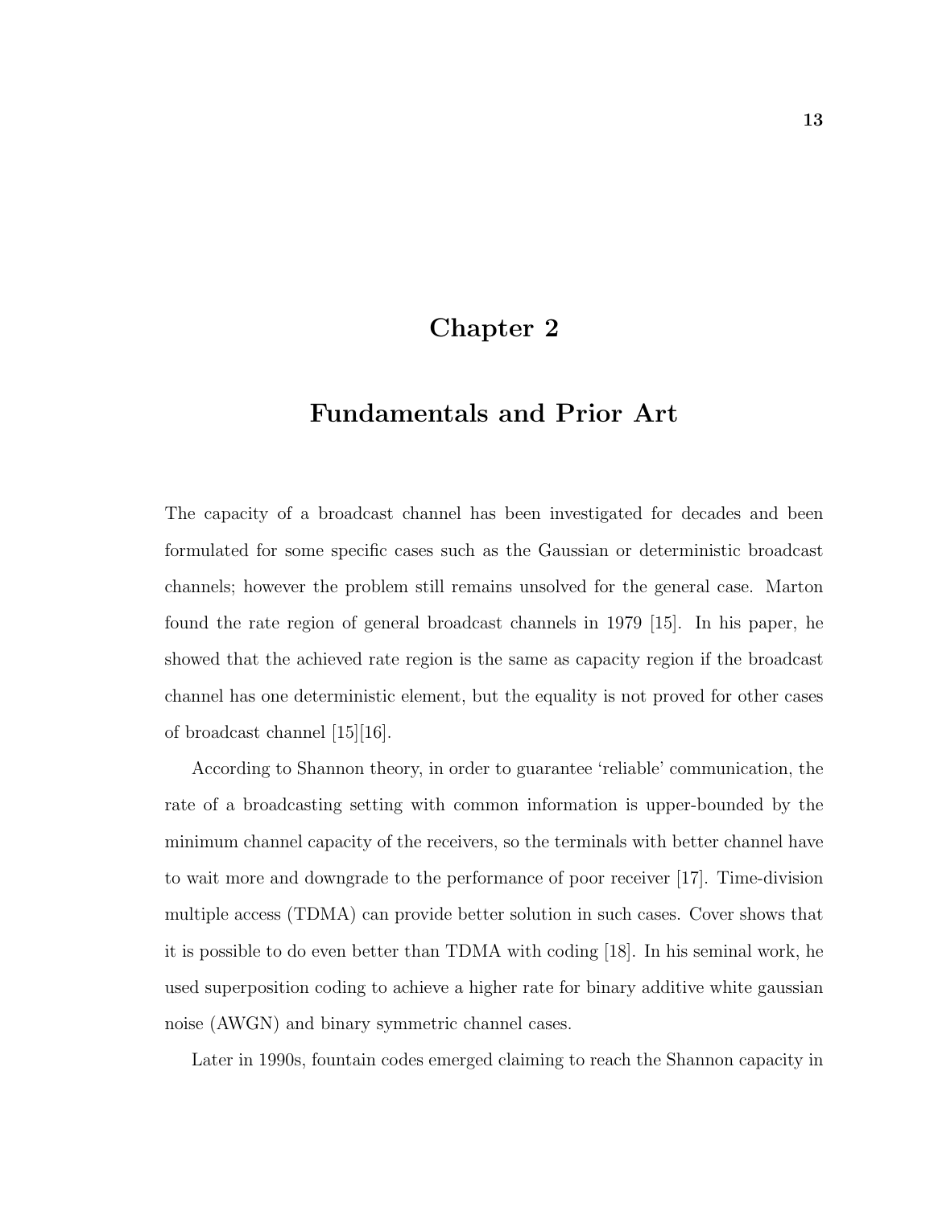# Chapter 2

# Fundamentals and Prior Art

The capacity of a broadcast channel has been investigated for decades and been formulated for some specific cases such as the Gaussian or deterministic broadcast channels; however the problem still remains unsolved for the general case. Marton found the rate region of general broadcast channels in 1979 [15]. In his paper, he showed that the achieved rate region is the same as capacity region if the broadcast channel has one deterministic element, but the equality is not proved for other cases of broadcast channel [15][16].

According to Shannon theory, in order to guarantee 'reliable' communication, the rate of a broadcasting setting with common information is upper-bounded by the minimum channel capacity of the receivers, so the terminals with better channel have to wait more and downgrade to the performance of poor receiver [17]. Time-division multiple access (TDMA) can provide better solution in such cases. Cover shows that it is possible to do even better than TDMA with coding [18]. In his seminal work, he used superposition coding to achieve a higher rate for binary additive white gaussian noise (AWGN) and binary symmetric channel cases.

Later in 1990s, fountain codes emerged claiming to reach the Shannon capacity in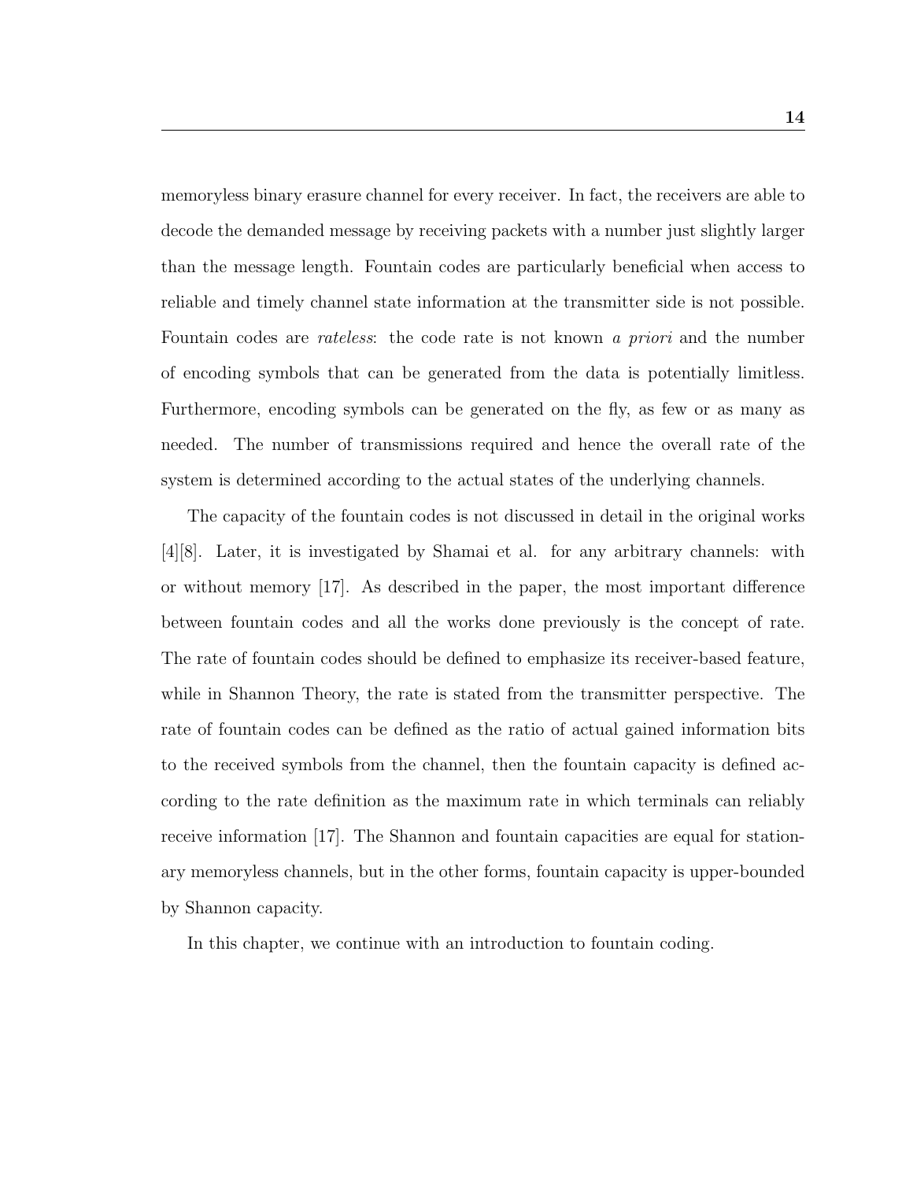memoryless binary erasure channel for every receiver. In fact, the receivers are able to decode the demanded message by receiving packets with a number just slightly larger than the message length. Fountain codes are particularly beneficial when access to reliable and timely channel state information at the transmitter side is not possible. Fountain codes are *rateless*: the code rate is not known *a priori* and the number of encoding symbols that can be generated from the data is potentially limitless. Furthermore, encoding symbols can be generated on the fly, as few or as many as needed. The number of transmissions required and hence the overall rate of the system is determined according to the actual states of the underlying channels.

The capacity of the fountain codes is not discussed in detail in the original works [4][8]. Later, it is investigated by Shamai et al. for any arbitrary channels: with or without memory [17]. As described in the paper, the most important difference between fountain codes and all the works done previously is the concept of rate. The rate of fountain codes should be defined to emphasize its receiver-based feature, while in Shannon Theory, the rate is stated from the transmitter perspective. The rate of fountain codes can be defined as the ratio of actual gained information bits to the received symbols from the channel, then the fountain capacity is defined according to the rate definition as the maximum rate in which terminals can reliably receive information [17]. The Shannon and fountain capacities are equal for stationary memoryless channels, but in the other forms, fountain capacity is upper-bounded by Shannon capacity.

In this chapter, we continue with an introduction to fountain coding.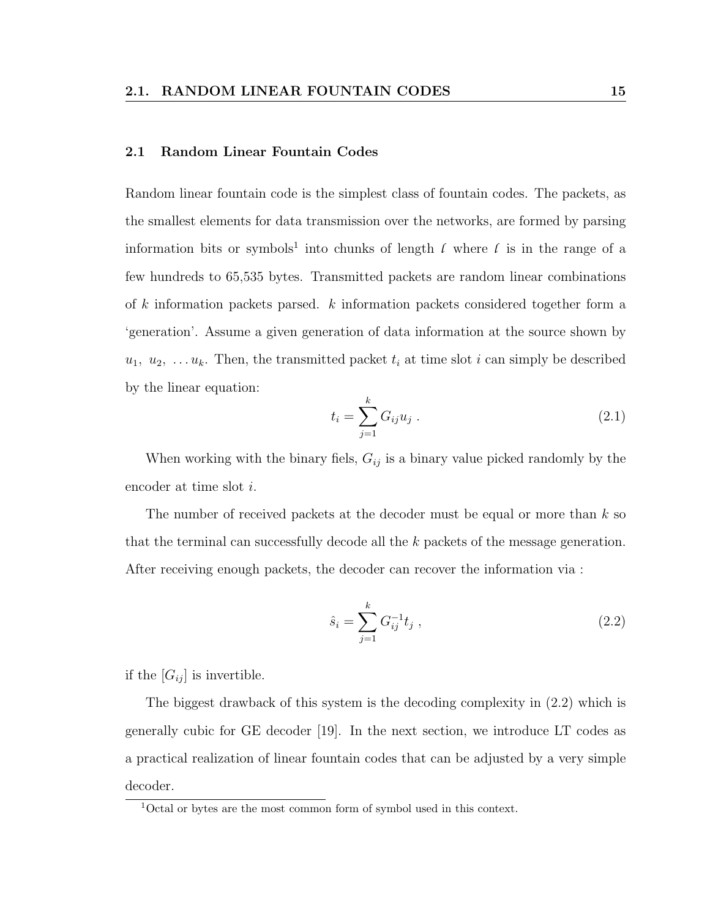## 2.1 Random Linear Fountain Codes

Random linear fountain code is the simplest class of fountain codes. The packets, as the smallest elements for data transmission over the networks, are formed by parsing information bits or symbols[1] into chunks of length $\ell$ where $\ell$ is in the range of a few hundreds to 65,535 bytes. Transmitted packets are random linear combinations of $k$ information packets parsed. $k$ information packets considered together form a 'generation'. Assume a given generation of data information at the source shown by $u_1,\ u_2,\ \ldots u_k$. Then, the transmitted packet $t_i$ at time slot $i$ can simply be described by the linear equation:

$$t_i = \sum_{j=1}^{k} G_{ij} u_j \ . \tag{2.1}$$

When working with the binary fiels, $G_{ij}$ is a binary value picked randomly by the encoder at time slot $i$.

The number of received packets at the decoder must be equal or more than $k$ so that the terminal can successfully decode all the $k$ packets of the message generation. After receiving enough packets, the decoder can recover the information via :

$$\hat{s}_i = \sum_{j=1}^{k} G_{ij}^{-1} t_j \ , \tag{2.2}$$

if the $[G_{ij}]$ is invertible.

The biggest drawback of this system is the decoding complexity in (2.2) which is generally cubic for GE decoder [19]. In the next section, we introduce LT codes as a practical realization of linear fountain codes that can be adjusted by a very simple decoder.

[1] Octal or bytes are the most common form of symbol used in this context.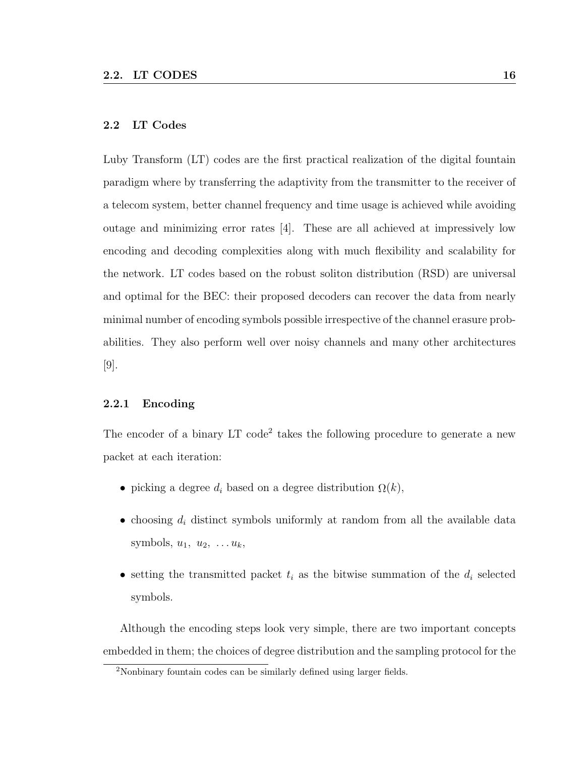## 2.2 LT Codes

Luby Transform (LT) codes are the first practical realization of the digital fountain paradigm where by transferring the adaptivity from the transmitter to the receiver of a telecom system, better channel frequency and time usage is achieved while avoiding outage and minimizing error rates [4]. These are all achieved at impressively low encoding and decoding complexities along with much flexibility and scalability for the network. LT codes based on the robust soliton distribution (RSD) are universal and optimal for the BEC: their proposed decoders can recover the data from nearly minimal number of encoding symbols possible irrespective of the channel erasure probabilities. They also perform well over noisy channels and many other architectures [9].

### 2.2.1 Encoding

The encoder of a binary LT code[2] takes the following procedure to generate a new packet at each iteration:

- picking a degree $d_i$ based on a degree distribution $\Omega(k)$,
- choosing $d_i$ distinct symbols uniformly at random from all the available data symbols, $u_1,\ u_2,\ \ldots u_k$,
- setting the transmitted packet $t_i$ as the bitwise summation of the $d_i$ selected symbols.

Although the encoding steps look very simple, there are two important concepts embedded in them; the choices of degree distribution and the sampling protocol for the

[2]Nonbinary fountain codes can be similarly defined using larger fields.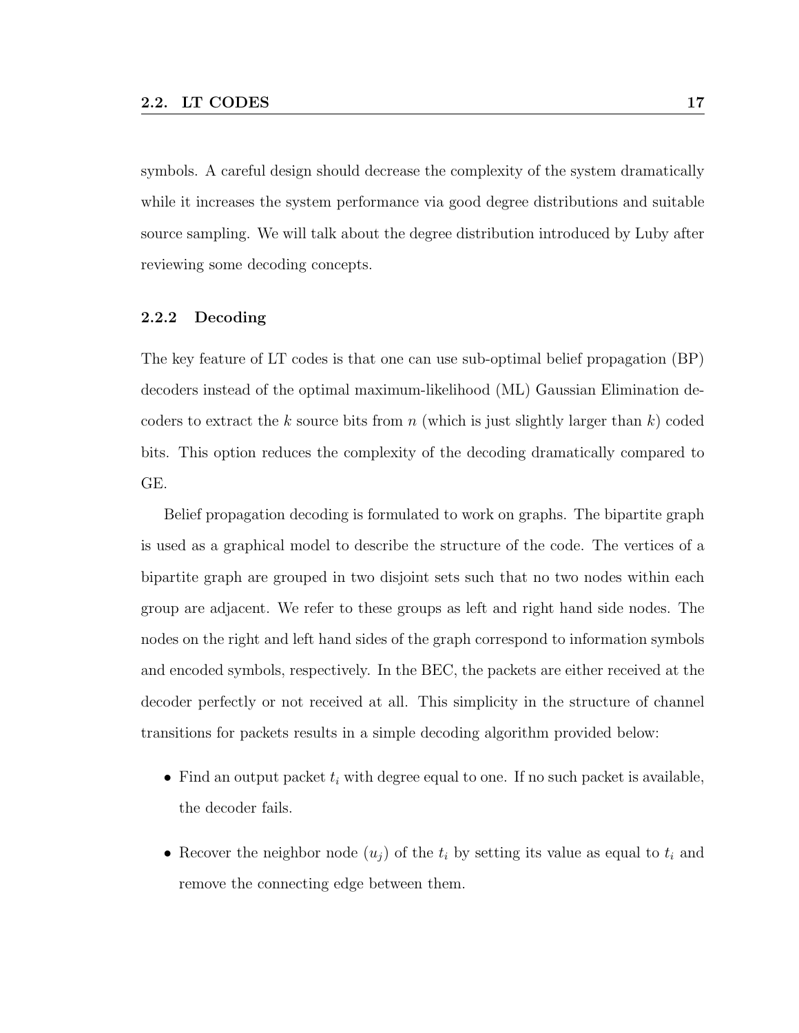symbols. A careful design should decrease the complexity of the system dramatically while it increases the system performance via good degree distributions and suitable source sampling. We will talk about the degree distribution introduced by Luby after reviewing some decoding concepts.

### 2.2.2 Decoding

The key feature of LT codes is that one can use sub-optimal belief propagation (BP) decoders instead of the optimal maximum-likelihood (ML) Gaussian Elimination decoders to extract the $k$ source bits from $n$ (which is just slightly larger than $k$) coded bits. This option reduces the complexity of the decoding dramatically compared to GE.

Belief propagation decoding is formulated to work on graphs. The bipartite graph is used as a graphical model to describe the structure of the code. The vertices of a bipartite graph are grouped in two disjoint sets such that no two nodes within each group are adjacent. We refer to these groups as left and right hand side nodes. The nodes on the right and left hand sides of the graph correspond to information symbols and encoded symbols, respectively. In the BEC, the packets are either received at the decoder perfectly or not received at all. This simplicity in the structure of channel transitions for packets results in a simple decoding algorithm provided below:

- Find an output packet $t_i$ with degree equal to one. If no such packet is available, the decoder fails.
- Recover the neighbor node ($u_j$) of the $t_i$ by setting its value as equal to $t_i$ and remove the connecting edge between them.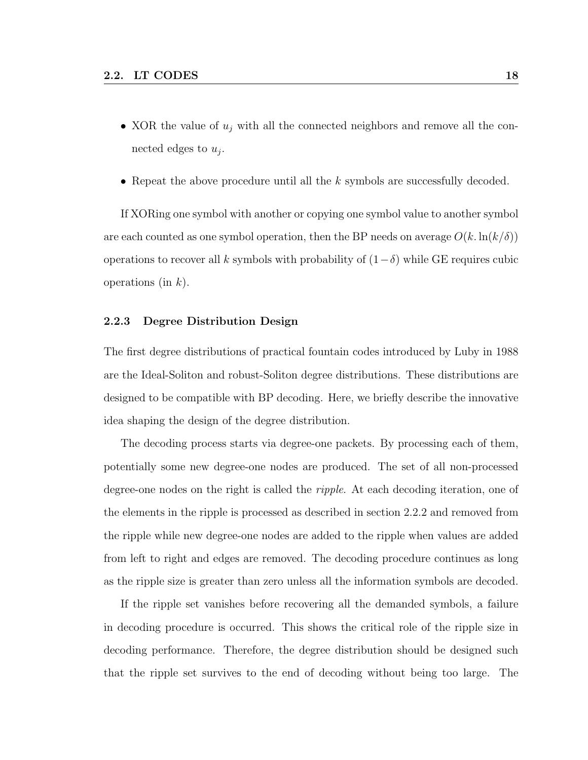- XOR the value of $u_j$ with all the connected neighbors and remove all the connected edges to $u_j$.
- Repeat the above procedure until all the $k$ symbols are successfully decoded.

If XORing one symbol with another or copying one symbol value to another symbol are each counted as one symbol operation, then the BP needs on average $O(k. \ln(k/\delta))$ operations to recover all $k$ symbols with probability of $(1-\delta)$ while GE requires cubic operations (in $k$).

### 2.2.3 Degree Distribution Design

The first degree distributions of practical fountain codes introduced by Luby in 1988 are the Ideal-Soliton and robust-Soliton degree distributions. These distributions are designed to be compatible with BP decoding. Here, we briefly describe the innovative idea shaping the design of the degree distribution.

The decoding process starts via degree-one packets. By processing each of them, potentially some new degree-one nodes are produced. The set of all non-processed degree-one nodes on the right is called the *ripple*. At each decoding iteration, one of the elements in the ripple is processed as described in section 2.2.2 and removed from the ripple while new degree-one nodes are added to the ripple when values are added from left to right and edges are removed. The decoding procedure continues as long as the ripple size is greater than zero unless all the information symbols are decoded.

If the ripple set vanishes before recovering all the demanded symbols, a failure in decoding procedure is occurred. This shows the critical role of the ripple size in decoding performance. Therefore, the degree distribution should be designed such that the ripple set survives to the end of decoding without being too large. The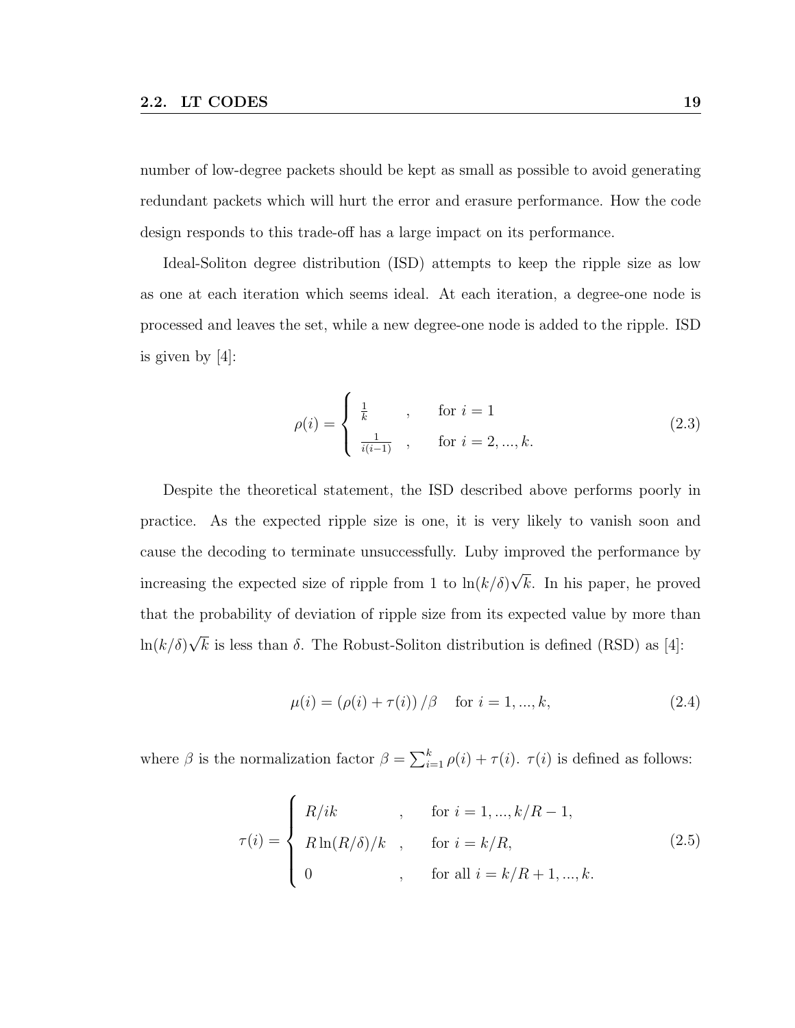number of low-degree packets should be kept as small as possible to avoid generating redundant packets which will hurt the error and erasure performance. How the code design responds to this trade-off has a large impact on its performance.

Ideal-Soliton degree distribution (ISD) attempts to keep the ripple size as low as one at each iteration which seems ideal. At each iteration, a degree-one node is processed and leaves the set, while a new degree-one node is added to the ripple. ISD is given by [4]:

$$\rho(i) = \begin{cases} \frac{1}{k} & , \quad \text{for } i = 1 \\ \frac{1}{i(i-1)} & , \quad \text{for } i = 2, ..., k. \end{cases} \tag{2.3}$$

Despite the theoretical statement, the ISD described above performs poorly in practice. As the expected ripple size is one, it is very likely to vanish soon and cause the decoding to terminate unsuccessfully. Luby improved the performance by increasing the expected size of ripple from 1 to $\ln(k/\delta)\sqrt{k}$. In his paper, he proved that the probability of deviation of ripple size from its expected value by more than $\ln(k/\delta)\sqrt{k}$ is less than $\delta$. The Robust-Soliton distribution is defined (RSD) as [4]:

$$\mu(i) = \left(\rho(i) + \tau(i)\right)/\beta \quad \text{for } i = 1, ..., k, \tag{2.4}$$

where $\beta$ is the normalization factor $\beta = \sum_{i=1}^{k} \rho(i) + \tau(i)$. $\tau(i)$ is defined as follows:

$$\tau(i) = \begin{cases} R/ik & , \quad \text{for } i = 1, ..., k/R - 1, \\ R\ln(R/\delta)/k & , \quad \text{for } i = k/R, \\ 0 & , \quad \text{for all } i = k/R + 1, ..., k. \end{cases} \tag{2.5}$$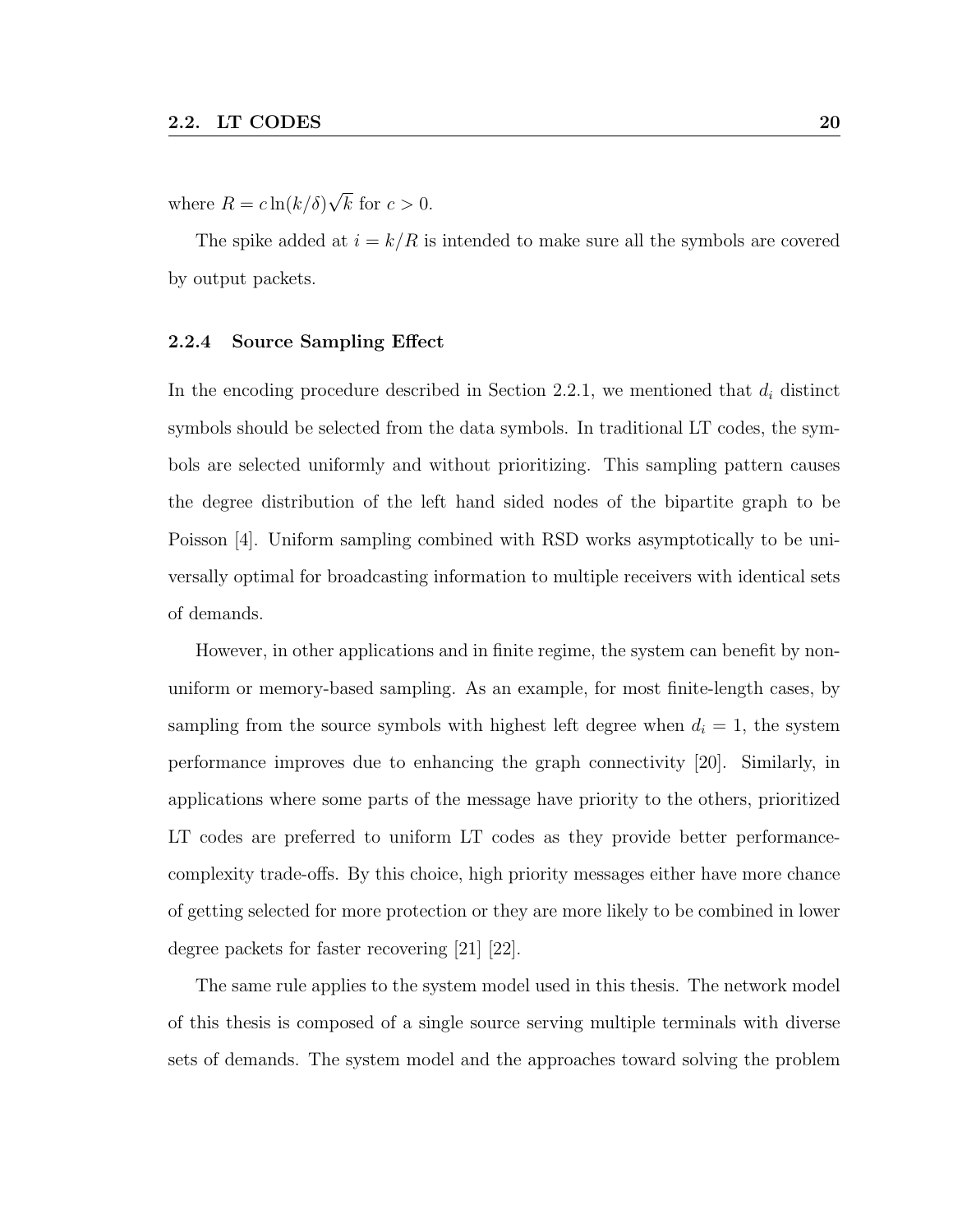where $R = c \ln(k/\delta)\sqrt{k}$ for $c > 0$.

The spike added at $i = k/R$ is intended to make sure all the symbols are covered by output packets.

### 2.2.4 Source Sampling Effect

In the encoding procedure described in Section 2.2.1, we mentioned that $d_i$ distinct symbols should be selected from the data symbols. In traditional LT codes, the symbols are selected uniformly and without prioritizing. This sampling pattern causes the degree distribution of the left hand sided nodes of the bipartite graph to be Poisson [4]. Uniform sampling combined with RSD works asymptotically to be universally optimal for broadcasting information to multiple receivers with identical sets of demands.

However, in other applications and in finite regime, the system can benefit by non-uniform or memory-based sampling. As an example, for most finite-length cases, by sampling from the source symbols with highest left degree when $d_i = 1$, the system performance improves due to enhancing the graph connectivity [20]. Similarly, in applications where some parts of the message have priority to the others, prioritized LT codes are preferred to uniform LT codes as they provide better performance-complexity trade-offs. By this choice, high priority messages either have more chance of getting selected for more protection or they are more likely to be combined in lower degree packets for faster recovering [21] [22].

The same rule applies to the system model used in this thesis. The network model of this thesis is composed of a single source serving multiple terminals with diverse sets of demands. The system model and the approaches toward solving the problem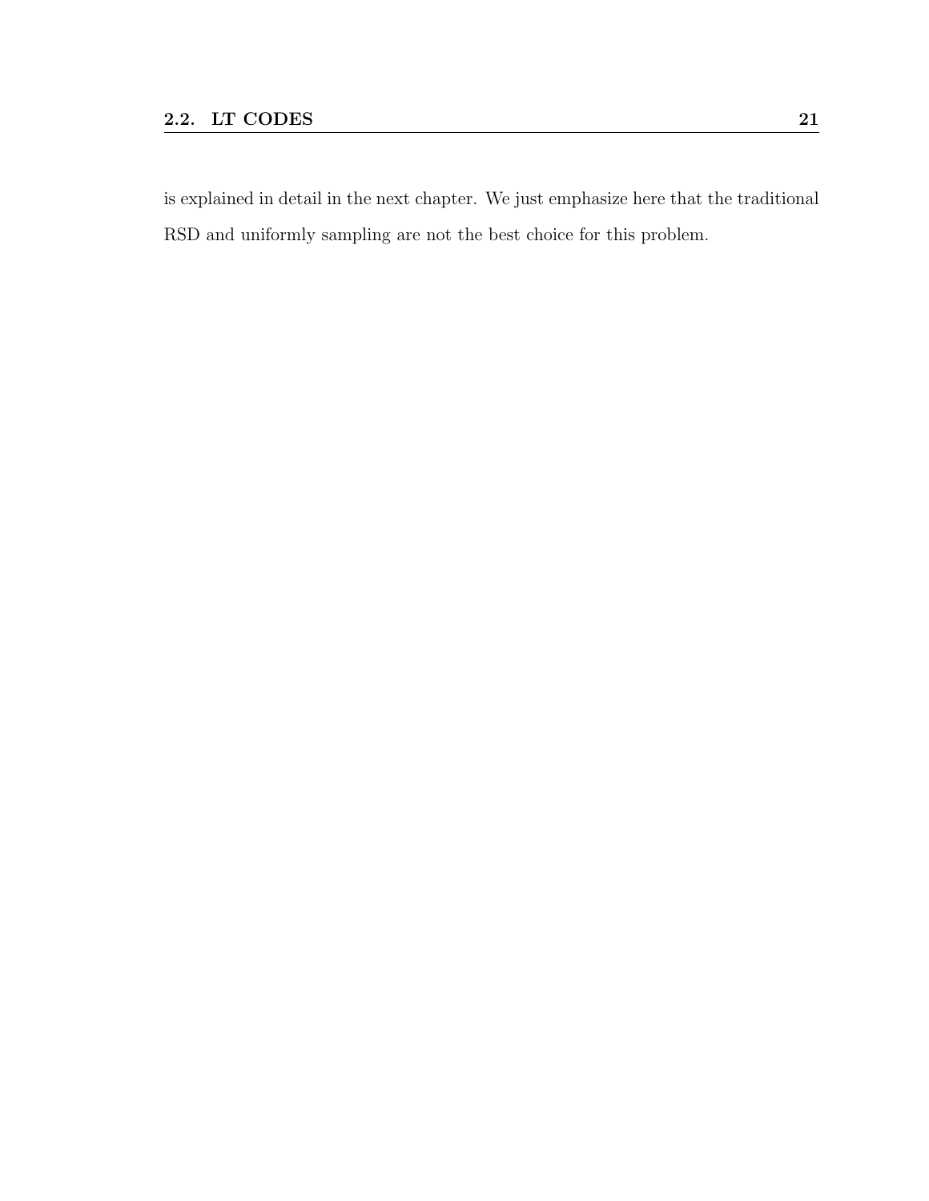is explained in detail in the next chapter. We just emphasize here that the traditional RSD and uniformly sampling are not the best choice for this problem.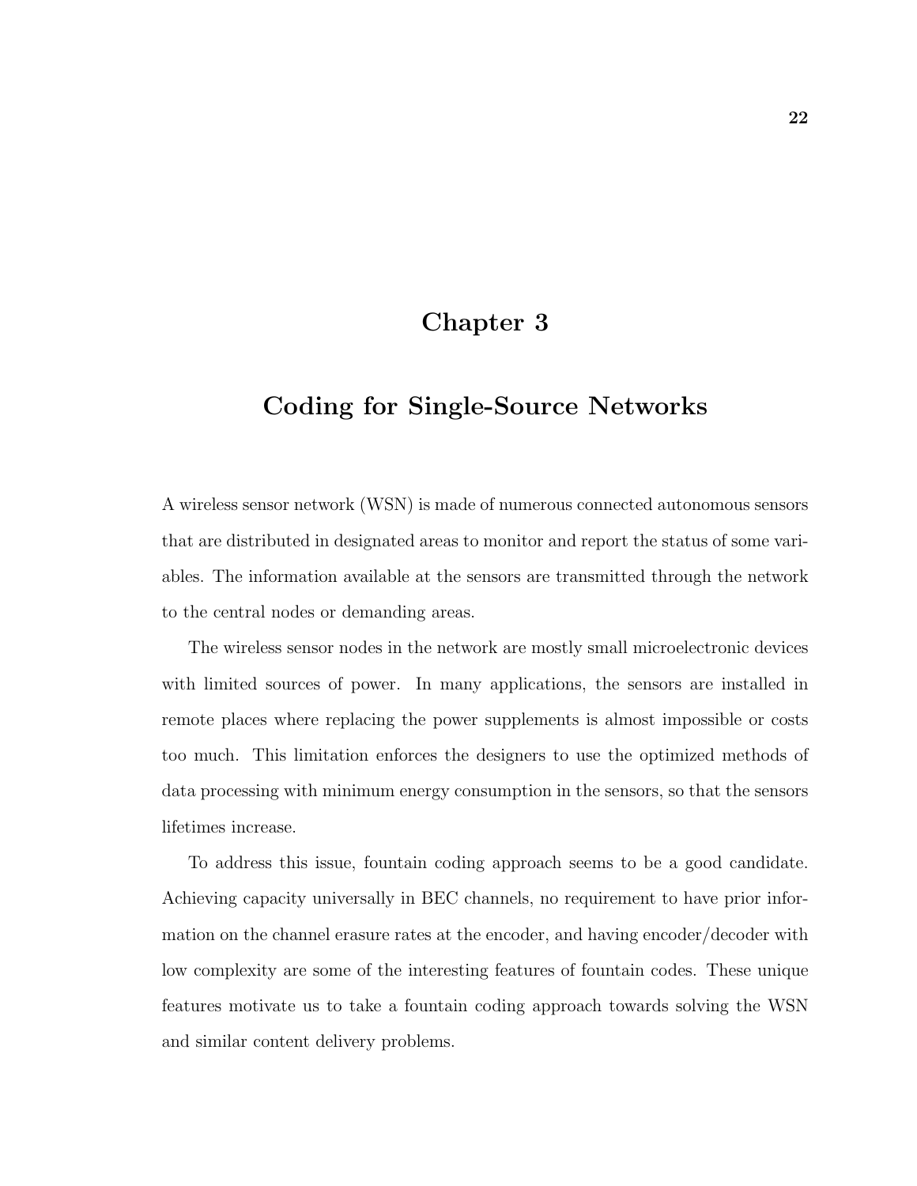# Chapter 3

# Coding for Single-Source Networks

A wireless sensor network (WSN) is made of numerous connected autonomous sensors that are distributed in designated areas to monitor and report the status of some variables. The information available at the sensors are transmitted through the network to the central nodes or demanding areas.

The wireless sensor nodes in the network are mostly small microelectronic devices with limited sources of power. In many applications, the sensors are installed in remote places where replacing the power supplements is almost impossible or costs too much. This limitation enforces the designers to use the optimized methods of data processing with minimum energy consumption in the sensors, so that the sensors lifetimes increase.

To address this issue, fountain coding approach seems to be a good candidate. Achieving capacity universally in BEC channels, no requirement to have prior information on the channel erasure rates at the encoder, and having encoder/decoder with low complexity are some of the interesting features of fountain codes. These unique features motivate us to take a fountain coding approach towards solving the WSN and similar content delivery problems.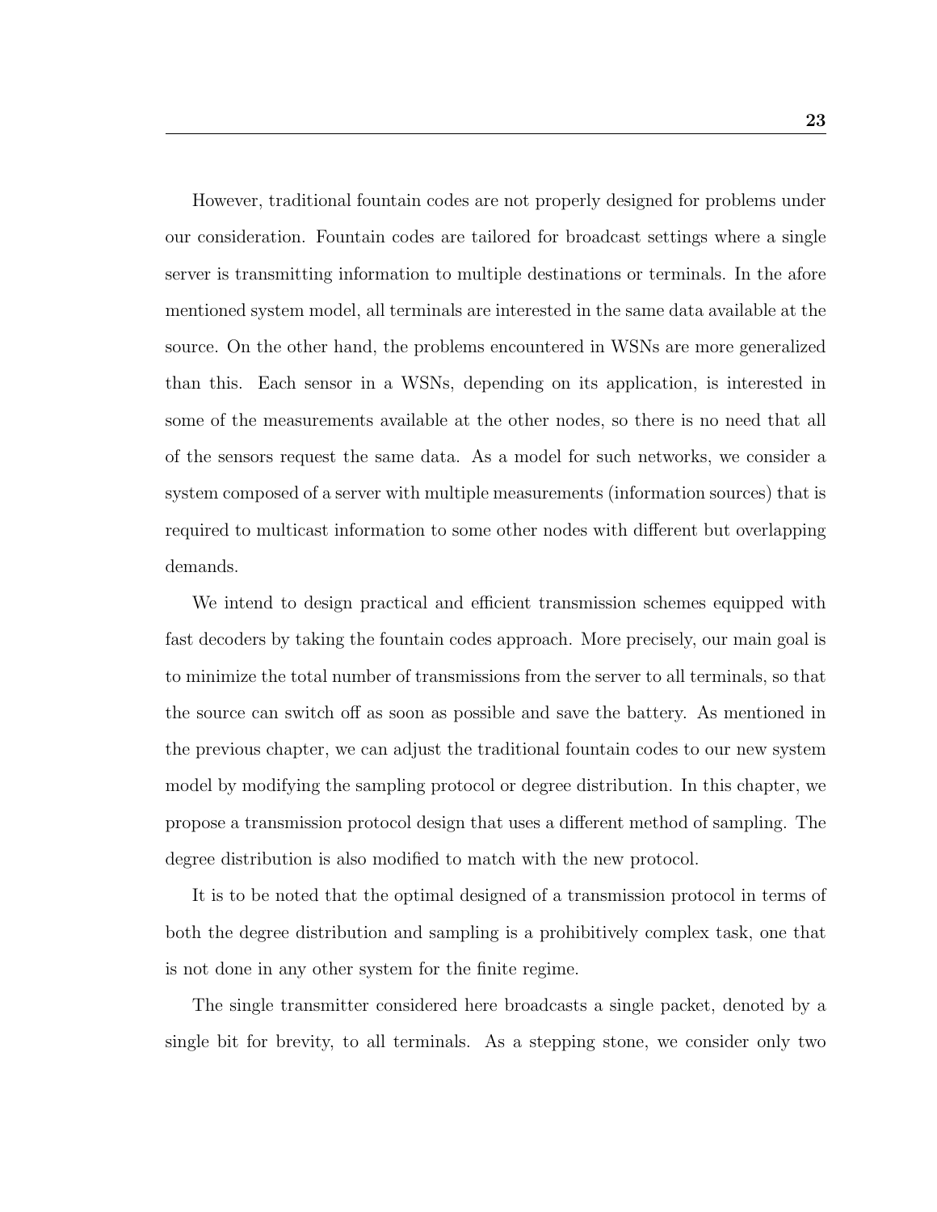However, traditional fountain codes are not properly designed for problems under our consideration. Fountain codes are tailored for broadcast settings where a single server is transmitting information to multiple destinations or terminals. In the afore mentioned system model, all terminals are interested in the same data available at the source. On the other hand, the problems encountered in WSNs are more generalized than this. Each sensor in a WSNs, depending on its application, is interested in some of the measurements available at the other nodes, so there is no need that all of the sensors request the same data. As a model for such networks, we consider a system composed of a server with multiple measurements (information sources) that is required to multicast information to some other nodes with different but overlapping demands.

We intend to design practical and efficient transmission schemes equipped with fast decoders by taking the fountain codes approach. More precisely, our main goal is to minimize the total number of transmissions from the server to all terminals, so that the source can switch off as soon as possible and save the battery. As mentioned in the previous chapter, we can adjust the traditional fountain codes to our new system model by modifying the sampling protocol or degree distribution. In this chapter, we propose a transmission protocol design that uses a different method of sampling. The degree distribution is also modified to match with the new protocol.

It is to be noted that the optimal designed of a transmission protocol in terms of both the degree distribution and sampling is a prohibitively complex task, one that is not done in any other system for the finite regime.

The single transmitter considered here broadcasts a single packet, denoted by a single bit for brevity, to all terminals. As a stepping stone, we consider only two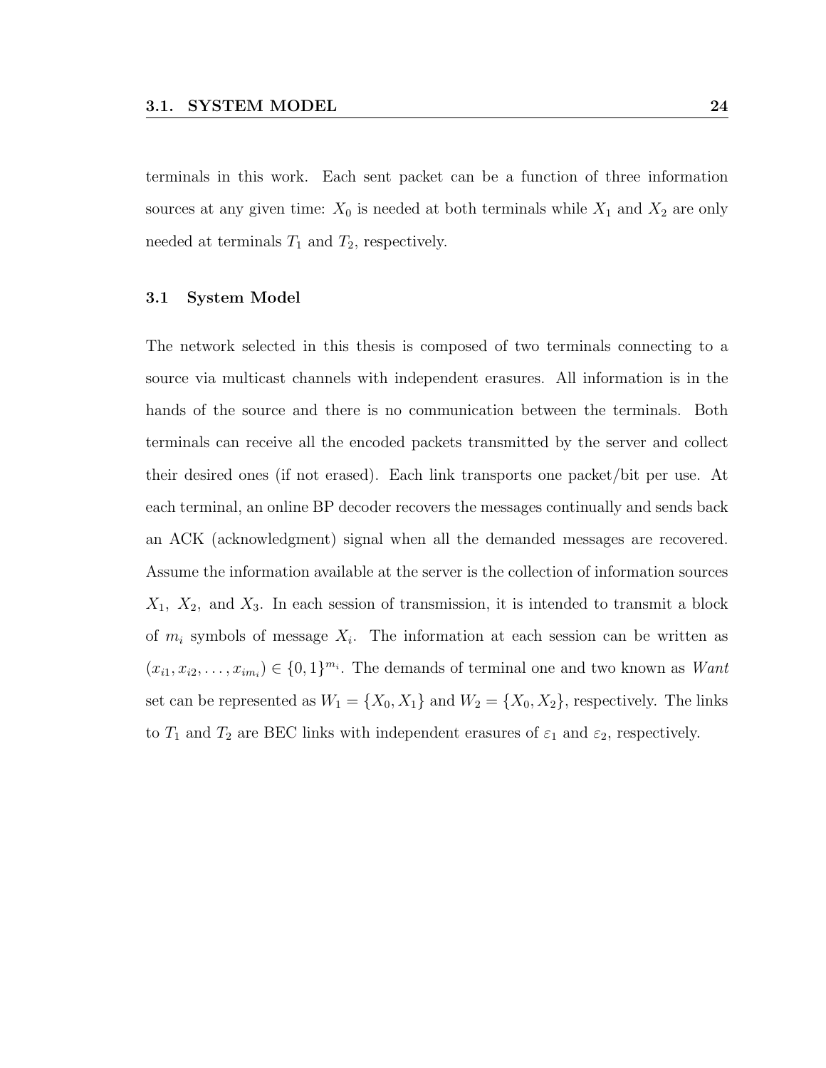terminals in this work. Each sent packet can be a function of three information sources at any given time: $X_0$ is needed at both terminals while $X_1$ and $X_2$ are only needed at terminals $T_1$ and $T_2$, respectively.

### 3.1 System Model

The network selected in this thesis is composed of two terminals connecting to a source via multicast channels with independent erasures. All information is in the hands of the source and there is no communication between the terminals. Both terminals can receive all the encoded packets transmitted by the server and collect their desired ones (if not erased). Each link transports one packet/bit per use. At each terminal, an online BP decoder recovers the messages continually and sends back an ACK (acknowledgment) signal when all the demanded messages are recovered. Assume the information available at the server is the collection of information sources $X_1$, $X_2$, and $X_3$. In each session of transmission, it is intended to transmit a block of $m_i$ symbols of message $X_i$. The information at each session can be written as $(x_{i1}, x_{i2}, \ldots, x_{im_i}) \in \{0, 1\}^{m_i}$. The demands of terminal one and two known as *Want* set can be represented as $W_1 = \{X_0, X_1\}$ and $W_2 = \{X_0, X_2\}$, respectively. The links to $T_1$ and $T_2$ are BEC links with independent erasures of $\varepsilon_1$ and $\varepsilon_2$, respectively.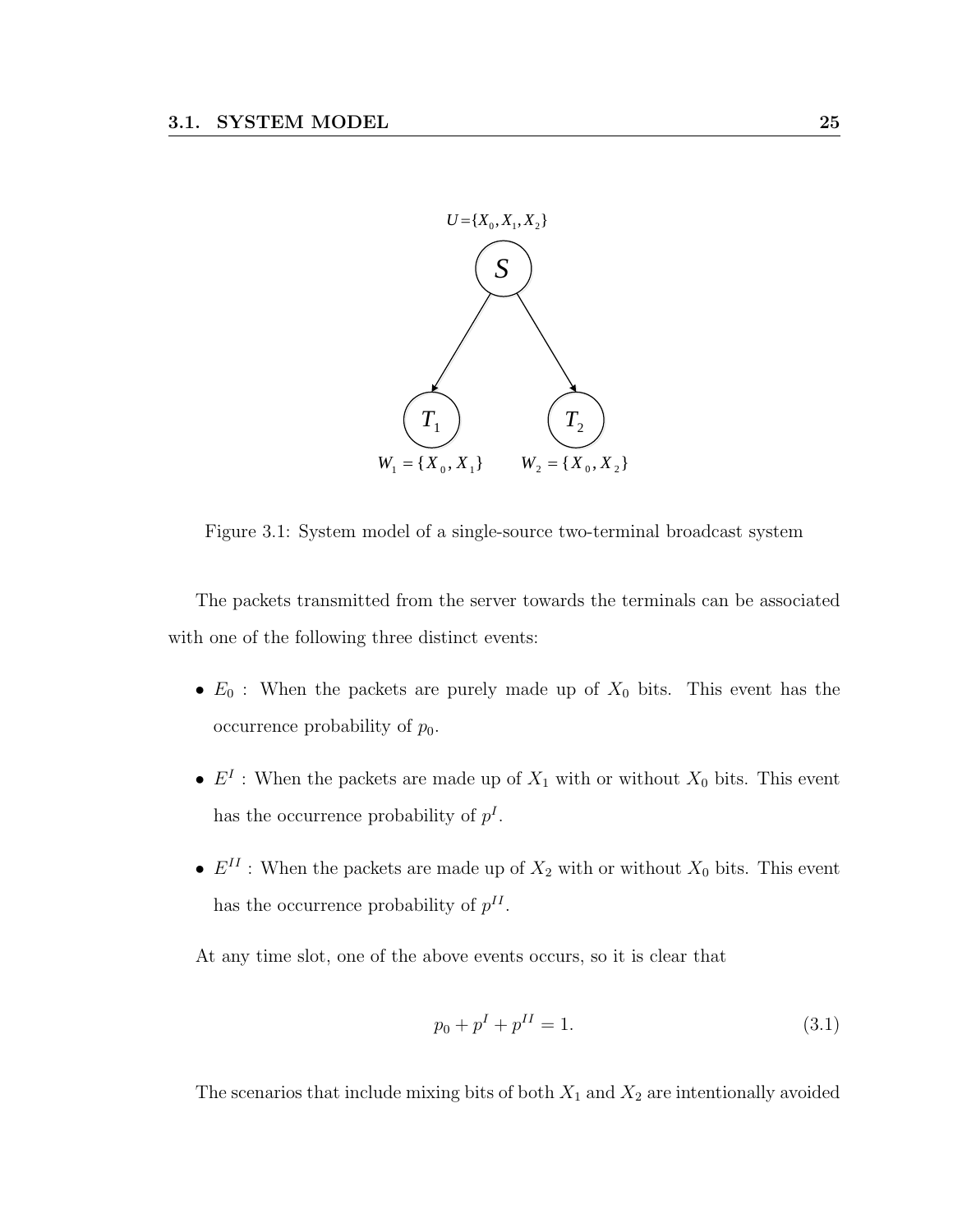Figure 3.1: System model of a single-source two-terminal broadcast system

The packets transmitted from the server towards the terminals can be associated with one of the following three distinct events:

- $E_0$ : When the packets are purely made up of $X_0$ bits. This event has the occurrence probability of $p_0$.
- $E^I$ : When the packets are made up of $X_1$ with or without $X_0$ bits. This event has the occurrence probability of $p^I$.
- $E^{II}$ : When the packets are made up of $X_2$ with or without $X_0$ bits. This event has the occurrence probability of $p^{II}$.

At any time slot, one of the above events occurs, so it is clear that

$$p_0 + p^I + p^{II} = 1. \tag{3.1}$$

The scenarios that include mixing bits of both $X_1$ and $X_2$ are intentionally avoided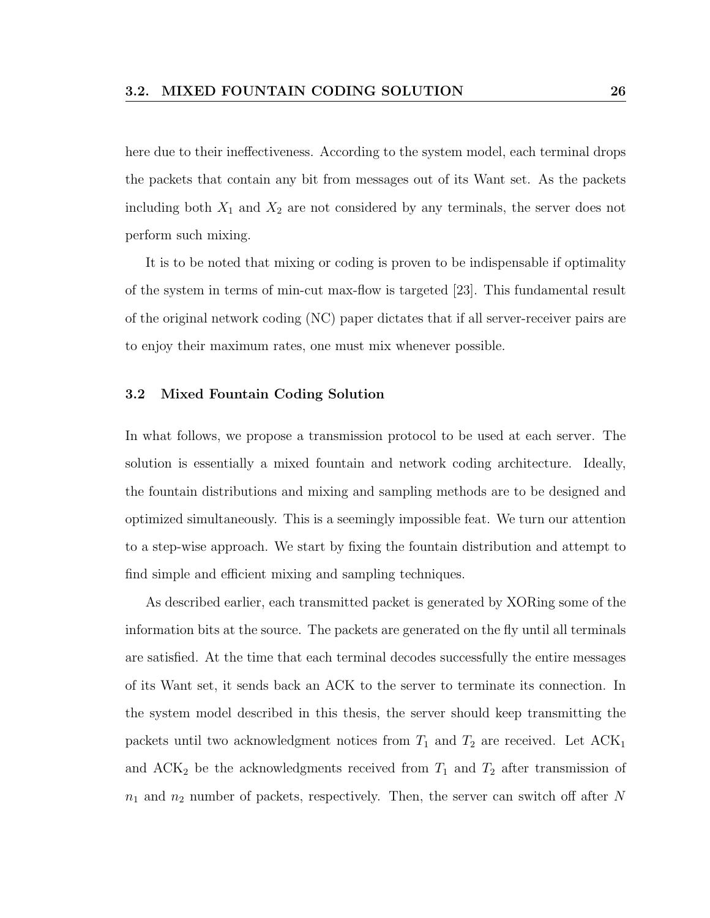here due to their ineffectiveness. According to the system model, each terminal drops the packets that contain any bit from messages out of its Want set. As the packets including both $X_1$ and $X_2$ are not considered by any terminals, the server does not perform such mixing.

It is to be noted that mixing or coding is proven to be indispensable if optimality of the system in terms of min-cut max-flow is targeted [23]. This fundamental result of the original network coding (NC) paper dictates that if all server-receiver pairs are to enjoy their maximum rates, one must mix whenever possible.

### 3.2 Mixed Fountain Coding Solution

In what follows, we propose a transmission protocol to be used at each server. The solution is essentially a mixed fountain and network coding architecture. Ideally, the fountain distributions and mixing and sampling methods are to be designed and optimized simultaneously. This is a seemingly impossible feat. We turn our attention to a step-wise approach. We start by fixing the fountain distribution and attempt to find simple and efficient mixing and sampling techniques.

As described earlier, each transmitted packet is generated by XORing some of the information bits at the source. The packets are generated on the fly until all terminals are satisfied. At the time that each terminal decodes successfully the entire messages of its Want set, it sends back an ACK to the server to terminate its connection. In the system model described in this thesis, the server should keep transmitting the packets until two acknowledgment notices from $T_1$ and $T_2$ are received. Let $\text{ACK}_1$ and $\text{ACK}_2$ be the acknowledgments received from $T_1$ and $T_2$ after transmission of $n_1$ and $n_2$ number of packets, respectively. Then, the server can switch off after $N$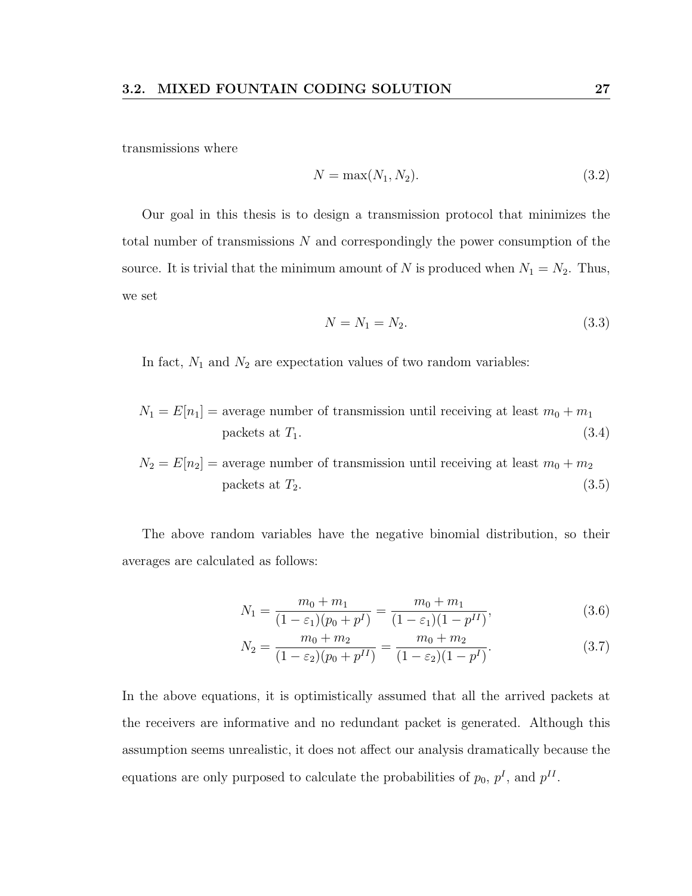transmissions where

$$N = \max(N_1, N_2). \tag{3.2}$$

Our goal in this thesis is to design a transmission protocol that minimizes the total number of transmissions $N$ and correspondingly the power consumption of the source. It is trivial that the minimum amount of $N$ is produced when $N_1 = N_2$. Thus, we set

$$N = N_1 = N_2. \tag{3.3}$$

In fact, $N_1$ and $N_2$ are expectation values of two random variables:

$$N_1 = E[n_1] = \text{average number of transmission until receiving at least } m_0 + m_1 \text{ packets at } T_1. \tag{3.4}$$

$$N_2 = E[n_2] = \text{average number of transmission until receiving at least } m_0 + m_2 \text{ packets at } T_2. \tag{3.5}$$

The above random variables have the negative binomial distribution, so their averages are calculated as follows:

$$N_1 = \frac{m_0 + m_1}{(1 - \varepsilon_1)(p_0 + p^I)} = \frac{m_0 + m_1}{(1 - \varepsilon_1)(1 - p^{II})}, \tag{3.6}$$

$$N_2 = \frac{m_0 + m_2}{(1 - \varepsilon_2)(p_0 + p^{II})} = \frac{m_0 + m_2}{(1 - \varepsilon_2)(1 - p^I)}. \tag{3.7}$$

In the above equations, it is optimistically assumed that all the arrived packets at the receivers are informative and no redundant packet is generated. Although this assumption seems unrealistic, it does not affect our analysis dramatically because the equations are only purposed to calculate the probabilities of $p_0$, $p^I$, and $p^{II}$.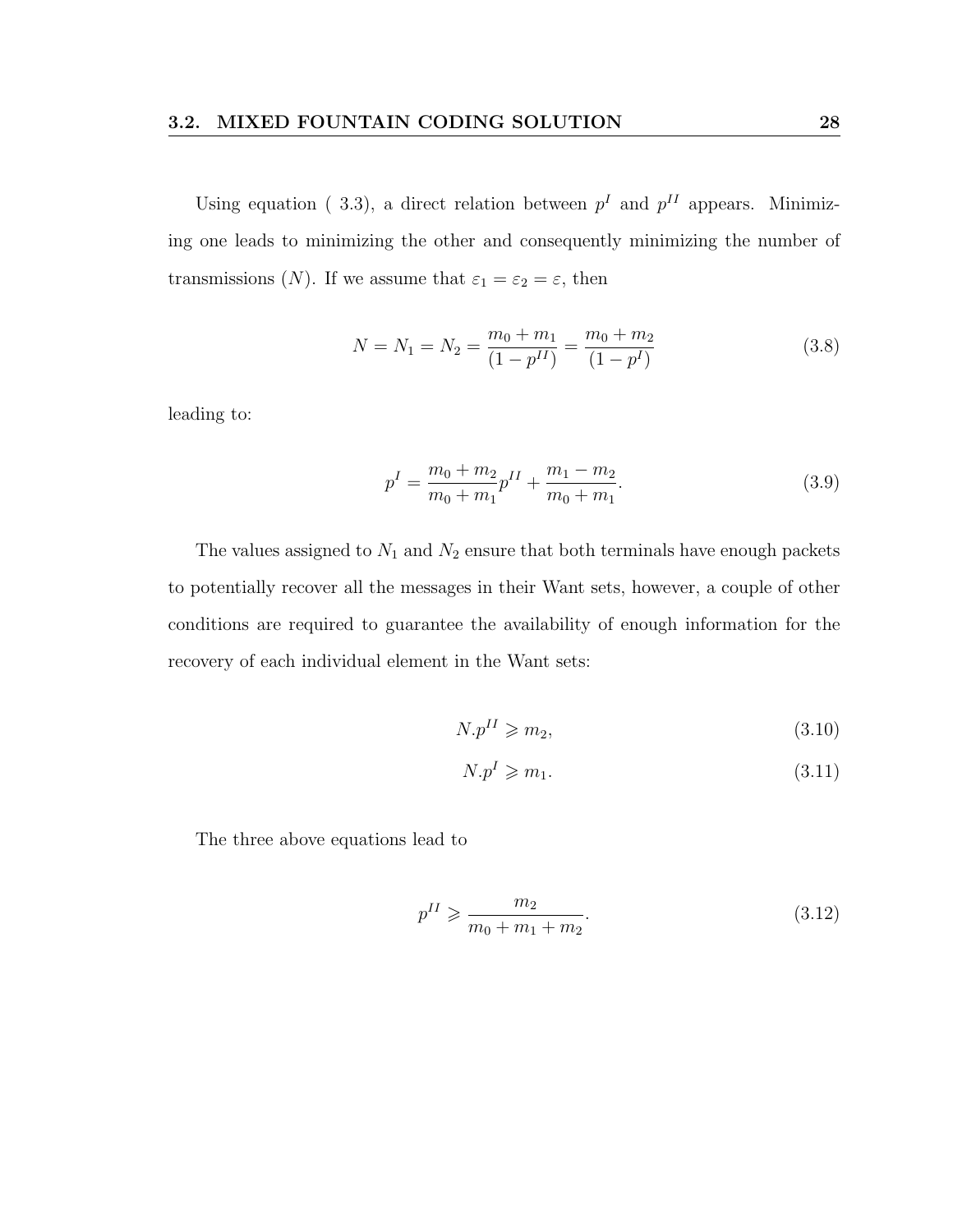Using equation ( 3.3), a direct relation between $p^I$ and $p^{II}$ appears. Minimizing one leads to minimizing the other and consequently minimizing the number of transmissions ($N$). If we assume that $\varepsilon_1 = \varepsilon_2 = \varepsilon$, then

$$N = N_1 = N_2 = \frac{m_0 + m_1}{(1 - p^{II})} = \frac{m_0 + m_2}{(1 - p^{I})} \tag{3.8}$$

leading to:

$$p^I = \frac{m_0 + m_2}{m_0 + m_1} p^{II} + \frac{m_1 - m_2}{m_0 + m_1}. \tag{3.9}$$

The values assigned to $N_1$ and $N_2$ ensure that both terminals have enough packets to potentially recover all the messages in their Want sets, however, a couple of other conditions are required to guarantee the availability of enough information for the recovery of each individual element in the Want sets:

$$N.p^{II} \geqslant m_2, \tag{3.10}$$

$$N.p^{I} \geqslant m_1. \tag{3.11}$$

The three above equations lead to

$$p^{II} \geqslant \frac{m_2}{m_0 + m_1 + m_2}. \tag{3.12}$$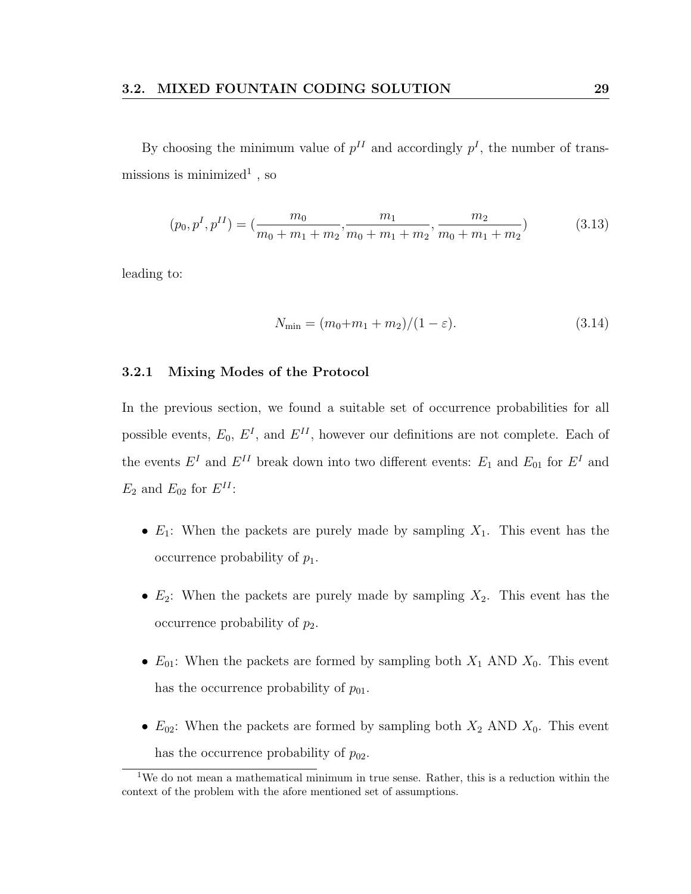By choosing the minimum value of $p^{II}$ and accordingly $p^{I}$, the number of transmissions is minimized[1] , so

$$(p_0, p^I, p^{II}) = (\frac{m_0}{m_0 + m_1 + m_2}, \frac{m_1}{m_0 + m_1 + m_2}, \frac{m_2}{m_0 + m_1 + m_2}) \tag{3.13}$$

leading to:

$$N_{\min} = (m_0 + m_1 + m_2)/(1 - \varepsilon). \tag{3.14}$$

### 3.2.1 Mixing Modes of the Protocol

In the previous section, we found a suitable set of occurrence probabilities for all possible events, $E_0$, $E^I$, and $E^{II}$, however our definitions are not complete. Each of the events $E^I$ and $E^{II}$ break down into two different events: $E_1$ and $E_{01}$ for $E^I$ and $E_2$ and $E_{02}$ for $E^{II}$:

- $E_1$: When the packets are purely made by sampling $X_1$. This event has the occurrence probability of $p_1$.
- $E_2$: When the packets are purely made by sampling $X_2$. This event has the occurrence probability of $p_2$.
- $E_{01}$: When the packets are formed by sampling both $X_1$ AND $X_0$. This event has the occurrence probability of $p_{01}$.
- $E_{02}$: When the packets are formed by sampling both $X_2$ AND $X_0$. This event has the occurrence probability of $p_{02}$.

[1] We do not mean a mathematical minimum in true sense. Rather, this is a reduction within the context of the problem with the afore mentioned set of assumptions.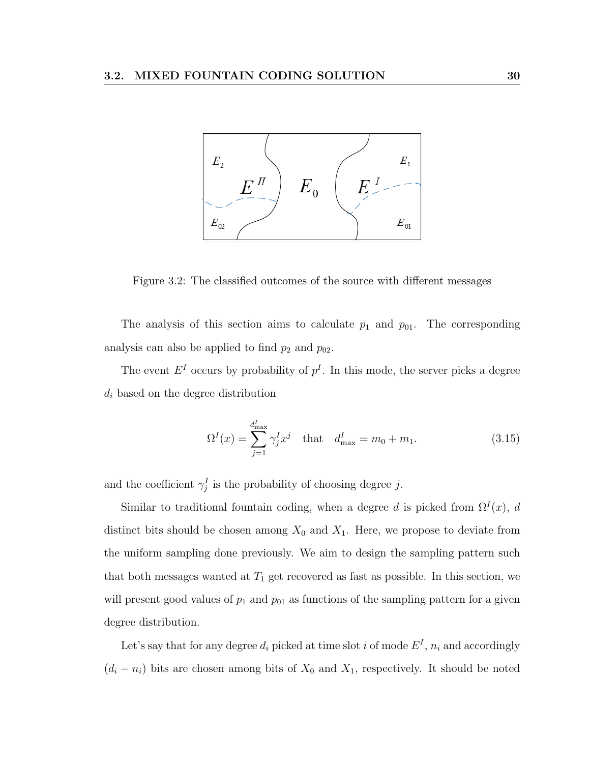Figure 3.2: The classified outcomes of the source with different messages

The analysis of this section aims to calculate $p_1$ and $p_{01}$. The corresponding analysis can also be applied to find $p_2$ and $p_{02}$.

The event $E^I$ occurs by probability of $p^I$. In this mode, the server picks a degree $d_i$ based on the degree distribution

$$\Omega^I(x) = \sum_{j=1}^{d^I_{\max}} \gamma^I_j x^j \quad \text{that} \quad d^I_{\max} = m_0 + m_1. \tag{3.15}$$

and the coefficient $\gamma^I_j$ is the probability of choosing degree $j$.

Similar to traditional fountain coding, when a degree $d$ is picked from $\Omega^I(x)$, $d$ distinct bits should be chosen among $X_0$ and $X_1$. Here, we propose to deviate from the uniform sampling done previously. We aim to design the sampling pattern such that both messages wanted at $T_1$ get recovered as fast as possible. In this section, we will present good values of $p_1$ and $p_{01}$ as functions of the sampling pattern for a given degree distribution.

Let's say that for any degree $d_i$ picked at time slot $i$ of mode $E^I$, $n_i$ and accordingly $(d_i - n_i)$ bits are chosen among bits of $X_0$ and $X_1$, respectively. It should be noted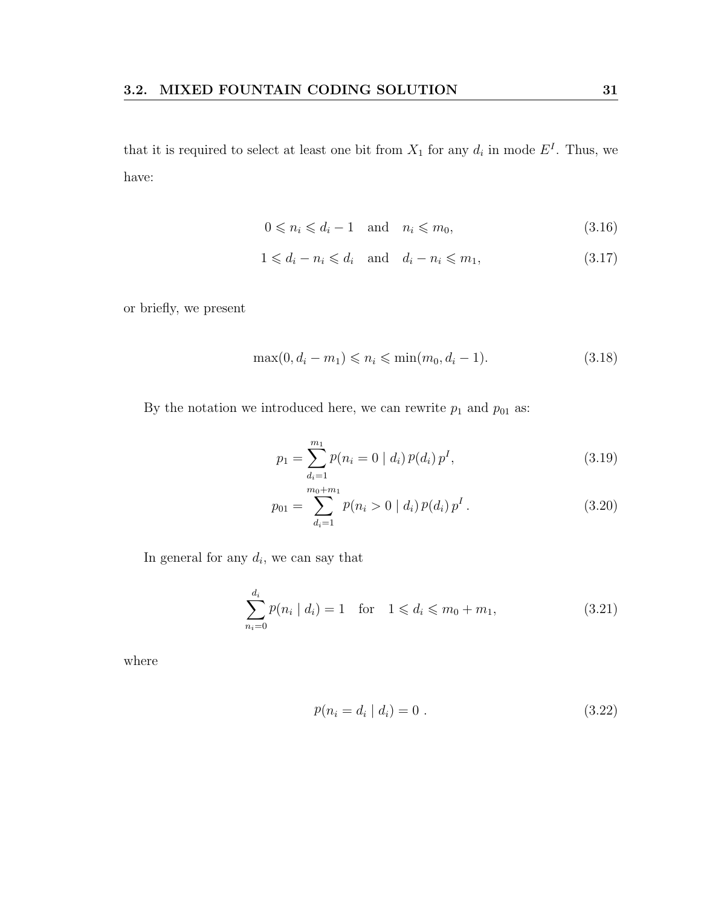that it is required to select at least one bit from $X_1$ for any $d_i$ in mode $E^I$. Thus, we have:

$$0 \leqslant n_i \leqslant d_i - 1 \quad \text{and} \quad n_i \leqslant m_0, \tag{3.16}$$

$$1 \leqslant d_i - n_i \leqslant d_i \quad \text{and} \quad d_i - n_i \leqslant m_1, \tag{3.17}$$

or briefly, we present

$$\max(0, d_i - m_1) \leqslant n_i \leqslant \min(m_0, d_i - 1). \tag{3.18}$$

By the notation we introduced here, we can rewrite $p_1$ and $p_{01}$ as:

$$p_1 = \sum_{d_i=1}^{m_1} p(n_i = 0 \mid d_i)\, p(d_i)\, p^I, \tag{3.19}$$

$$p_{01} = \sum_{d_i=1}^{m_0+m_1} p(n_i > 0 \mid d_i)\, p(d_i)\, p^I\,. \tag{3.20}$$

In general for any $d_i$, we can say that

$$\sum_{n_i=0}^{d_i} p(n_i \mid d_i) = 1 \quad \text{for} \quad 1 \leqslant d_i \leqslant m_0 + m_1, \tag{3.21}$$

where

$$p(n_i = d_i \mid d_i) = 0\ . \tag{3.22}$$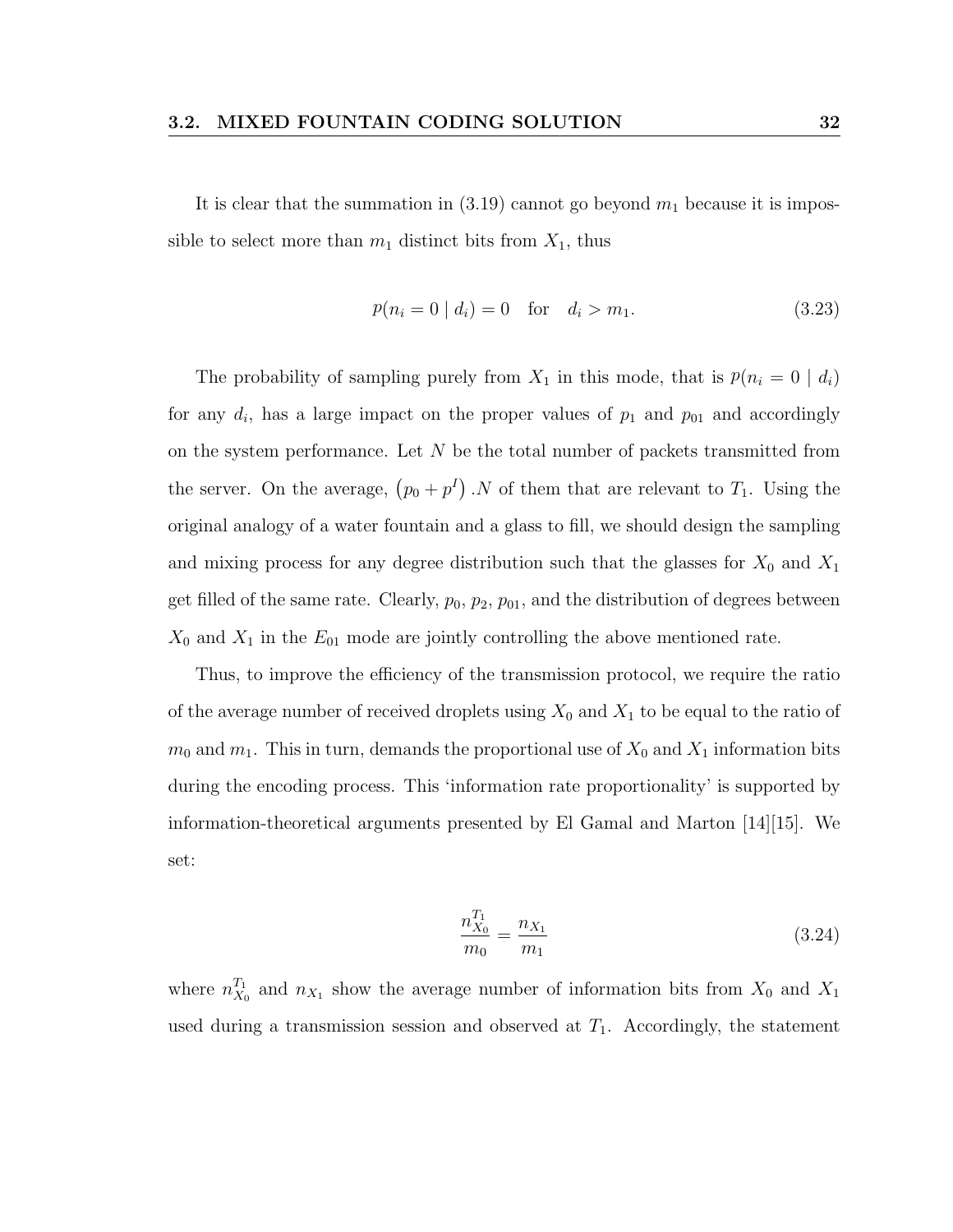It is clear that the summation in (3.19) cannot go beyond $m_1$ because it is impossible to select more than $m_1$ distinct bits from $X_1$, thus

$$p(n_i = 0 \mid d_i) = 0 \quad \text{for} \quad d_i > m_1. \tag{3.23}$$

The probability of sampling purely from $X_1$ in this mode, that is $p(n_i = 0 \mid d_i)$ for any $d_i$, has a large impact on the proper values of $p_1$ and $p_{01}$ and accordingly on the system performance. Let $N$ be the total number of packets transmitted from the server. On the average, $\left(p_0 + p^I\right).N$ of them that are relevant to $T_1$. Using the original analogy of a water fountain and a glass to fill, we should design the sampling and mixing process for any degree distribution such that the glasses for $X_0$ and $X_1$ get filled of the same rate. Clearly, $p_0$, $p_2$, $p_{01}$, and the distribution of degrees between $X_0$ and $X_1$ in the $E_{01}$ mode are jointly controlling the above mentioned rate.

Thus, to improve the efficiency of the transmission protocol, we require the ratio of the average number of received droplets using $X_0$ and $X_1$ to be equal to the ratio of $m_0$ and $m_1$. This in turn, demands the proportional use of $X_0$ and $X_1$ information bits during the encoding process. This 'information rate proportionality' is supported by information-theoretical arguments presented by El Gamal and Marton [14][15]. We set:

$$\frac{n_{X_0}^{T_1}}{m_0} = \frac{n_{X_1}}{m_1} \tag{3.24}$$

where $n_{X_0}^{T_1}$ and $n_{X_1}$ show the average number of information bits from $X_0$ and $X_1$ used during a transmission session and observed at $T_1$. Accordingly, the statement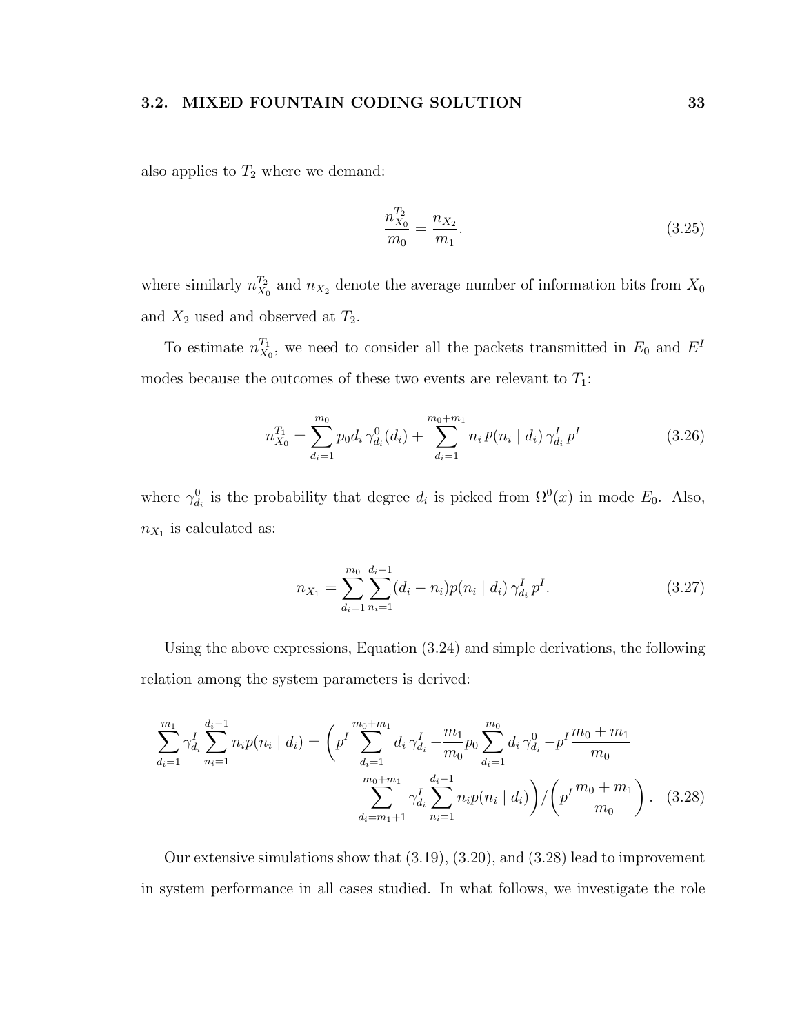also applies to $T_2$ where we demand:

$$\frac{n_{X_0}^{T_2}}{m_0} = \frac{n_{X_2}}{m_1}. \tag{3.25}$$

where similarly $n_{X_0}^{T_2}$ and $n_{X_2}$ denote the average number of information bits from $X_0$ and $X_2$ used and observed at $T_2$.

To estimate $n_{X_0}^{T_1}$, we need to consider all the packets transmitted in $E_0$ and $E^I$ modes because the outcomes of these two events are relevant to $T_1$:

$$n_{X_0}^{T_1} = \sum_{d_i=1}^{m_0} p_0 d_i \, \gamma_{d_i}^0(d_i) + \sum_{d_i=1}^{m_0+m_1} n_i \, p(n_i \mid d_i) \, \gamma_{d_i}^I \, p^I \tag{3.26}$$

where $\gamma_{d_i}^0$ is the probability that degree $d_i$ is picked from $\Omega^0(x)$ in mode $E_0$. Also, $n_{X_1}$ is calculated as:

$$n_{X_1} = \sum_{d_i=1}^{m_0} \sum_{n_i=1}^{d_i-1} (d_i - n_i) p(n_i \mid d_i) \, \gamma_{d_i}^I \, p^I. \tag{3.27}$$

Using the above expressions, Equation (3.24) and simple derivations, the following relation among the system parameters is derived:

$$\sum_{d_i=1}^{m_1} \gamma_{d_i}^I \sum_{n_i=1}^{d_i-1} n_i p(n_i \mid d_i) = \left( p^I \sum_{d_i=1}^{m_0+m_1} d_i \, \gamma_{d_i}^I - \frac{m_1}{m_0} p_0 \sum_{d_i=1}^{m_0} d_i \, \gamma_{d_i}^0 - p^I \frac{m_0+m_1}{m_0} \sum_{d_i=m_1+1}^{m_0+m_1} \gamma_{d_i}^I \sum_{n_i=1}^{d_i-1} n_i p(n_i \mid d_i) \right) \Big/ \left( p^I \frac{m_0+m_1}{m_0} \right). \tag{3.28}$$

Our extensive simulations show that (3.19), (3.20), and (3.28) lead to improvement in system performance in all cases studied. In what follows, we investigate the role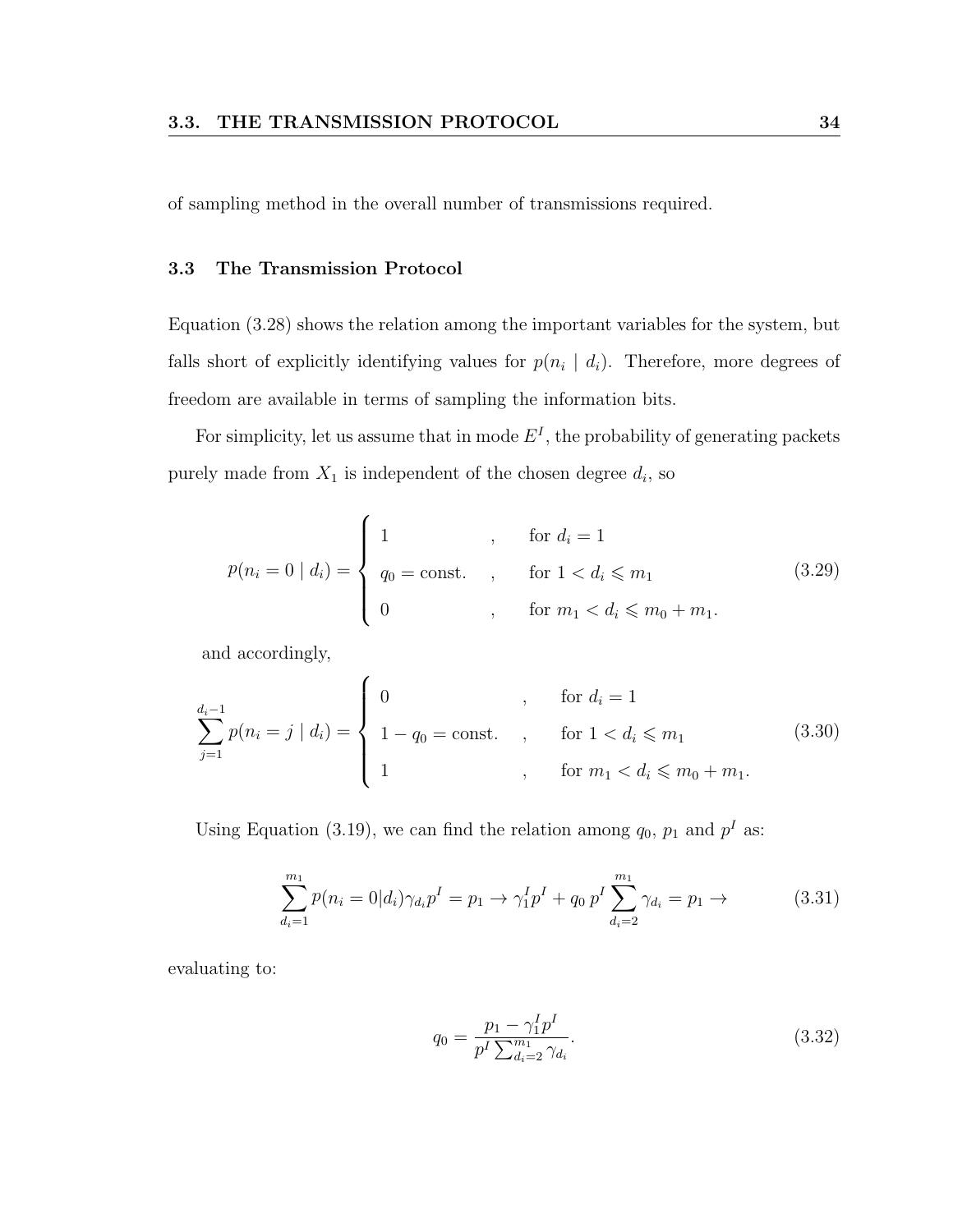of sampling method in the overall number of transmissions required.

### 3.3 The Transmission Protocol

Equation (3.28) shows the relation among the important variables for the system, but falls short of explicitly identifying values for $p(n_i \mid d_i)$. Therefore, more degrees of freedom are available in terms of sampling the information bits.

For simplicity, let us assume that in mode $E^I$, the probability of generating packets purely made from $X_1$ is independent of the chosen degree $d_i$, so

$$p(n_i = 0 \mid d_i) = \begin{cases} 1 & , \quad \text{for } d_i = 1 \\ q_0 = \text{const.} & , \quad \text{for } 1 < d_i \leqslant m_1 \\ 0 & , \quad \text{for } m_1 < d_i \leqslant m_0 + m_1. \end{cases} \tag{3.29}$$

and accordingly,

$$\sum_{j=1}^{d_i - 1} p(n_i = j \mid d_i) = \begin{cases} 0 & , \quad \text{for } d_i = 1 \\ 1 - q_0 = \text{const.} & , \quad \text{for } 1 < d_i \leqslant m_1 \\ 1 & , \quad \text{for } m_1 < d_i \leqslant m_0 + m_1. \end{cases} \tag{3.30}$$

Using Equation (3.19), we can find the relation among $q_0$, $p_1$ and $p^I$ as:

$$\sum_{d_i=1}^{m_1} p(n_i = 0 | d_i) \gamma_{d_i} p^I = p_1 \rightarrow \gamma_1^I p^I + q_0 \, p^I \sum_{d_i=2}^{m_1} \gamma_{d_i} = p_1 \rightarrow \tag{3.31}$$

evaluating to:

$$q_0 = \frac{p_1 - \gamma_1^I p^I}{p^I \sum_{d_i=2}^{m_1} \gamma_{d_i}}. \tag{3.32}$$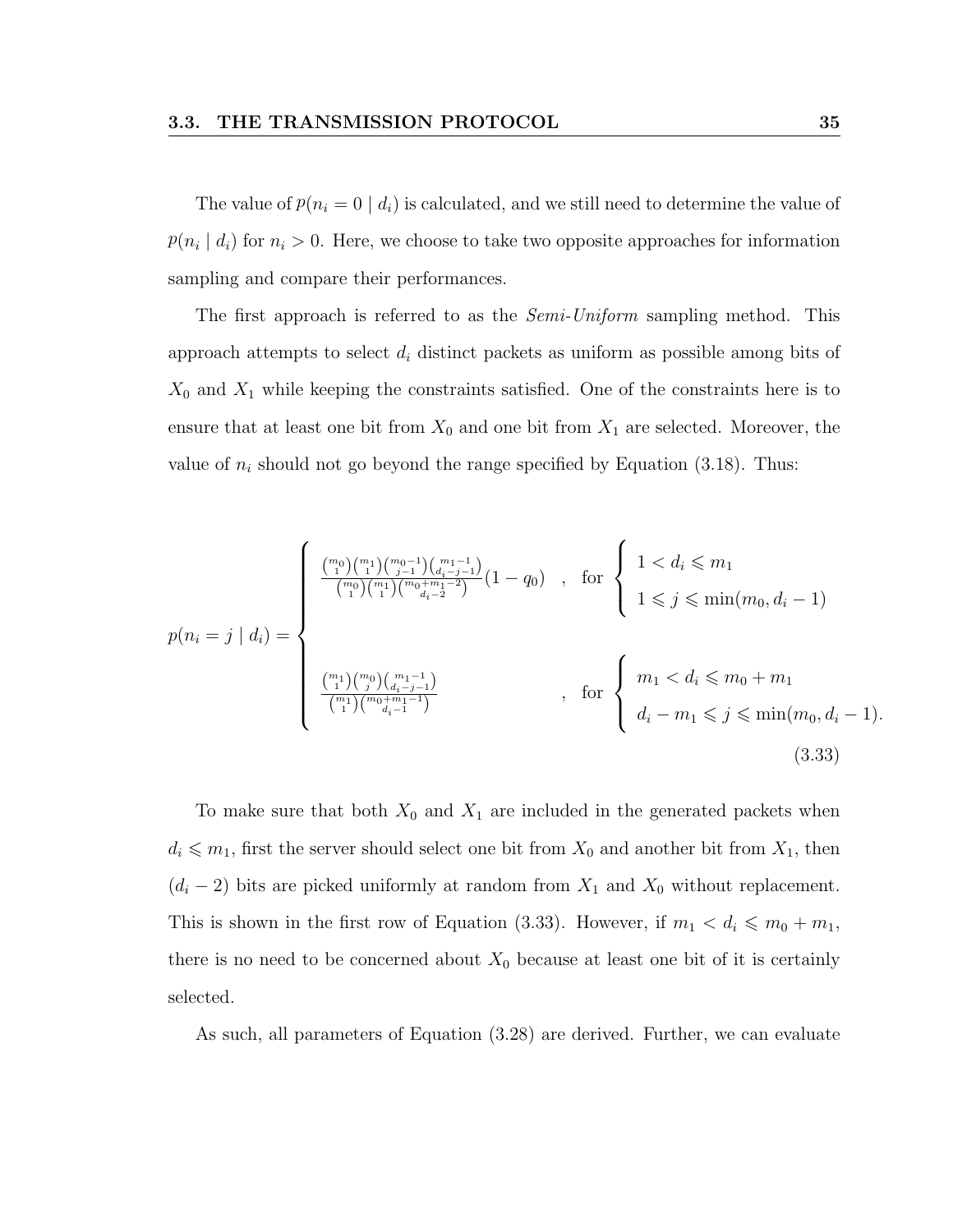The value of $p(n_i = 0 \mid d_i)$ is calculated, and we still need to determine the value of $p(n_i \mid d_i)$ for $n_i > 0$. Here, we choose to take two opposite approaches for information sampling and compare their performances.

The first approach is referred to as the *Semi-Uniform* sampling method. This approach attempts to select $d_i$ distinct packets as uniform as possible among bits of $X_0$ and $X_1$ while keeping the constraints satisfied. One of the constraints here is to ensure that at least one bit from $X_0$ and one bit from $X_1$ are selected. Moreover, the value of $n_i$ should not go beyond the range specified by Equation (3.18). Thus:

$$
p(n_i = j \mid d_i) = \begin{cases} \dfrac{\binom{m_0}{1}\binom{m_1}{1}\binom{m_0-1}{j-1}\binom{m_1-1}{d_i-j-1}}{\binom{m_0}{1}\binom{m_1}{1}\binom{m_0+m_1-2}{d_i-2}}(1-q_0) \quad , \quad \text{for} \begin{cases} 1 < d_i \leqslant m_1 \\ 1 \leqslant j \leqslant \min(m_0, d_i - 1) \end{cases} \\ \\ \dfrac{\binom{m_1}{1}\binom{m_0}{j}\binom{m_1-1}{d_i-j-1}}{\binom{m_1}{1}\binom{m_0+m_1-1}{d_i-1}} \quad , \quad \text{for} \begin{cases} m_1 < d_i \leqslant m_0 + m_1 \\ d_i - m_1 \leqslant j \leqslant \min(m_0, d_i - 1). \end{cases} \end{cases} \tag{3.33}
$$

To make sure that both $X_0$ and $X_1$ are included in the generated packets when $d_i \leqslant m_1$, first the server should select one bit from $X_0$ and another bit from $X_1$, then $(d_i - 2)$ bits are picked uniformly at random from $X_1$ and $X_0$ without replacement. This is shown in the first row of Equation (3.33). However, if $m_1 < d_i \leqslant m_0 + m_1$, there is no need to be concerned about $X_0$ because at least one bit of it is certainly selected.

As such, all parameters of Equation (3.28) are derived. Further, we can evaluate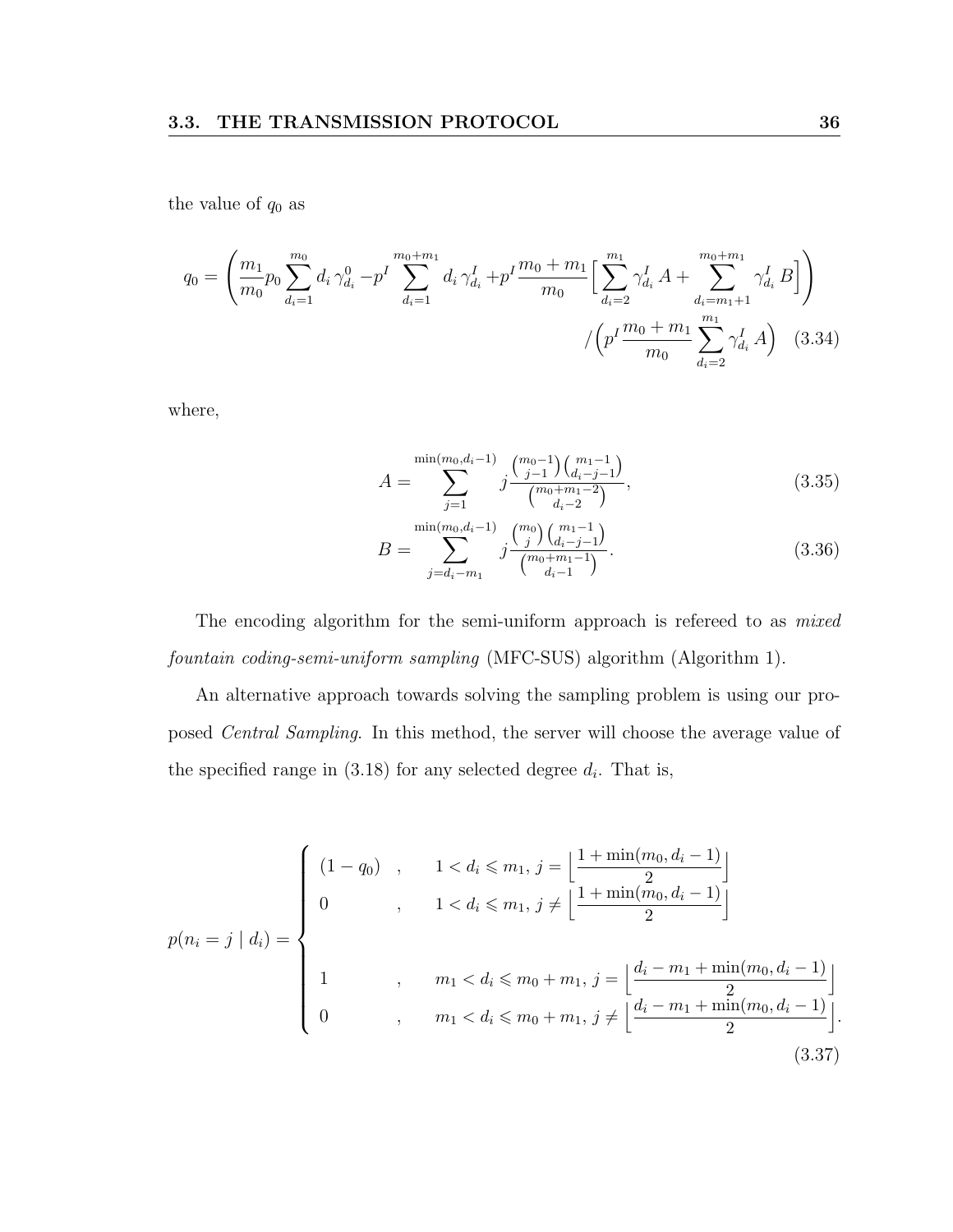the value of $q_0$ as

$$q_0 = \left( \frac{m_1}{m_0} p_0 \sum_{d_i=1}^{m_0} d_i \, \gamma^0_{d_i} - p^I \sum_{d_i=1}^{m_0+m_1} d_i \, \gamma^I_{d_i} + p^I \frac{m_0+m_1}{m_0} \Big[ \sum_{d_i=2}^{m_1} \gamma^I_{d_i} \, A + \sum_{d_i=m_1+1}^{m_0+m_1} \gamma^I_{d_i} \, B \Big] \right) \Big/ \Big( p^I \frac{m_0+m_1}{m_0} \sum_{d_i=2}^{m_1} \gamma^I_{d_i} \, A \Big) \quad (3.34)$$

where,

$$A = \sum_{j=1}^{\min(m_0, d_i-1)} j \frac{\binom{m_0-1}{j-1}\binom{m_1-1}{d_i-j-1}}{\binom{m_0+m_1-2}{d_i-2}}, \quad (3.35)$$

$$B = \sum_{j=d_i-m_1}^{\min(m_0, d_i-1)} j \frac{\binom{m_0}{j}\binom{m_1-1}{d_i-j-1}}{\binom{m_0+m_1-1}{d_i-1}}. \quad (3.36)$$

The encoding algorithm for the semi-uniform approach is refereed to as *mixed fountain coding-semi-uniform sampling* (MFC-SUS) algorithm (Algorithm 1).

An alternative approach towards solving the sampling problem is using our proposed *Central Sampling*. In this method, the server will choose the average value of the specified range in (3.18) for any selected degree $d_i$. That is,

$$p(n_i = j \mid d_i) = \begin{cases} (1-q_0) & , \quad 1 < d_i \leqslant m_1, \; j = \Big\lfloor \dfrac{1+\min(m_0, d_i-1)}{2} \Big\rfloor \\ 0 & , \quad 1 < d_i \leqslant m_1, \; j \neq \Big\lfloor \dfrac{1+\min(m_0, d_i-1)}{2} \Big\rfloor \\ & \\ 1 & , \quad m_1 < d_i \leqslant m_0+m_1, \; j = \Big\lfloor \dfrac{d_i - m_1 + \min(m_0, d_i-1)}{2} \Big\rfloor \\ 0 & , \quad m_1 < d_i \leqslant m_0+m_1, \; j \neq \Big\lfloor \dfrac{d_i - m_1 + \min(m_0, d_i-1)}{2} \Big\rfloor . \end{cases} \quad (3.37)$$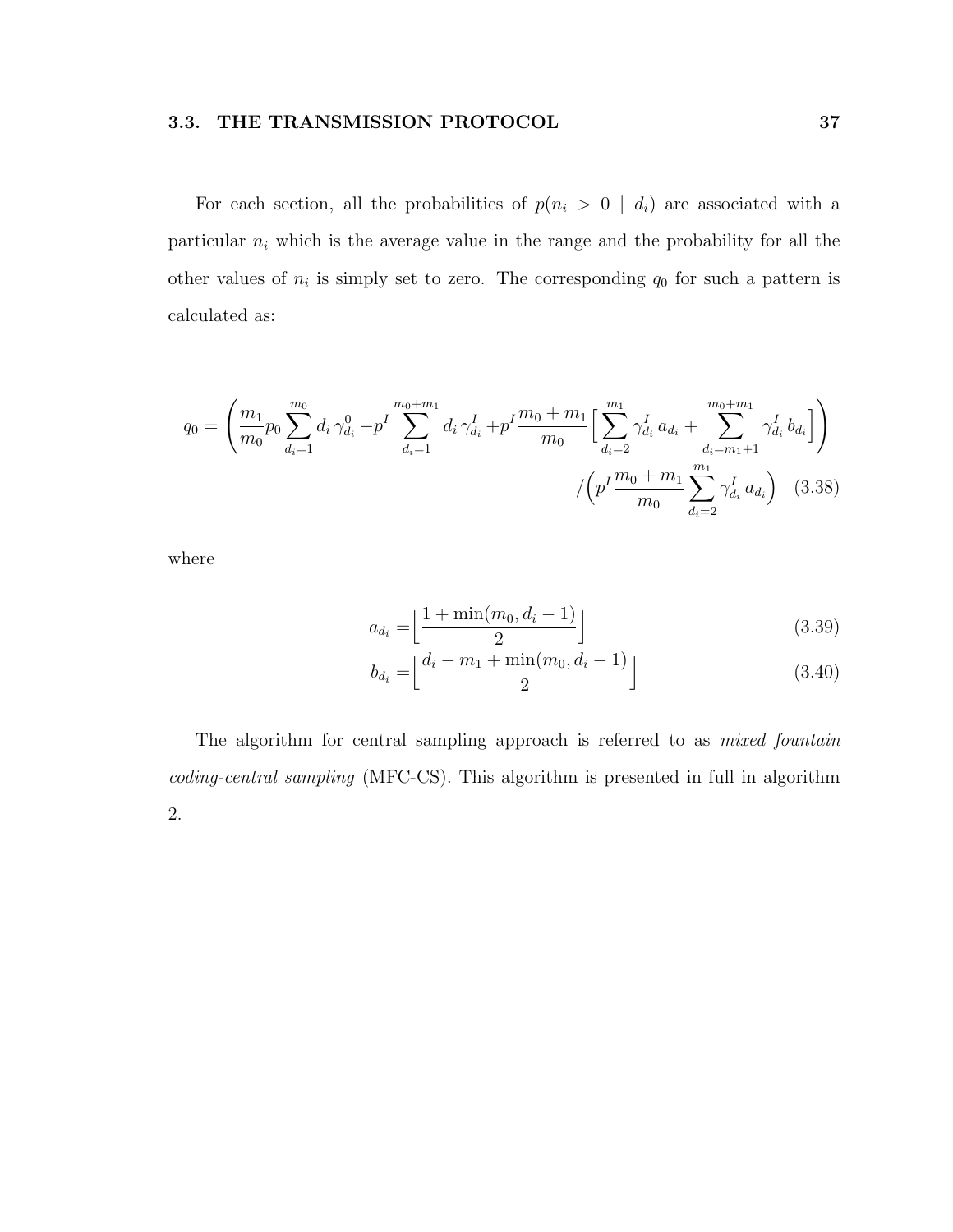For each section, all the probabilities of $p(n_i > 0 \mid d_i)$ are associated with a particular $n_i$ which is the average value in the range and the probability for all the other values of $n_i$ is simply set to zero. The corresponding $q_0$ for such a pattern is calculated as:

$$
\begin{aligned}
q_0 = \Bigg( \frac{m_1}{m_0} p_0 \sum_{d_i=1}^{m_0} d_i \, \gamma^0_{d_i} - p^I \sum_{d_i=1}^{m_0+m_1} d_i \, \gamma^I_{d_i} + p^I \frac{m_0+m_1}{m_0} \Big[ \sum_{d_i=2}^{m_1} \gamma^I_{d_i} \, a_{d_i} + \sum_{d_i=m_1+1}^{m_0+m_1} \gamma^I_{d_i} \, b_{d_i} \Big] \Bigg) \\
\Big/ \Big( p^I \frac{m_0+m_1}{m_0} \sum_{d_i=2}^{m_1} \gamma^I_{d_i} \, a_{d_i} \Big) \quad (3.38)
\end{aligned}
$$

where

$$
a_{d_i} = \Big\lfloor \frac{1 + \min(m_0, d_i - 1)}{2} \Big\rfloor \quad (3.39)
$$

$$
b_{d_i} = \Big\lfloor \frac{d_i - m_1 + \min(m_0, d_i - 1)}{2} \Big\rfloor \quad (3.40)
$$

The algorithm for central sampling approach is referred to as *mixed fountain coding-central sampling* (MFC-CS). This algorithm is presented in full in algorithm 2.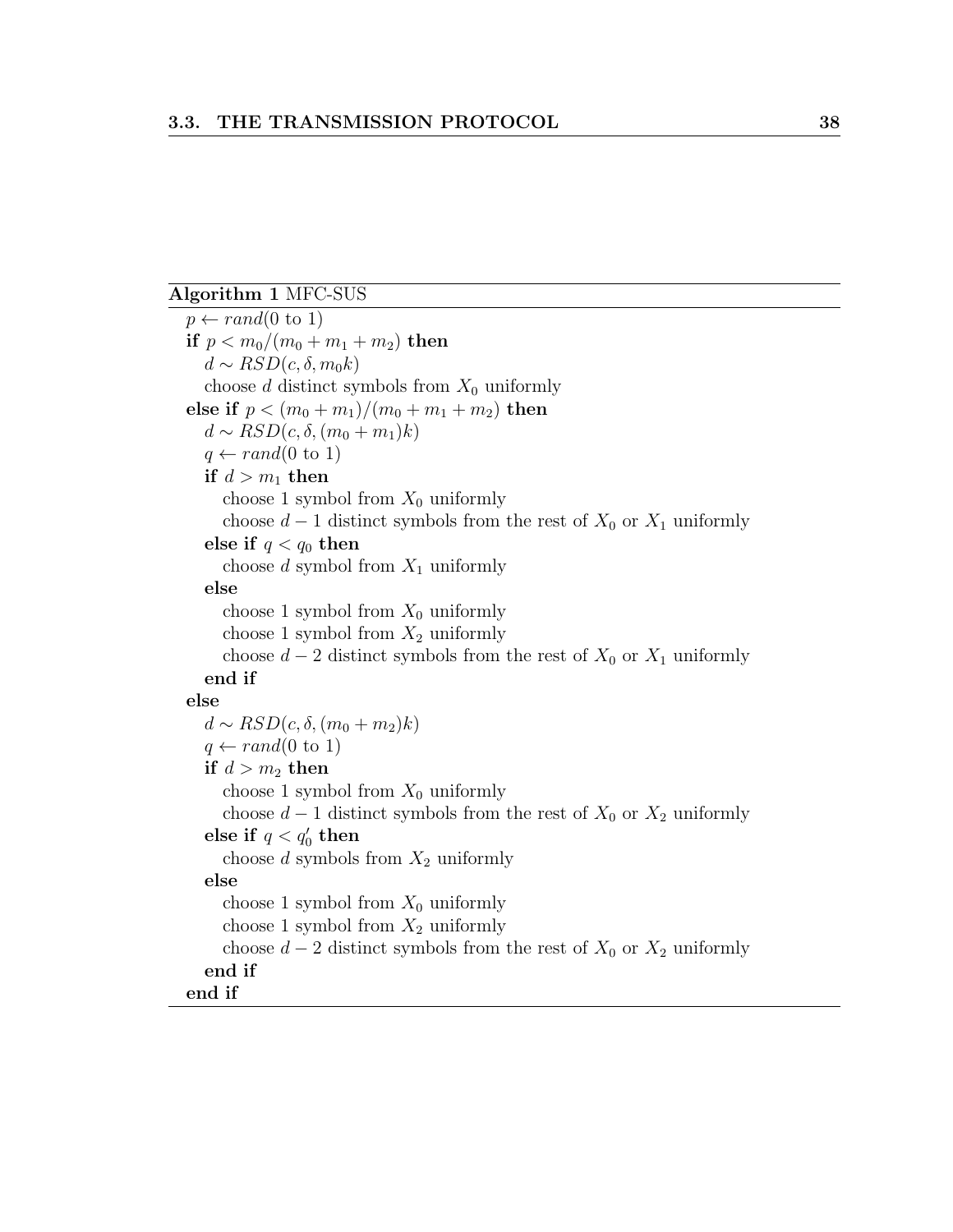**Algorithm 1** MFC-SUS

```
p ← rand(0 to 1)
if p < m_0/(m_0 + m_1 + m_2) then
    d ~ RSD(c, δ, m_0 k)
    choose d distinct symbols from X_0 uniformly
else if p < (m_0 + m_1)/(m_0 + m_1 + m_2) then
    d ~ RSD(c, δ, (m_0 + m_1)k)
    q ← rand(0 to 1)
    if d > m_1 then
        choose 1 symbol from X_0 uniformly
        choose d − 1 distinct symbols from the rest of X_0 or X_1 uniformly
    else if q < q_0 then
        choose d symbol from X_1 uniformly
    else
        choose 1 symbol from X_0 uniformly
        choose 1 symbol from X_2 uniformly
        choose d − 2 distinct symbols from the rest of X_0 or X_1 uniformly
    end if
else
    d ~ RSD(c, δ, (m_0 + m_2)k)
    q ← rand(0 to 1)
    if d > m_2 then
        choose 1 symbol from X_0 uniformly
        choose d − 1 distinct symbols from the rest of X_0 or X_2 uniformly
    else if q < q'_0 then
        choose d symbols from X_2 uniformly
    else
        choose 1 symbol from X_0 uniformly
        choose 1 symbol from X_2 uniformly
        choose d − 2 distinct symbols from the rest of X_0 or X_2 uniformly
    end if
end if
```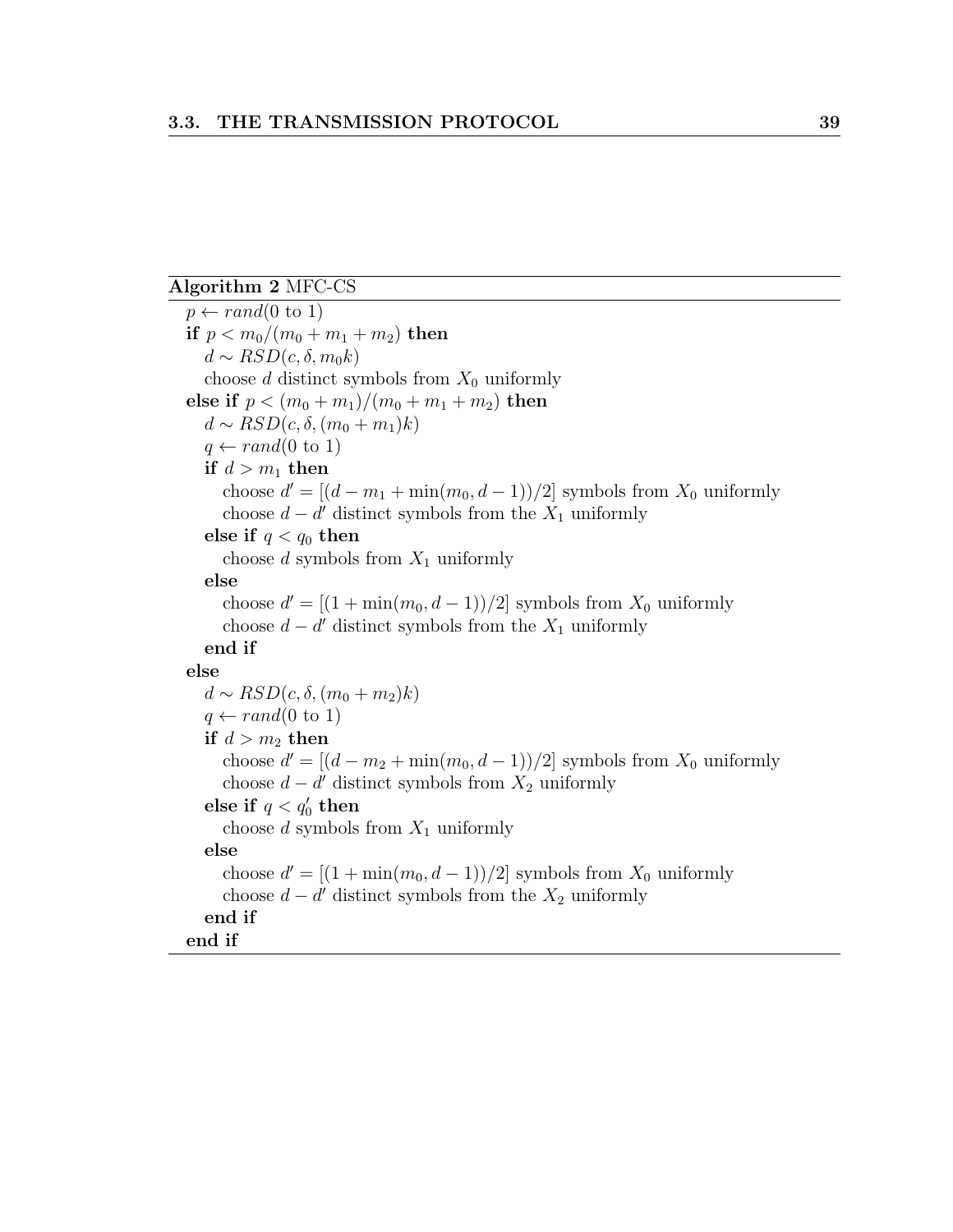**Algorithm 2** MFC-CS

$p \leftarrow rand(0 \text{ to } 1)$
**if** $p < m_0/(m_0 + m_1 + m_2)$ **then**
  $d \sim RSD(c, \delta, m_0 k)$
  choose $d$ distinct symbols from $X_0$ uniformly
**else if** $p < (m_0 + m_1)/(m_0 + m_1 + m_2)$ **then**
  $d \sim RSD(c, \delta, (m_0 + m_1)k)$
  $q \leftarrow rand(0 \text{ to } 1)$
  **if** $d > m_1$ **then**
    choose $d' = [(d - m_1 + \min(m_0, d-1))/2]$ symbols from $X_0$ uniformly
    choose $d - d'$ distinct symbols from the $X_1$ uniformly
  **else if** $q < q_0$ **then**
    choose $d$ symbols from $X_1$ uniformly
  **else**
    choose $d' = [(1 + \min(m_0, d-1))/2]$ symbols from $X_0$ uniformly
    choose $d - d'$ distinct symbols from the $X_1$ uniformly
  **end if**
**else**
  $d \sim RSD(c, \delta, (m_0 + m_2)k)$
  $q \leftarrow rand(0 \text{ to } 1)$
  **if** $d > m_2$ **then**
    choose $d' = [(d - m_2 + \min(m_0, d-1))/2]$ symbols from $X_0$ uniformly
    choose $d - d'$ distinct symbols from $X_2$ uniformly
  **else if** $q < q_0'$ **then**
    choose $d$ symbols from $X_1$ uniformly
  **else**
    choose $d' = [(1 + \min(m_0, d-1))/2]$ symbols from $X_0$ uniformly
    choose $d - d'$ distinct symbols from the $X_2$ uniformly
  **end if**
**end if**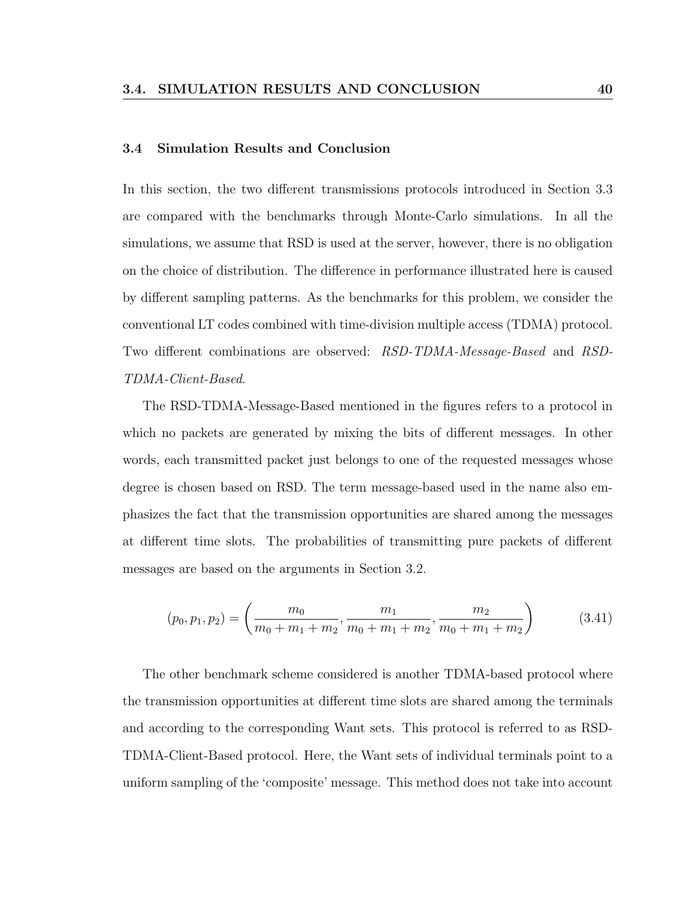## 3.4 Simulation Results and Conclusion

In this section, the two different transmissions protocols introduced in Section 3.3 are compared with the benchmarks through Monte-Carlo simulations. In all the simulations, we assume that RSD is used at the server, however, there is no obligation on the choice of distribution. The difference in performance illustrated here is caused by different sampling patterns. As the benchmarks for this problem, we consider the conventional LT codes combined with time-division multiple access (TDMA) protocol. Two different combinations are observed: *RSD-TDMA-Message-Based* and *RSD-TDMA-Client-Based*.

The RSD-TDMA-Message-Based mentioned in the figures refers to a protocol in which no packets are generated by mixing the bits of different messages. In other words, each transmitted packet just belongs to one of the requested messages whose degree is chosen based on RSD. The term message-based used in the name also emphasizes the fact that the transmission opportunities are shared among the messages at different time slots. The probabilities of transmitting pure packets of different messages are based on the arguments in Section 3.2.

$$(p_0, p_1, p_2) = \left( \frac{m_0}{m_0 + m_1 + m_2}, \frac{m_1}{m_0 + m_1 + m_2}, \frac{m_2}{m_0 + m_1 + m_2} \right) \tag{3.41}$$

The other benchmark scheme considered is another TDMA-based protocol where the transmission opportunities at different time slots are shared among the terminals and according to the corresponding Want sets. This protocol is referred to as RSD-TDMA-Client-Based protocol. Here, the Want sets of individual terminals point to a uniform sampling of the 'composite' message. This method does not take into account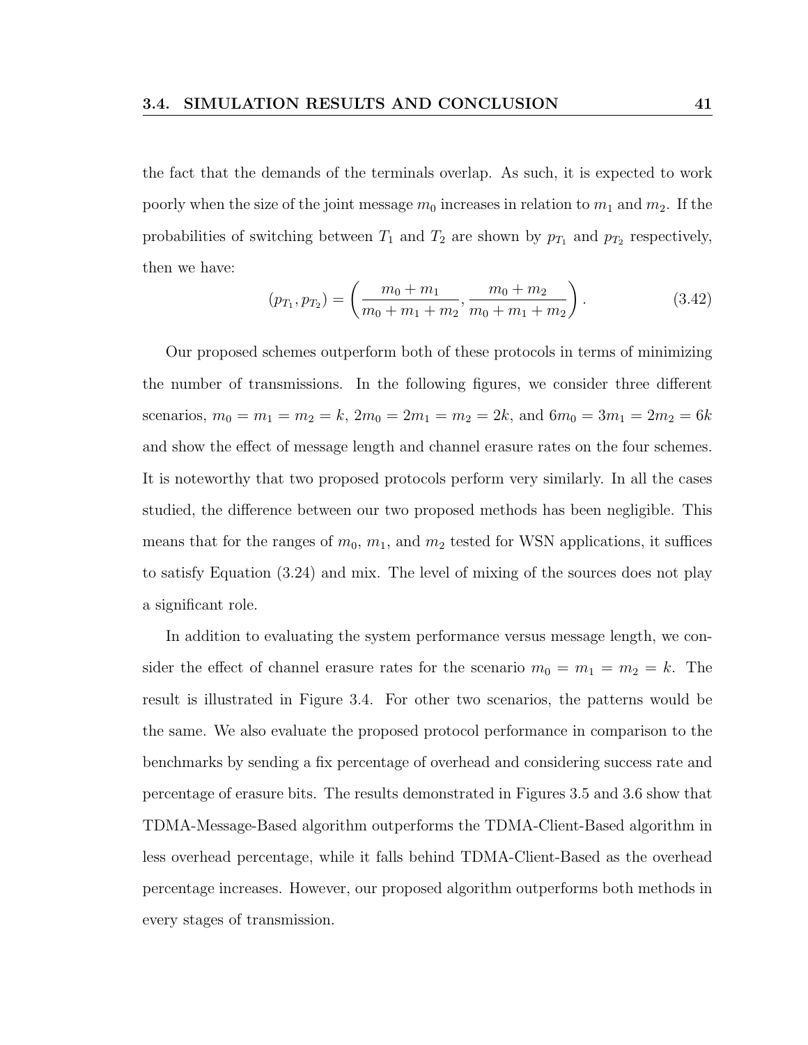the fact that the demands of the terminals overlap. As such, it is expected to work poorly when the size of the joint message $m_0$ increases in relation to $m_1$ and $m_2$. If the probabilities of switching between $T_1$ and $T_2$ are shown by $p_{T_1}$ and $p_{T_2}$ respectively, then we have:

$$(p_{T_1}, p_{T_2}) = \left( \frac{m_0 + m_1}{m_0 + m_1 + m_2}, \frac{m_0 + m_2}{m_0 + m_1 + m_2} \right). \tag{3.42}$$

Our proposed schemes outperform both of these protocols in terms of minimizing the number of transmissions. In the following figures, we consider three different scenarios, $m_0 = m_1 = m_2 = k$, $2m_0 = 2m_1 = m_2 = 2k$, and $6m_0 = 3m_1 = 2m_2 = 6k$ and show the effect of message length and channel erasure rates on the four schemes. It is noteworthy that two proposed protocols perform very similarly. In all the cases studied, the difference between our two proposed methods has been negligible. This means that for the ranges of $m_0$, $m_1$, and $m_2$ tested for WSN applications, it suffices to satisfy Equation (3.24) and mix. The level of mixing of the sources does not play a significant role.

In addition to evaluating the system performance versus message length, we consider the effect of channel erasure rates for the scenario $m_0 = m_1 = m_2 = k$. The result is illustrated in Figure 3.4. For other two scenarios, the patterns would be the same. We also evaluate the proposed protocol performance in comparison to the benchmarks by sending a fix percentage of overhead and considering success rate and percentage of erasure bits. The results demonstrated in Figures 3.5 and 3.6 show that TDMA-Message-Based algorithm outperforms the TDMA-Client-Based algorithm in less overhead percentage, while it falls behind TDMA-Client-Based as the overhead percentage increases. However, our proposed algorithm outperforms both methods in every stages of transmission.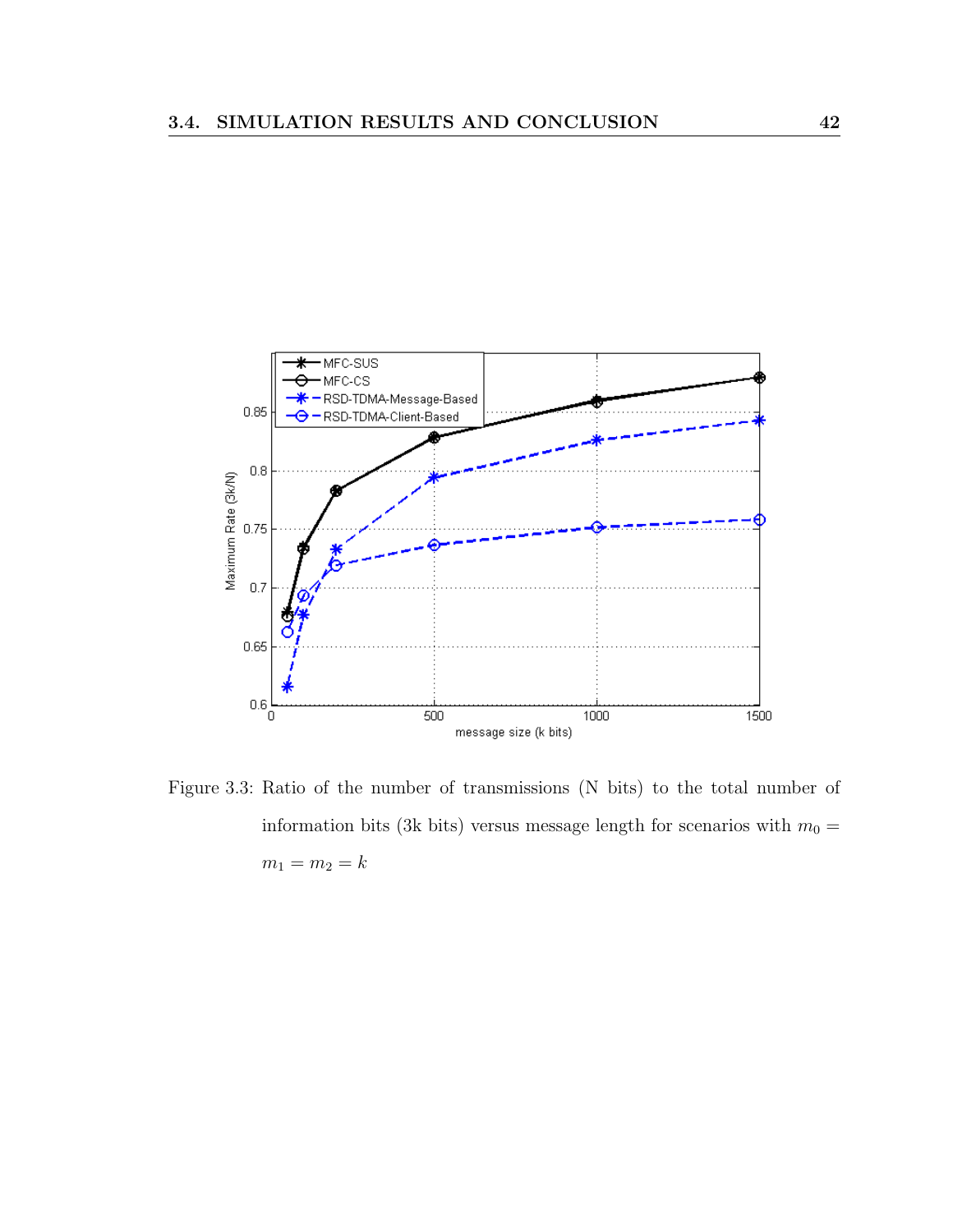Figure 3.3: Ratio of the number of transmissions (N bits) to the total number of information bits (3k bits) versus message length for scenarios with $m_0 = m_1 = m_2 = k$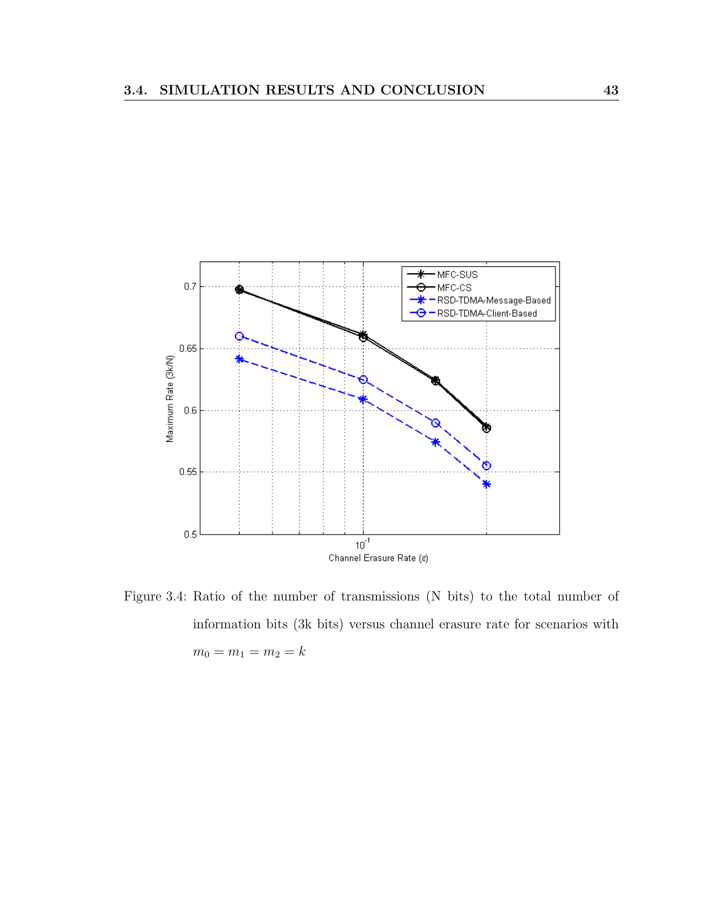Figure 3.4: Ratio of the number of transmissions (N bits) to the total number of information bits (3k bits) versus channel erasure rate for scenarios with $m_0 = m_1 = m_2 = k$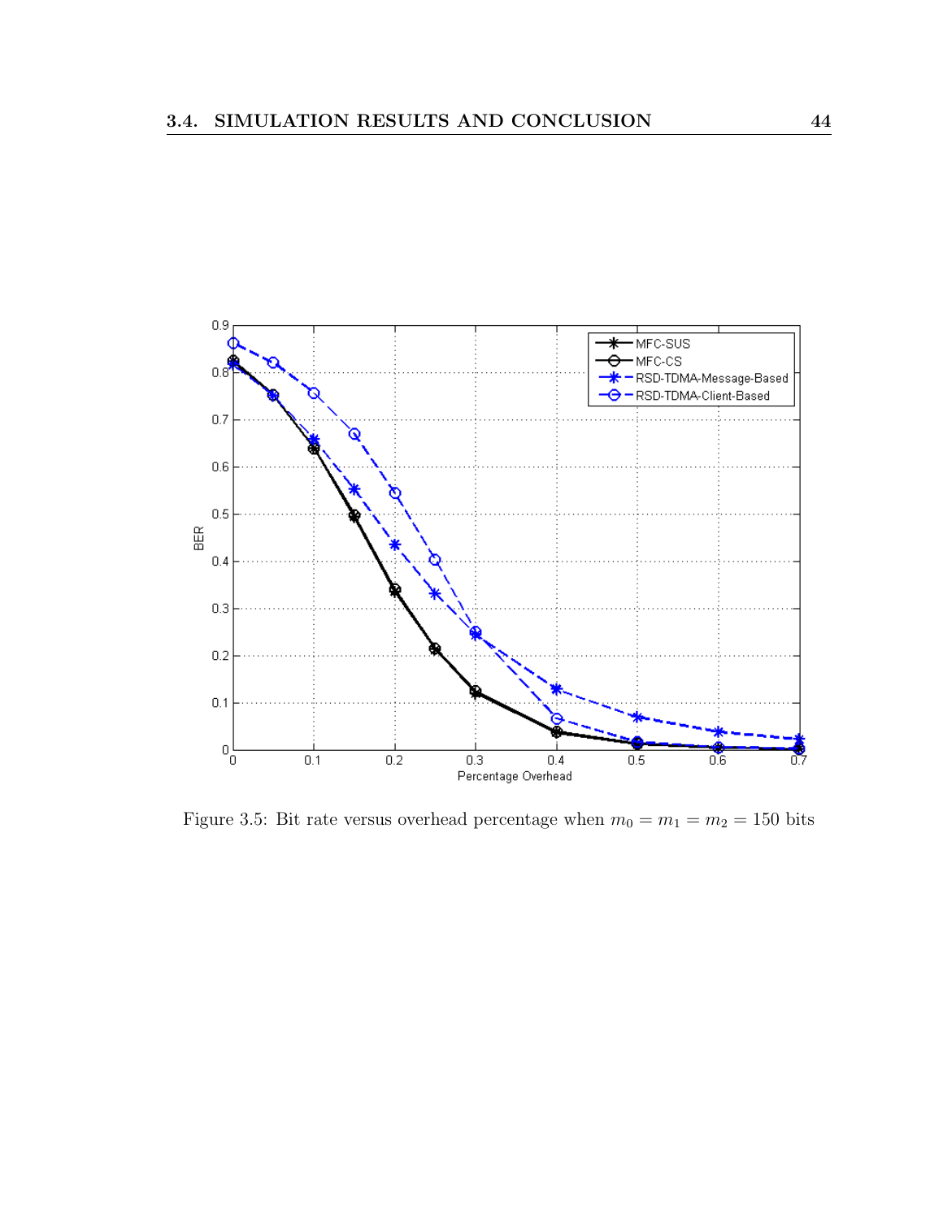Figure 3.5: Bit rate versus overhead percentage when $m_0 = m_1 = m_2 = 150$ bits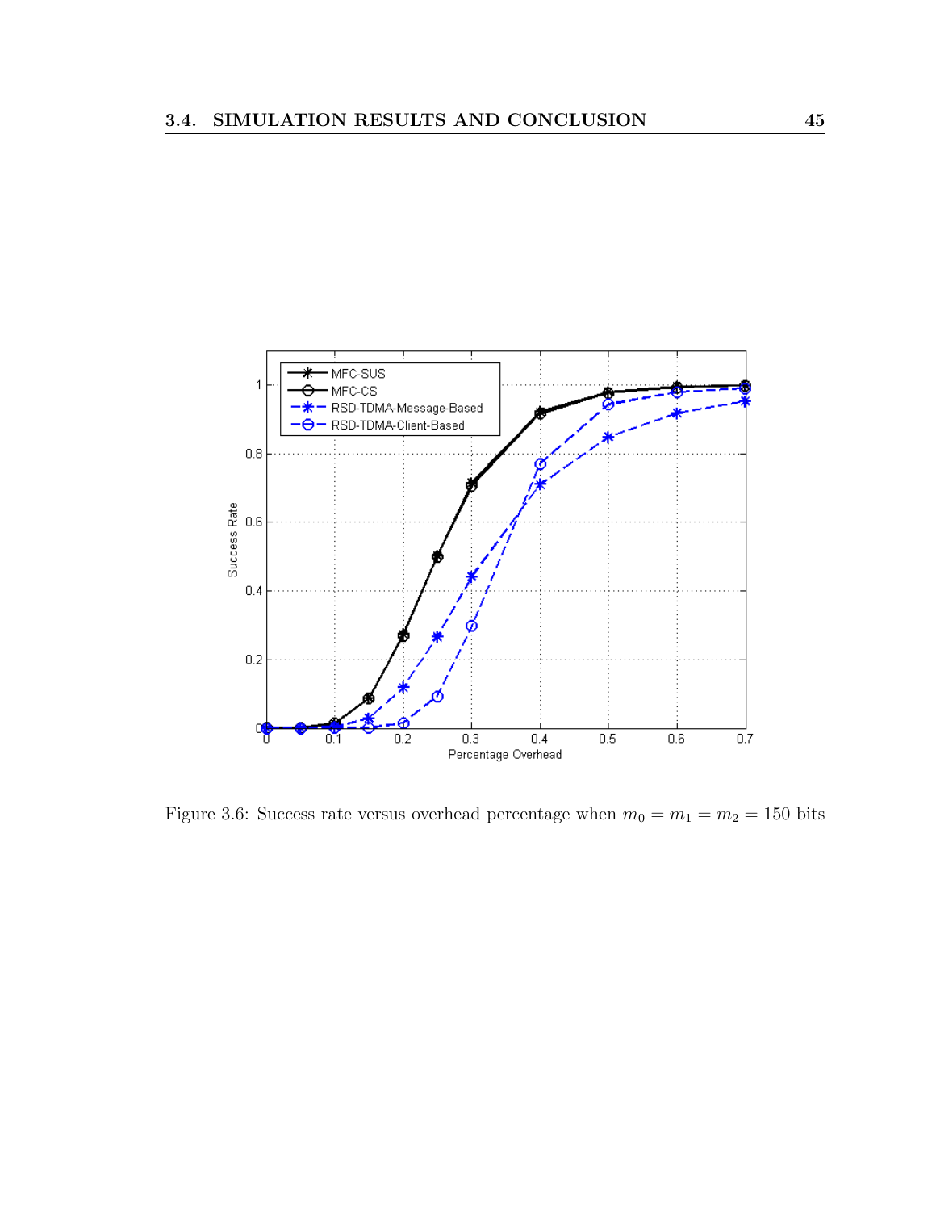Figure 3.6: Success rate versus overhead percentage when $m_0 = m_1 = m_2 = 150$ bits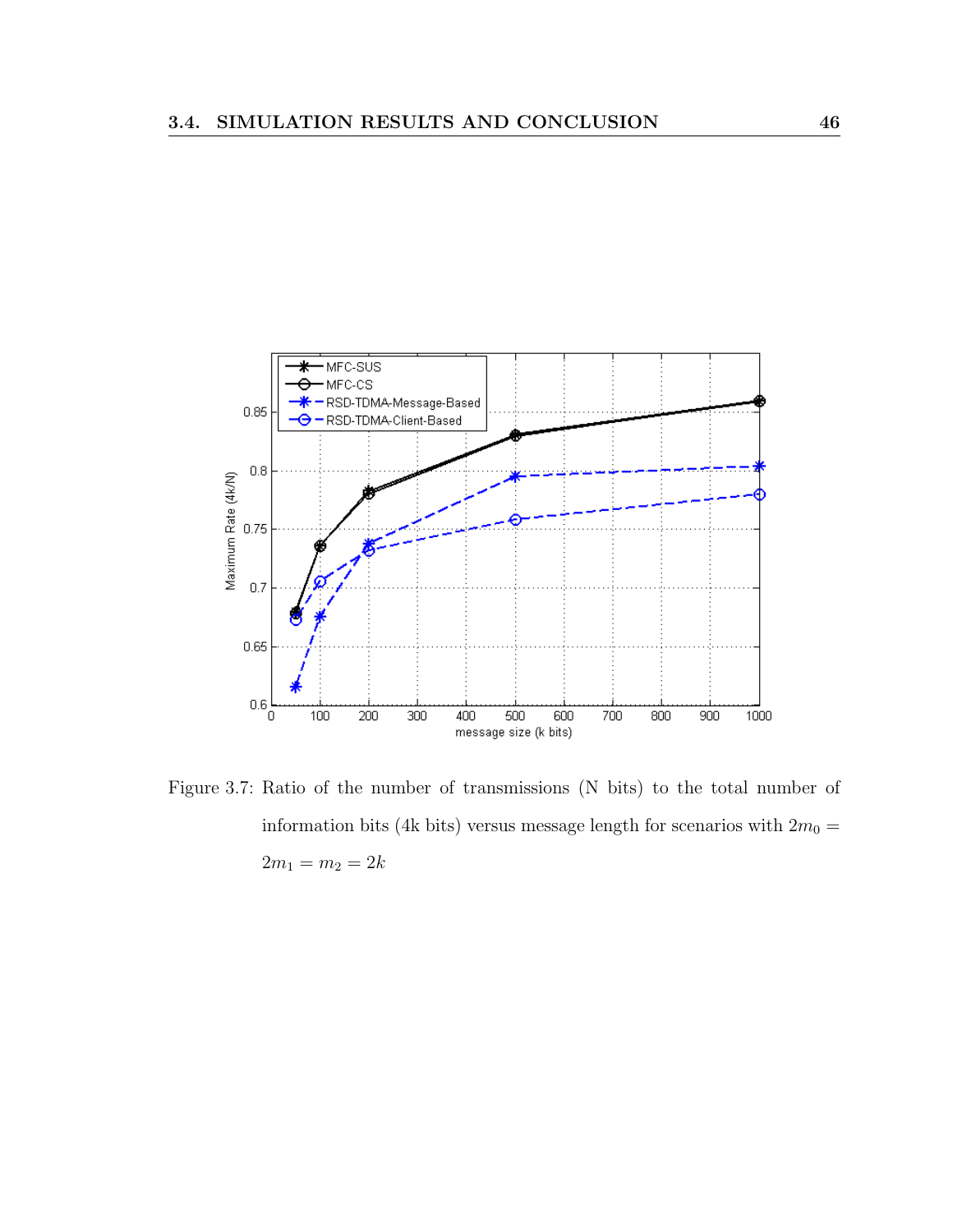Figure 3.7: Ratio of the number of transmissions (N bits) to the total number of information bits (4k bits) versus message length for scenarios with $2m_0 = 2m_1 = m_2 = 2k$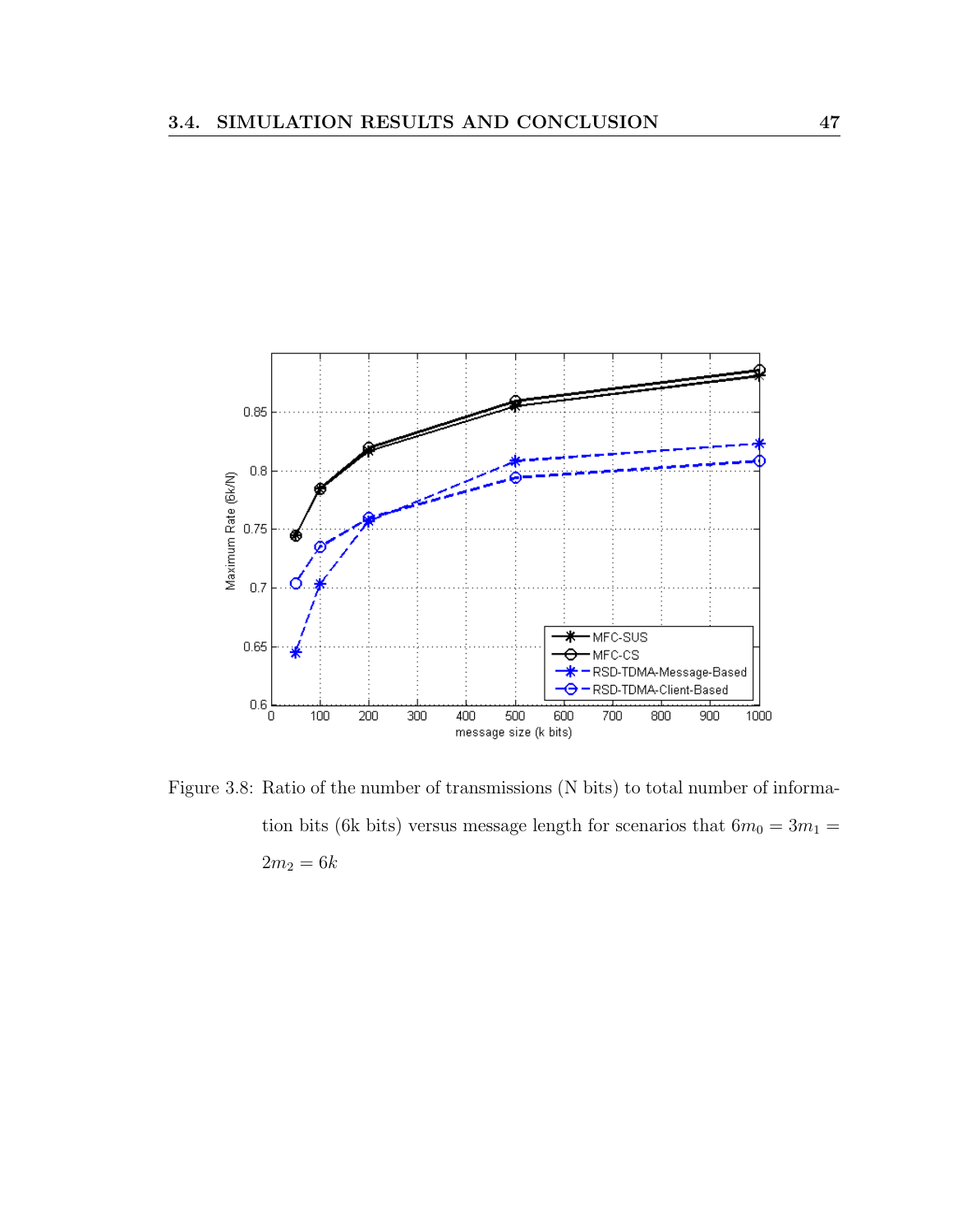Figure 3.8: Ratio of the number of transmissions (N bits) to total number of information bits (6k bits) versus message length for scenarios that $6m_0 = 3m_1 = 2m_2 = 6k$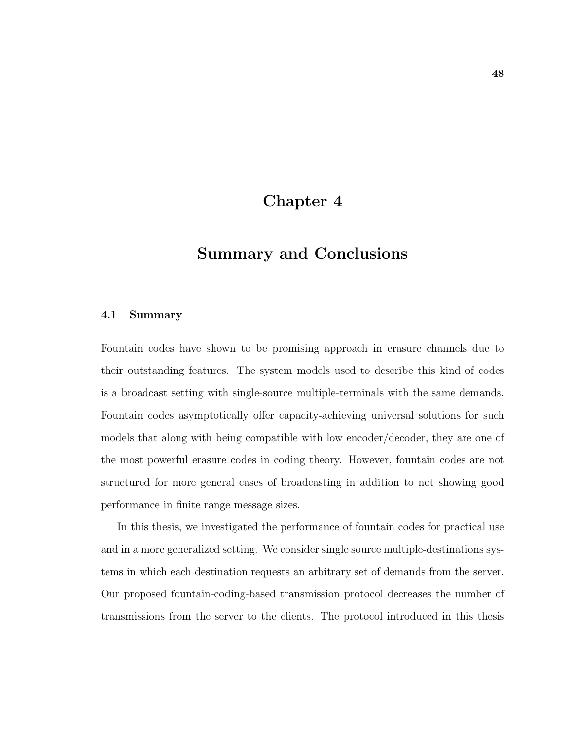# Chapter 4

# Summary and Conclusions

## 4.1 Summary

Fountain codes have shown to be promising approach in erasure channels due to their outstanding features. The system models used to describe this kind of codes is a broadcast setting with single-source multiple-terminals with the same demands. Fountain codes asymptotically offer capacity-achieving universal solutions for such models that along with being compatible with low encoder/decoder, they are one of the most powerful erasure codes in coding theory. However, fountain codes are not structured for more general cases of broadcasting in addition to not showing good performance in finite range message sizes.

In this thesis, we investigated the performance of fountain codes for practical use and in a more generalized setting. We consider single source multiple-destinations systems in which each destination requests an arbitrary set of demands from the server. Our proposed fountain-coding-based transmission protocol decreases the number of transmissions from the server to the clients. The protocol introduced in this thesis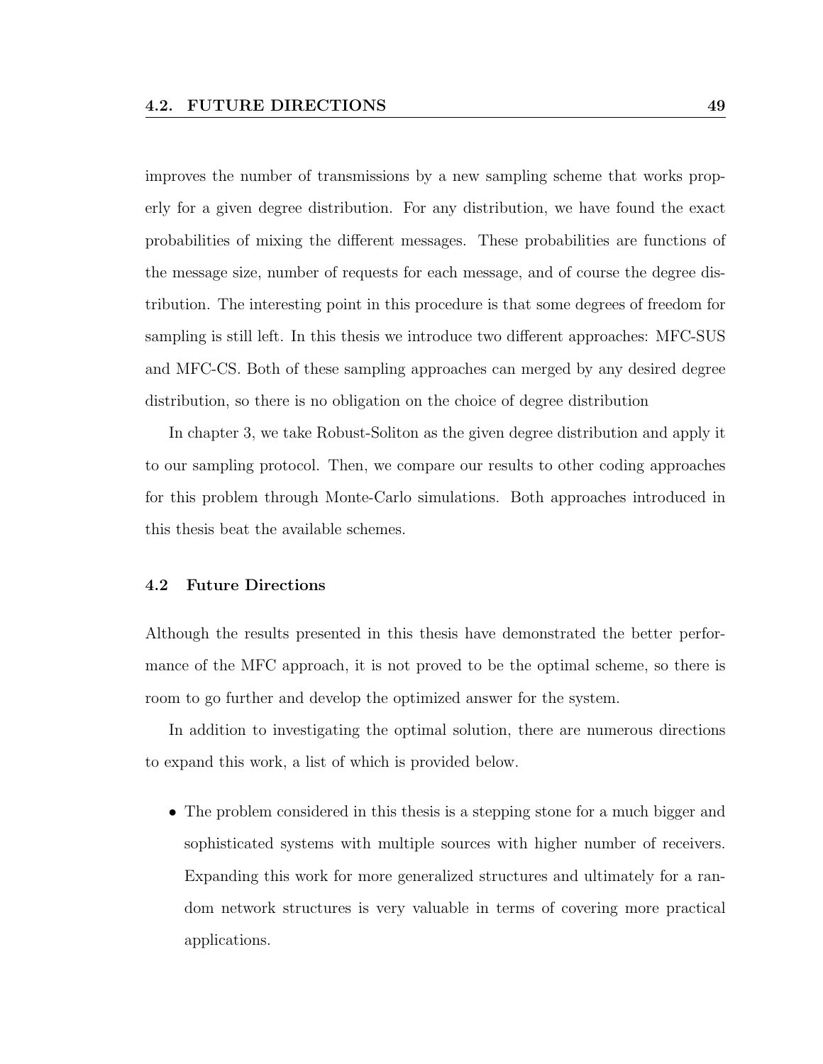improves the number of transmissions by a new sampling scheme that works properly for a given degree distribution. For any distribution, we have found the exact probabilities of mixing the different messages. These probabilities are functions of the message size, number of requests for each message, and of course the degree distribution. The interesting point in this procedure is that some degrees of freedom for sampling is still left. In this thesis we introduce two different approaches: MFC-SUS and MFC-CS. Both of these sampling approaches can merged by any desired degree distribution, so there is no obligation on the choice of degree distribution

In chapter 3, we take Robust-Soliton as the given degree distribution and apply it to our sampling protocol. Then, we compare our results to other coding approaches for this problem through Monte-Carlo simulations. Both approaches introduced in this thesis beat the available schemes.

## 4.2 Future Directions

Although the results presented in this thesis have demonstrated the better performance of the MFC approach, it is not proved to be the optimal scheme, so there is room to go further and develop the optimized answer for the system.

In addition to investigating the optimal solution, there are numerous directions to expand this work, a list of which is provided below.

- The problem considered in this thesis is a stepping stone for a much bigger and sophisticated systems with multiple sources with higher number of receivers. Expanding this work for more generalized structures and ultimately for a random network structures is very valuable in terms of covering more practical applications.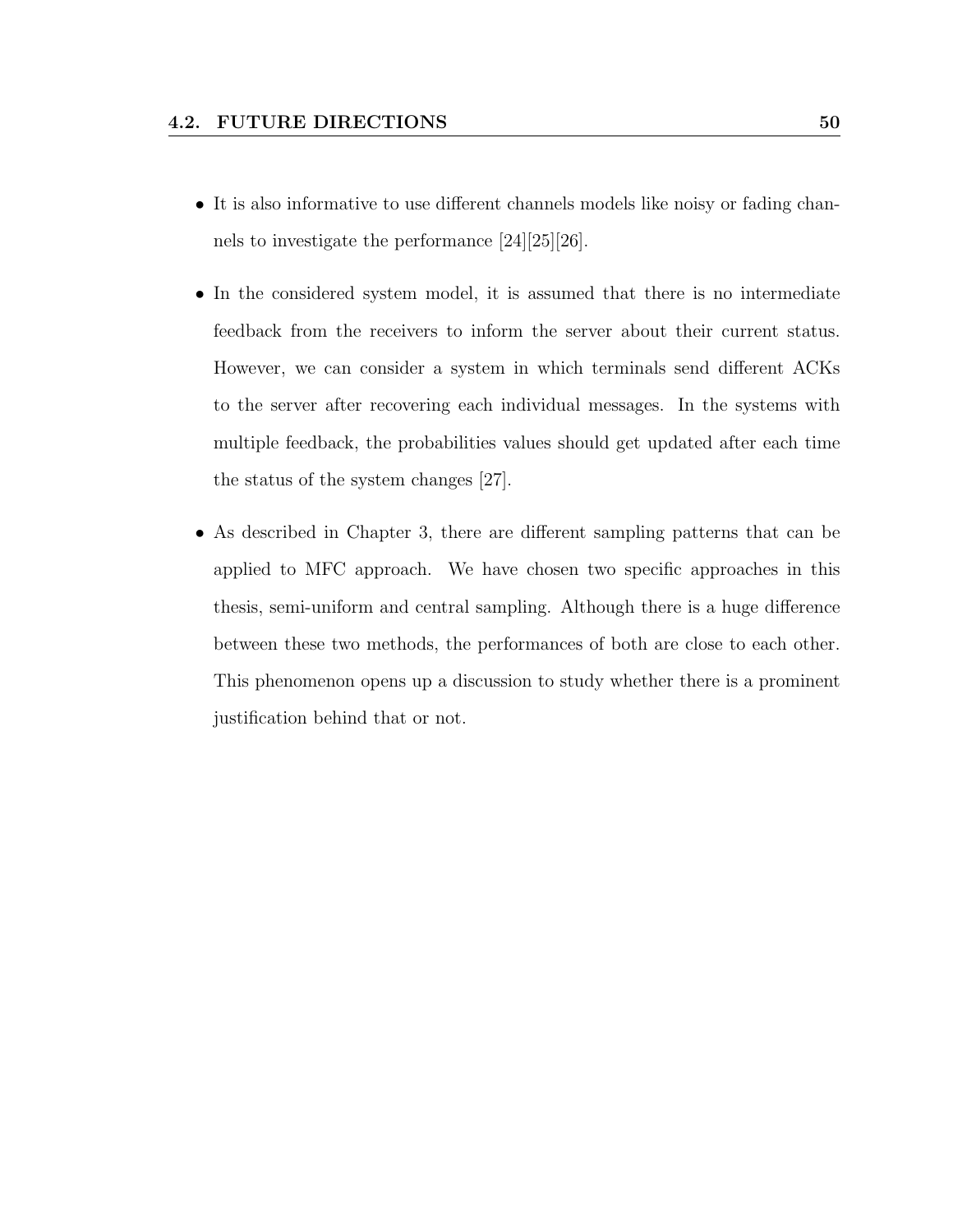- It is also informative to use different channels models like noisy or fading channels to investigate the performance [24][25][26].

- In the considered system model, it is assumed that there is no intermediate feedback from the receivers to inform the server about their current status. However, we can consider a system in which terminals send different ACKs to the server after recovering each individual messages. In the systems with multiple feedback, the probabilities values should get updated after each time the status of the system changes [27].

- As described in Chapter 3, there are different sampling patterns that can be applied to MFC approach. We have chosen two specific approaches in this thesis, semi-uniform and central sampling. Although there is a huge difference between these two methods, the performances of both are close to each other. This phenomenon opens up a discussion to study whether there is a prominent justification behind that or not.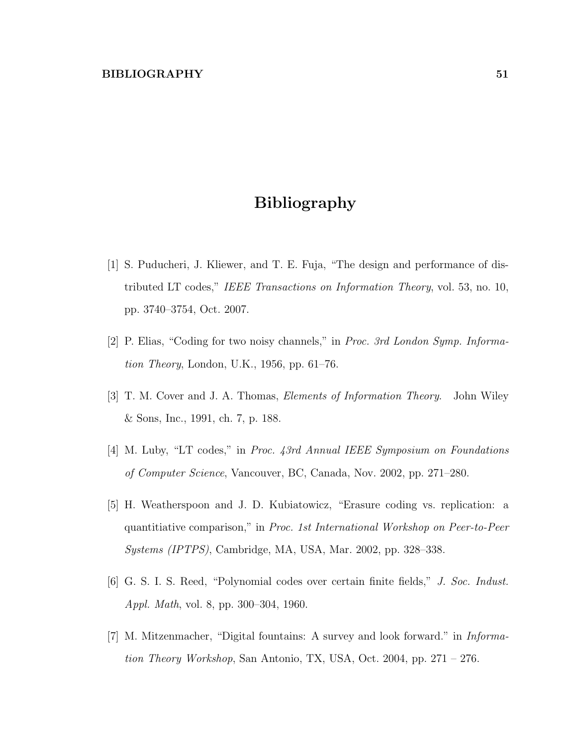# Bibliography

[1] S. Puducheri, J. Kliewer, and T. E. Fuja, "The design and performance of distributed LT codes," *IEEE Transactions on Information Theory*, vol. 53, no. 10, pp. 3740–3754, Oct. 2007.

[2] P. Elias, "Coding for two noisy channels," in *Proc. 3rd London Symp. Information Theory*, London, U.K., 1956, pp. 61–76.

[3] T. M. Cover and J. A. Thomas, *Elements of Information Theory*. John Wiley & Sons, Inc., 1991, ch. 7, p. 188.

[4] M. Luby, "LT codes," in *Proc. 43rd Annual IEEE Symposium on Foundations of Computer Science*, Vancouver, BC, Canada, Nov. 2002, pp. 271–280.

[5] H. Weatherspoon and J. D. Kubiatowicz, "Erasure coding vs. replication: a quantitiative comparison," in *Proc. 1st International Workshop on Peer-to-Peer Systems (IPTPS)*, Cambridge, MA, USA, Mar. 2002, pp. 328–338.

[6] G. S. I. S. Reed, "Polynomial codes over certain finite fields," *J. Soc. Indust. Appl. Math*, vol. 8, pp. 300–304, 1960.

[7] M. Mitzenmacher, "Digital fountains: A survey and look forward." in *Information Theory Workshop*, San Antonio, TX, USA, Oct. 2004, pp. 271 – 276.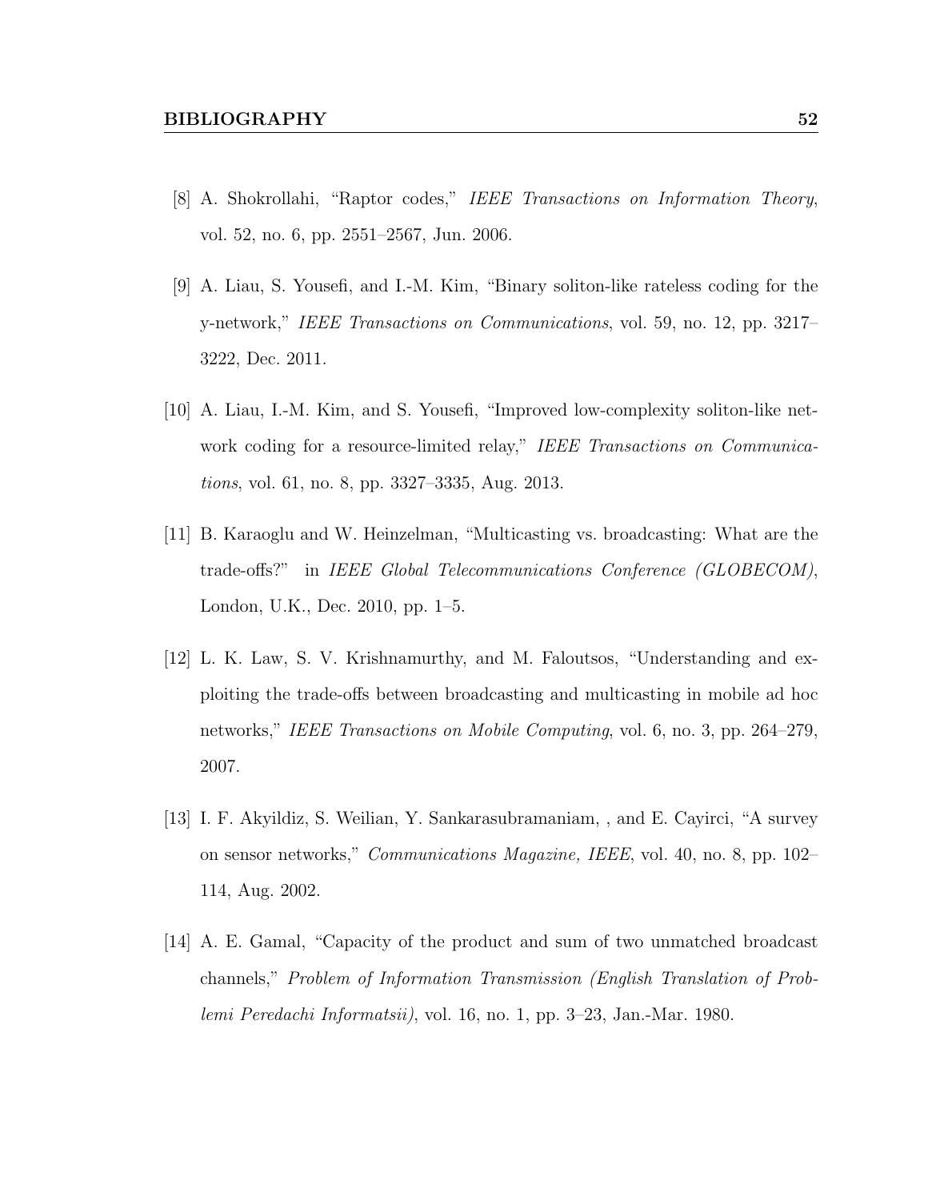[8] A. Shokrollahi, "Raptor codes," *IEEE Transactions on Information Theory*, vol. 52, no. 6, pp. 2551–2567, Jun. 2006.

[9] A. Liau, S. Yousefi, and I.-M. Kim, "Binary soliton-like rateless coding for the y-network," *IEEE Transactions on Communications*, vol. 59, no. 12, pp. 3217–3222, Dec. 2011.

[10] A. Liau, I.-M. Kim, and S. Yousefi, "Improved low-complexity soliton-like network coding for a resource-limited relay," *IEEE Transactions on Communications*, vol. 61, no. 8, pp. 3327–3335, Aug. 2013.

[11] B. Karaoglu and W. Heinzelman, "Multicasting vs. broadcasting: What are the trade-offs?" in *IEEE Global Telecommunications Conference (GLOBECOM)*, London, U.K., Dec. 2010, pp. 1–5.

[12] L. K. Law, S. V. Krishnamurthy, and M. Faloutsos, "Understanding and exploiting the trade-offs between broadcasting and multicasting in mobile ad hoc networks," *IEEE Transactions on Mobile Computing*, vol. 6, no. 3, pp. 264–279, 2007.

[13] I. F. Akyildiz, S. Weilian, Y. Sankarasubramaniam, , and E. Cayirci, "A survey on sensor networks," *Communications Magazine, IEEE*, vol. 40, no. 8, pp. 102–114, Aug. 2002.

[14] A. E. Gamal, "Capacity of the product and sum of two unmatched broadcast channels," *Problem of Information Transmission (English Translation of Problemi Peredachi Informatsii)*, vol. 16, no. 1, pp. 3–23, Jan.-Mar. 1980.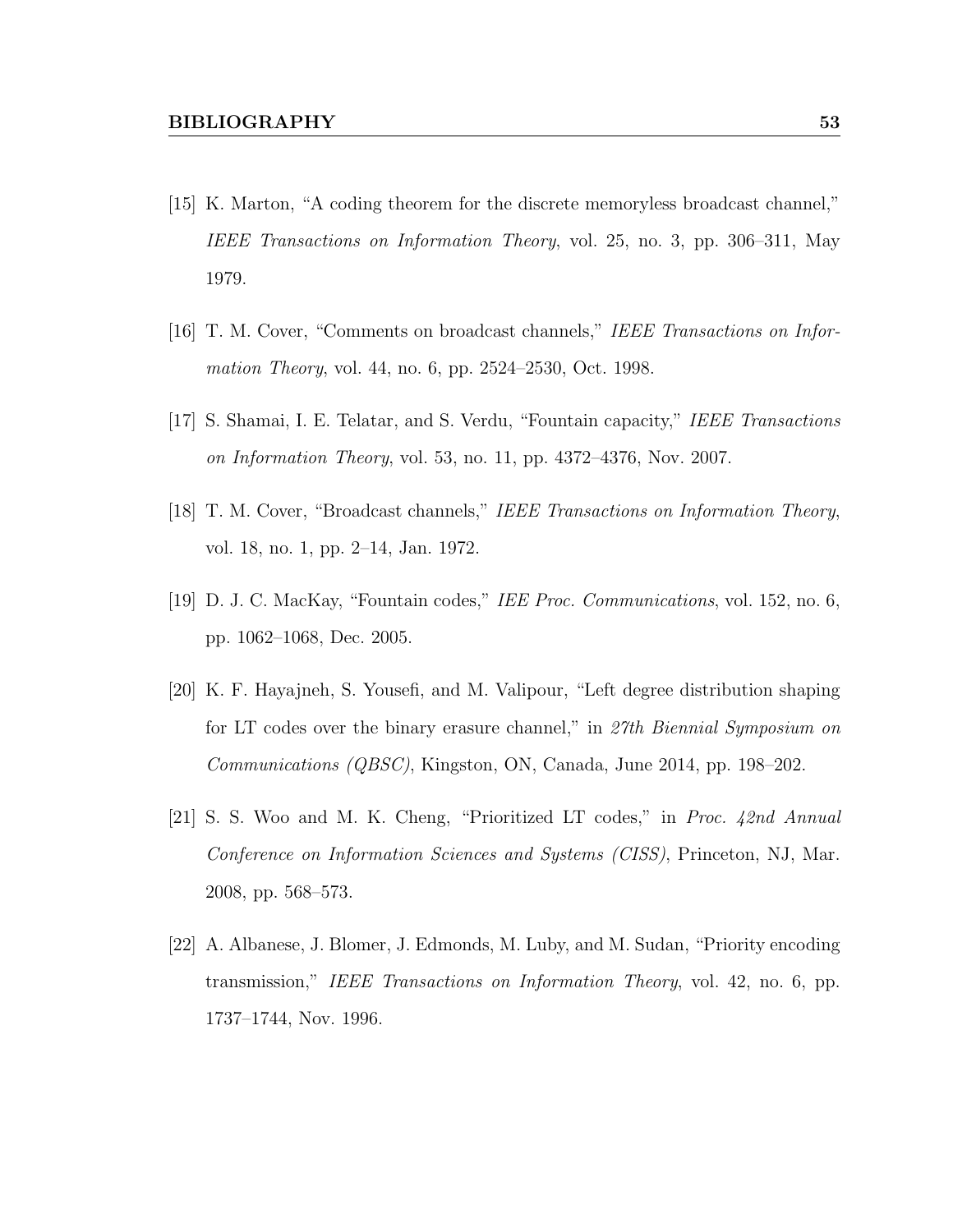[15] K. Marton, “A coding theorem for the discrete memoryless broadcast channel,” *IEEE Transactions on Information Theory*, vol. 25, no. 3, pp. 306–311, May 1979.

[16] T. M. Cover, “Comments on broadcast channels,” *IEEE Transactions on Information Theory*, vol. 44, no. 6, pp. 2524–2530, Oct. 1998.

[17] S. Shamai, I. E. Telatar, and S. Verdu, “Fountain capacity,” *IEEE Transactions on Information Theory*, vol. 53, no. 11, pp. 4372–4376, Nov. 2007.

[18] T. M. Cover, “Broadcast channels,” *IEEE Transactions on Information Theory*, vol. 18, no. 1, pp. 2–14, Jan. 1972.

[19] D. J. C. MacKay, “Fountain codes,” *IEE Proc. Communications*, vol. 152, no. 6, pp. 1062–1068, Dec. 2005.

[20] K. F. Hayajneh, S. Yousefi, and M. Valipour, “Left degree distribution shaping for LT codes over the binary erasure channel,” in *27th Biennial Symposium on Communications (QBSC)*, Kingston, ON, Canada, June 2014, pp. 198–202.

[21] S. S. Woo and M. K. Cheng, “Prioritized LT codes,” in *Proc. 42nd Annual Conference on Information Sciences and Systems (CISS)*, Princeton, NJ, Mar. 2008, pp. 568–573.

[22] A. Albanese, J. Blomer, J. Edmonds, M. Luby, and M. Sudan, “Priority encoding transmission,” *IEEE Transactions on Information Theory*, vol. 42, no. 6, pp. 1737–1744, Nov. 1996.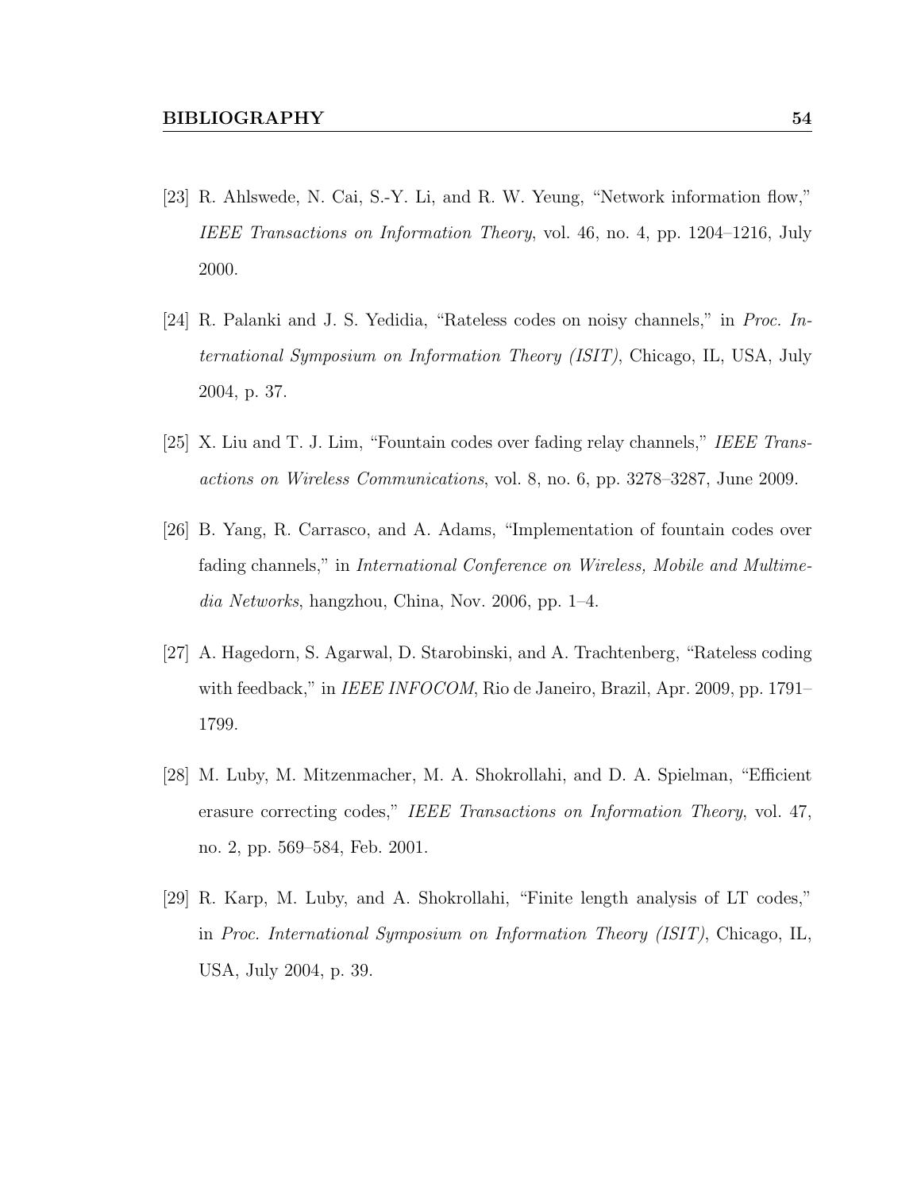[23] R. Ahlswede, N. Cai, S.-Y. Li, and R. W. Yeung, “Network information flow,” *IEEE Transactions on Information Theory*, vol. 46, no. 4, pp. 1204–1216, July 2000.

[24] R. Palanki and J. S. Yedidia, “Rateless codes on noisy channels,” in *Proc. International Symposium on Information Theory (ISIT)*, Chicago, IL, USA, July 2004, p. 37.

[25] X. Liu and T. J. Lim, “Fountain codes over fading relay channels,” *IEEE Transactions on Wireless Communications*, vol. 8, no. 6, pp. 3278–3287, June 2009.

[26] B. Yang, R. Carrasco, and A. Adams, “Implementation of fountain codes over fading channels,” in *International Conference on Wireless, Mobile and Multimedia Networks*, hangzhou, China, Nov. 2006, pp. 1–4.

[27] A. Hagedorn, S. Agarwal, D. Starobinski, and A. Trachtenberg, “Rateless coding with feedback,” in *IEEE INFOCOM*, Rio de Janeiro, Brazil, Apr. 2009, pp. 1791–1799.

[28] M. Luby, M. Mitzenmacher, M. A. Shokrollahi, and D. A. Spielman, “Efficient erasure correcting codes,” *IEEE Transactions on Information Theory*, vol. 47, no. 2, pp. 569–584, Feb. 2001.

[29] R. Karp, M. Luby, and A. Shokrollahi, “Finite length analysis of LT codes,” in *Proc. International Symposium on Information Theory (ISIT)*, Chicago, IL, USA, July 2004, p. 39.